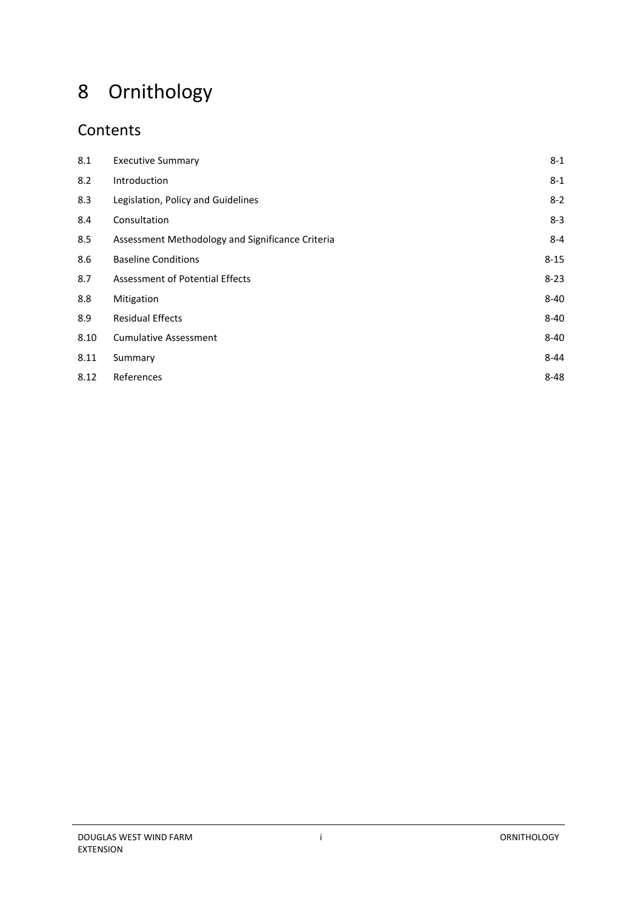# 8 Ornithology

## Contents

| | | |
|---|---|---|
| 8.1 | Executive Summary | 8-1 |
| 8.2 | Introduction | 8-1 |
| 8.3 | Legislation, Policy and Guidelines | 8-2 |
| 8.4 | Consultation | 8-3 |
| 8.5 | Assessment Methodology and Significance Criteria | 8-4 |
| 8.6 | Baseline Conditions | 8-15 |
| 8.7 | Assessment of Potential Effects | 8-23 |
| 8.8 | Mitigation | 8-40 |
| 8.9 | Residual Effects | 8-40 |
| 8.10 | Cumulative Assessment | 8-40 |
| 8.11 | Summary | 8-44 |
| 8.12 | References | 8-48 |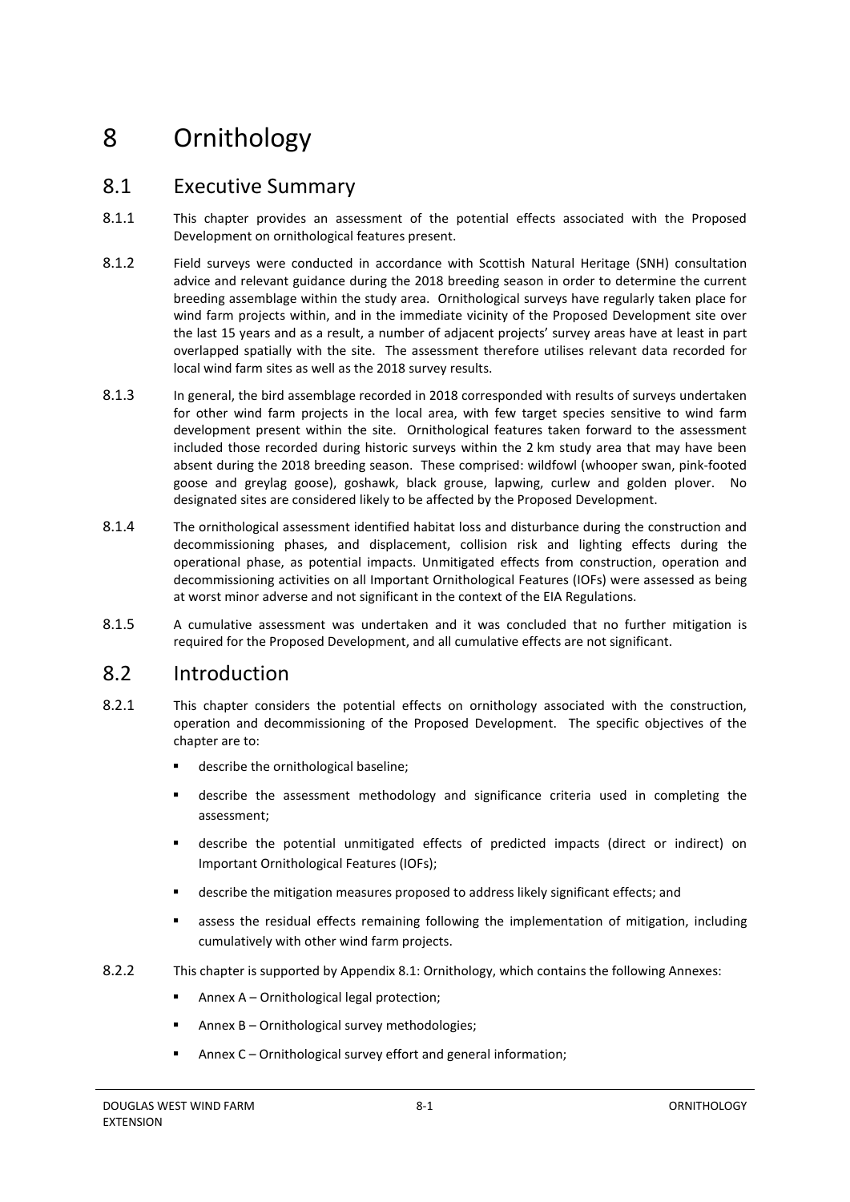# 8 Ornithology

## 8.1 Executive Summary

8.1.1 This chapter provides an assessment of the potential effects associated with the Proposed Development on ornithological features present.

8.1.2 Field surveys were conducted in accordance with Scottish Natural Heritage (SNH) consultation advice and relevant guidance during the 2018 breeding season in order to determine the current breeding assemblage within the study area. Ornithological surveys have regularly taken place for wind farm projects within, and in the immediate vicinity of the Proposed Development site over the last 15 years and as a result, a number of adjacent projects' survey areas have at least in part overlapped spatially with the site. The assessment therefore utilises relevant data recorded for local wind farm sites as well as the 2018 survey results.

8.1.3 In general, the bird assemblage recorded in 2018 corresponded with results of surveys undertaken for other wind farm projects in the local area, with few target species sensitive to wind farm development present within the site. Ornithological features taken forward to the assessment included those recorded during historic surveys within the 2 km study area that may have been absent during the 2018 breeding season. These comprised: wildfowl (whooper swan, pink-footed goose and greylag goose), goshawk, black grouse, lapwing, curlew and golden plover. No designated sites are considered likely to be affected by the Proposed Development.

8.1.4 The ornithological assessment identified habitat loss and disturbance during the construction and decommissioning phases, and displacement, collision risk and lighting effects during the operational phase, as potential impacts. Unmitigated effects from construction, operation and decommissioning activities on all Important Ornithological Features (IOFs) were assessed as being at worst minor adverse and not significant in the context of the EIA Regulations.

8.1.5 A cumulative assessment was undertaken and it was concluded that no further mitigation is required for the Proposed Development, and all cumulative effects are not significant.

## 8.2 Introduction

8.2.1 This chapter considers the potential effects on ornithology associated with the construction, operation and decommissioning of the Proposed Development. The specific objectives of the chapter are to:

- describe the ornithological baseline;
- describe the assessment methodology and significance criteria used in completing the assessment;
- describe the potential unmitigated effects of predicted impacts (direct or indirect) on Important Ornithological Features (IOFs);
- describe the mitigation measures proposed to address likely significant effects; and
- assess the residual effects remaining following the implementation of mitigation, including cumulatively with other wind farm projects.

8.2.2 This chapter is supported by Appendix 8.1: Ornithology, which contains the following Annexes:

- Annex A – Ornithological legal protection;
- Annex B – Ornithological survey methodologies;
- Annex C – Ornithological survey effort and general information;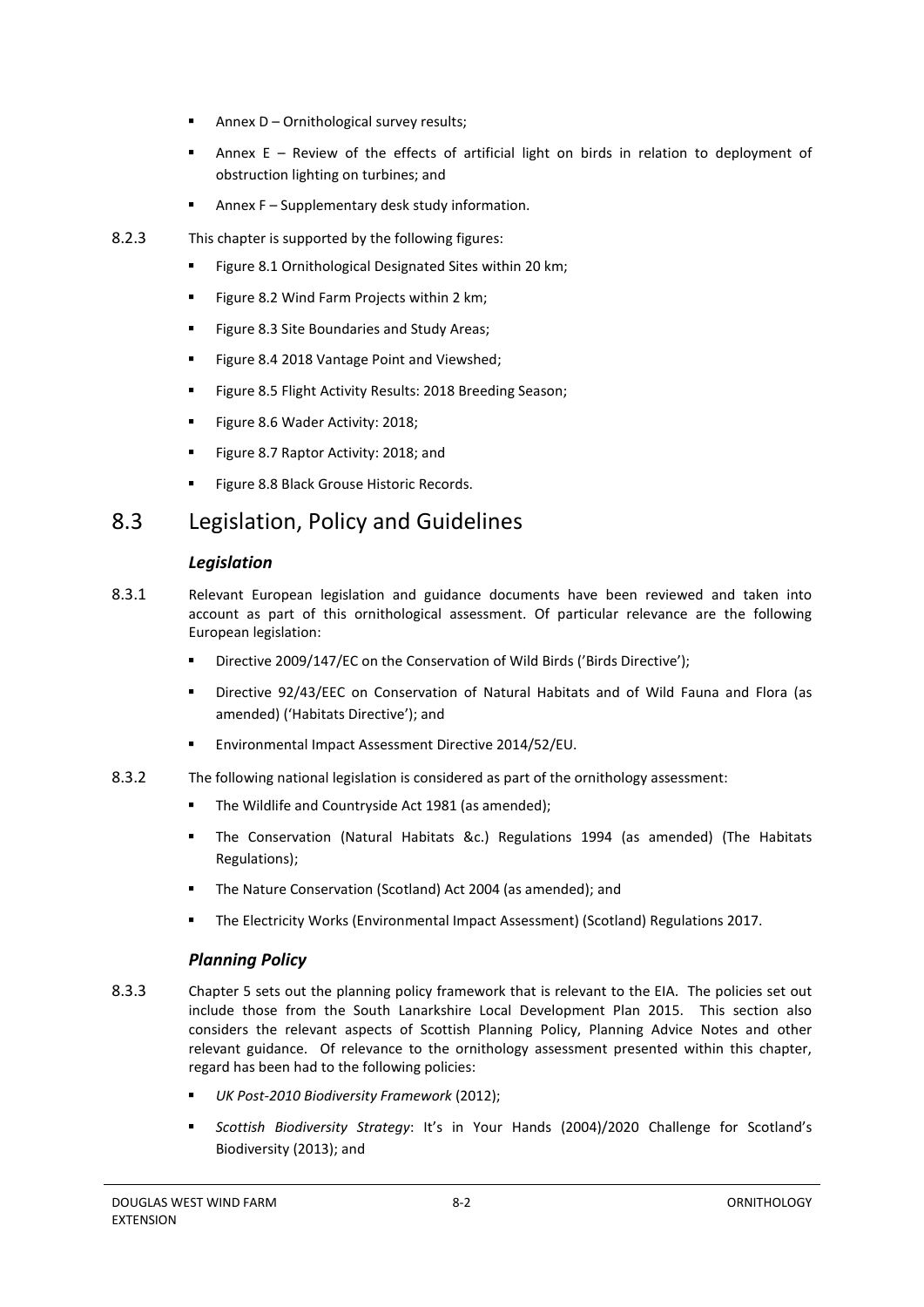- Annex D – Ornithological survey results;
- Annex E – Review of the effects of artificial light on birds in relation to deployment of obstruction lighting on turbines; and
- Annex F – Supplementary desk study information.

8.2.3 This chapter is supported by the following figures:

- Figure 8.1 Ornithological Designated Sites within 20 km;
- Figure 8.2 Wind Farm Projects within 2 km;
- Figure 8.3 Site Boundaries and Study Areas;
- Figure 8.4 2018 Vantage Point and Viewshed;
- Figure 8.5 Flight Activity Results: 2018 Breeding Season;
- Figure 8.6 Wader Activity: 2018;
- Figure 8.7 Raptor Activity: 2018; and
- Figure 8.8 Black Grouse Historic Records.

## 8.3 Legislation, Policy and Guidelines

### *Legislation*

8.3.1 Relevant European legislation and guidance documents have been reviewed and taken into account as part of this ornithological assessment. Of particular relevance are the following European legislation:

- Directive 2009/147/EC on the Conservation of Wild Birds ('Birds Directive');
- Directive 92/43/EEC on Conservation of Natural Habitats and of Wild Fauna and Flora (as amended) ('Habitats Directive'); and
- Environmental Impact Assessment Directive 2014/52/EU.

8.3.2 The following national legislation is considered as part of the ornithology assessment:

- The Wildlife and Countryside Act 1981 (as amended);
- The Conservation (Natural Habitats &c.) Regulations 1994 (as amended) (The Habitats Regulations);
- The Nature Conservation (Scotland) Act 2004 (as amended); and
- The Electricity Works (Environmental Impact Assessment) (Scotland) Regulations 2017.

### *Planning Policy*

8.3.3 Chapter 5 sets out the planning policy framework that is relevant to the EIA. The policies set out include those from the South Lanarkshire Local Development Plan 2015. This section also considers the relevant aspects of Scottish Planning Policy, Planning Advice Notes and other relevant guidance. Of relevance to the ornithology assessment presented within this chapter, regard has been had to the following policies:

- *UK Post-2010 Biodiversity Framework* (2012);
- *Scottish Biodiversity Strategy*: It's in Your Hands (2004)/2020 Challenge for Scotland's Biodiversity (2013); and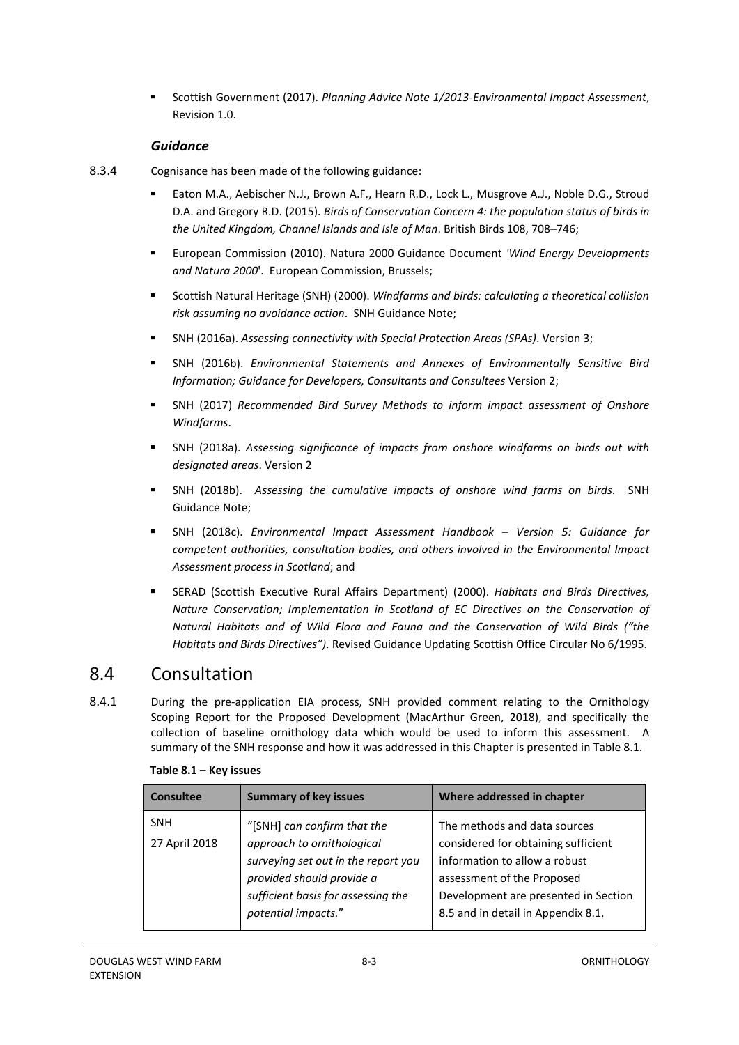- Scottish Government (2017). *Planning Advice Note 1/2013-Environmental Impact Assessment*, Revision 1.0.

### *Guidance*

8.3.4 Cognisance has been made of the following guidance:

- Eaton M.A., Aebischer N.J., Brown A.F., Hearn R.D., Lock L., Musgrove A.J., Noble D.G., Stroud D.A. and Gregory R.D. (2015). *Birds of Conservation Concern 4: the population status of birds in the United Kingdom, Channel Islands and Isle of Man*. British Birds 108, 708–746;
- European Commission (2010). Natura 2000 Guidance Document *'Wind Energy Developments and Natura 2000*'. European Commission, Brussels;
- Scottish Natural Heritage (SNH) (2000). *Windfarms and birds: calculating a theoretical collision risk assuming no avoidance action*. SNH Guidance Note;
- SNH (2016a). *Assessing connectivity with Special Protection Areas (SPAs)*. Version 3;
- SNH (2016b). *Environmental Statements and Annexes of Environmentally Sensitive Bird Information; Guidance for Developers, Consultants and Consultees* Version 2;
- SNH (2017) *Recommended Bird Survey Methods to inform impact assessment of Onshore Windfarms*.
- SNH (2018a). *Assessing significance of impacts from onshore windfarms on birds out with designated areas*. Version 2
- SNH (2018b). *Assessing the cumulative impacts of onshore wind farms on birds*. SNH Guidance Note;
- SNH (2018c). *Environmental Impact Assessment Handbook – Version 5: Guidance for competent authorities, consultation bodies, and others involved in the Environmental Impact Assessment process in Scotland*; and
- SERAD (Scottish Executive Rural Affairs Department) (2000). *Habitats and Birds Directives, Nature Conservation; Implementation in Scotland of EC Directives on the Conservation of Natural Habitats and of Wild Flora and Fauna and the Conservation of Wild Birds ("the Habitats and Birds Directives")*. Revised Guidance Updating Scottish Office Circular No 6/1995.

## 8.4 Consultation

8.4.1 During the pre-application EIA process, SNH provided comment relating to the Ornithology Scoping Report for the Proposed Development (MacArthur Green, 2018), and specifically the collection of baseline ornithology data which would be used to inform this assessment. A summary of the SNH response and how it was addressed in this Chapter is presented in Table 8.1.

**Table 8.1 – Key issues**

| Consultee | Summary of key issues | Where addressed in chapter |
|---|---|---|
| SNH<br>27 April 2018 | "[SNH] *can confirm that the approach to ornithological surveying set out in the report you provided should provide a sufficient basis for assessing the potential impacts*." | The methods and data sources considered for obtaining sufficient information to allow a robust assessment of the Proposed Development are presented in Section 8.5 and in detail in Appendix 8.1. |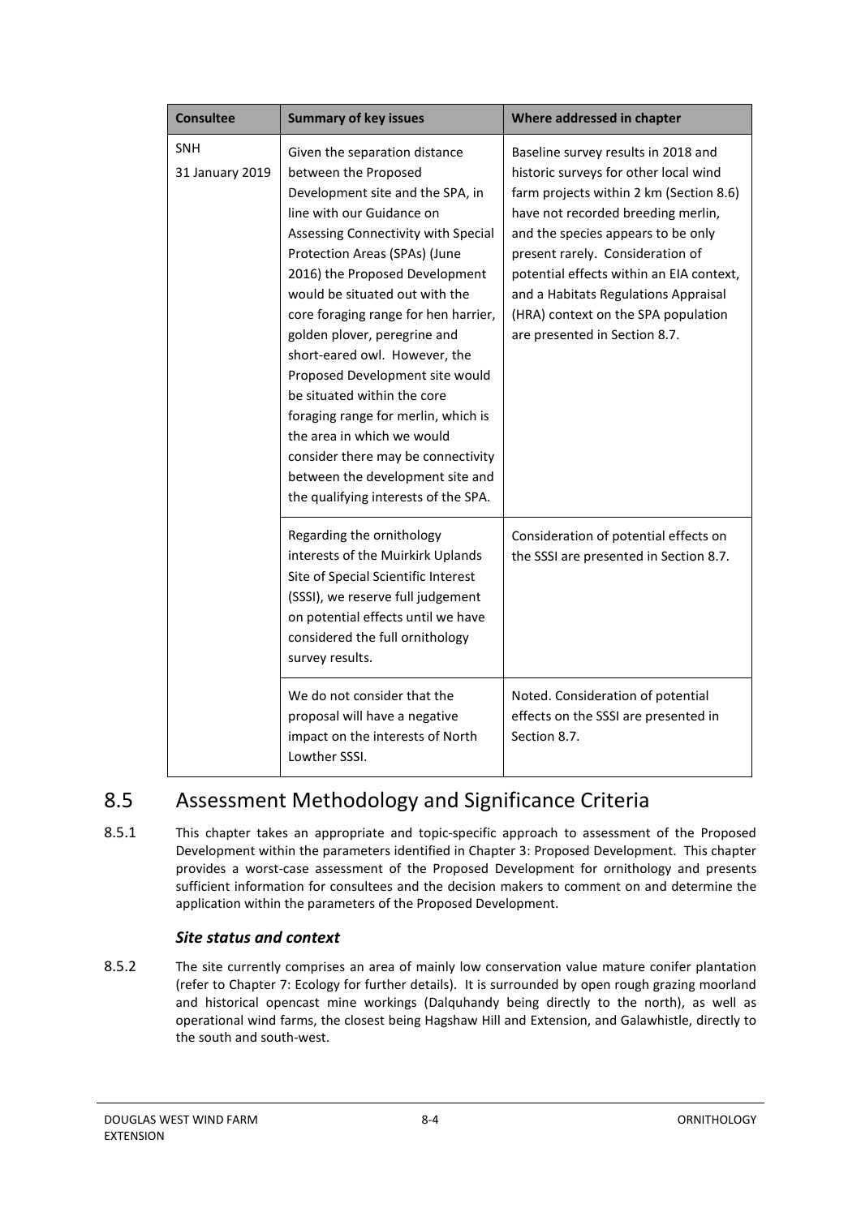| Consultee | Summary of key issues | Where addressed in chapter |
| --- | --- | --- |
| SNH<br>31 January 2019 | Given the separation distance between the Proposed Development site and the SPA, in line with our Guidance on Assessing Connectivity with Special Protection Areas (SPAs) (June 2016) the Proposed Development would be situated out with the core foraging range for hen harrier, golden plover, peregrine and short-eared owl. However, the Proposed Development site would be situated within the core foraging range for merlin, which is the area in which we would consider there may be connectivity between the development site and the qualifying interests of the SPA. | Baseline survey results in 2018 and historic surveys for other local wind farm projects within 2 km (Section 8.6) have not recorded breeding merlin, and the species appears to be only present rarely. Consideration of potential effects within an EIA context, and a Habitats Regulations Appraisal (HRA) context on the SPA population are presented in Section 8.7. |
| | Regarding the ornithology interests of the Muirkirk Uplands Site of Special Scientific Interest (SSSI), we reserve full judgement on potential effects until we have considered the full ornithology survey results. | Consideration of potential effects on the SSSI are presented in Section 8.7. |
| | We do not consider that the proposal will have a negative impact on the interests of North Lowther SSSI. | Noted. Consideration of potential effects on the SSSI are presented in Section 8.7. |

## 8.5 Assessment Methodology and Significance Criteria

8.5.1 This chapter takes an appropriate and topic-specific approach to assessment of the Proposed Development within the parameters identified in Chapter 3: Proposed Development. This chapter provides a worst-case assessment of the Proposed Development for ornithology and presents sufficient information for consultees and the decision makers to comment on and determine the application within the parameters of the Proposed Development.

### *Site status and context*

8.5.2 The site currently comprises an area of mainly low conservation value mature conifer plantation (refer to Chapter 7: Ecology for further details). It is surrounded by open rough grazing moorland and historical opencast mine workings (Dalquhandy being directly to the north), as well as operational wind farms, the closest being Hagshaw Hill and Extension, and Galawhistle, directly to the south and south-west.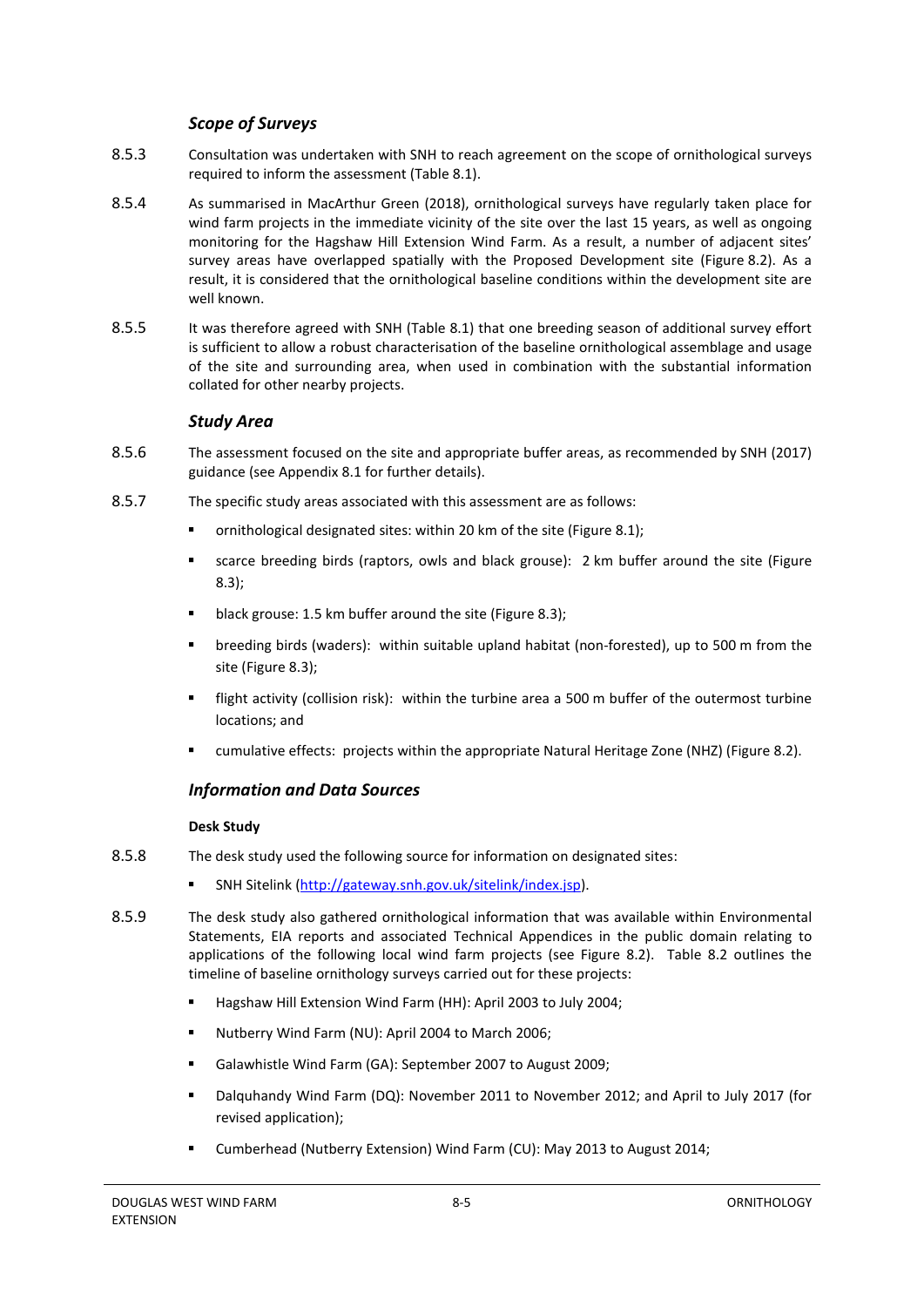### *Scope of Surveys*

8.5.3 Consultation was undertaken with SNH to reach agreement on the scope of ornithological surveys required to inform the assessment (Table 8.1).

8.5.4 As summarised in MacArthur Green (2018), ornithological surveys have regularly taken place for wind farm projects in the immediate vicinity of the site over the last 15 years, as well as ongoing monitoring for the Hagshaw Hill Extension Wind Farm. As a result, a number of adjacent sites' survey areas have overlapped spatially with the Proposed Development site (Figure 8.2). As a result, it is considered that the ornithological baseline conditions within the development site are well known.

8.5.5 It was therefore agreed with SNH (Table 8.1) that one breeding season of additional survey effort is sufficient to allow a robust characterisation of the baseline ornithological assemblage and usage of the site and surrounding area, when used in combination with the substantial information collated for other nearby projects.

### *Study Area*

8.5.6 The assessment focused on the site and appropriate buffer areas, as recommended by SNH (2017) guidance (see Appendix 8.1 for further details).

8.5.7 The specific study areas associated with this assessment are as follows:

- ornithological designated sites: within 20 km of the site (Figure 8.1);
- scarce breeding birds (raptors, owls and black grouse): 2 km buffer around the site (Figure 8.3);
- black grouse: 1.5 km buffer around the site (Figure 8.3);
- breeding birds (waders): within suitable upland habitat (non-forested), up to 500 m from the site (Figure 8.3);
- flight activity (collision risk): within the turbine area a 500 m buffer of the outermost turbine locations; and
- cumulative effects: projects within the appropriate Natural Heritage Zone (NHZ) (Figure 8.2).

### *Information and Data Sources*

**Desk Study**

8.5.8 The desk study used the following source for information on designated sites:

- SNH Sitelink (http://gateway.snh.gov.uk/sitelink/index.jsp).

8.5.9 The desk study also gathered ornithological information that was available within Environmental Statements, EIA reports and associated Technical Appendices in the public domain relating to applications of the following local wind farm projects (see Figure 8.2). Table 8.2 outlines the timeline of baseline ornithology surveys carried out for these projects:

- Hagshaw Hill Extension Wind Farm (HH): April 2003 to July 2004;
- Nutberry Wind Farm (NU): April 2004 to March 2006;
- Galawhistle Wind Farm (GA): September 2007 to August 2009;
- Dalquhandy Wind Farm (DQ): November 2011 to November 2012; and April to July 2017 (for revised application);
- Cumberhead (Nutberry Extension) Wind Farm (CU): May 2013 to August 2014;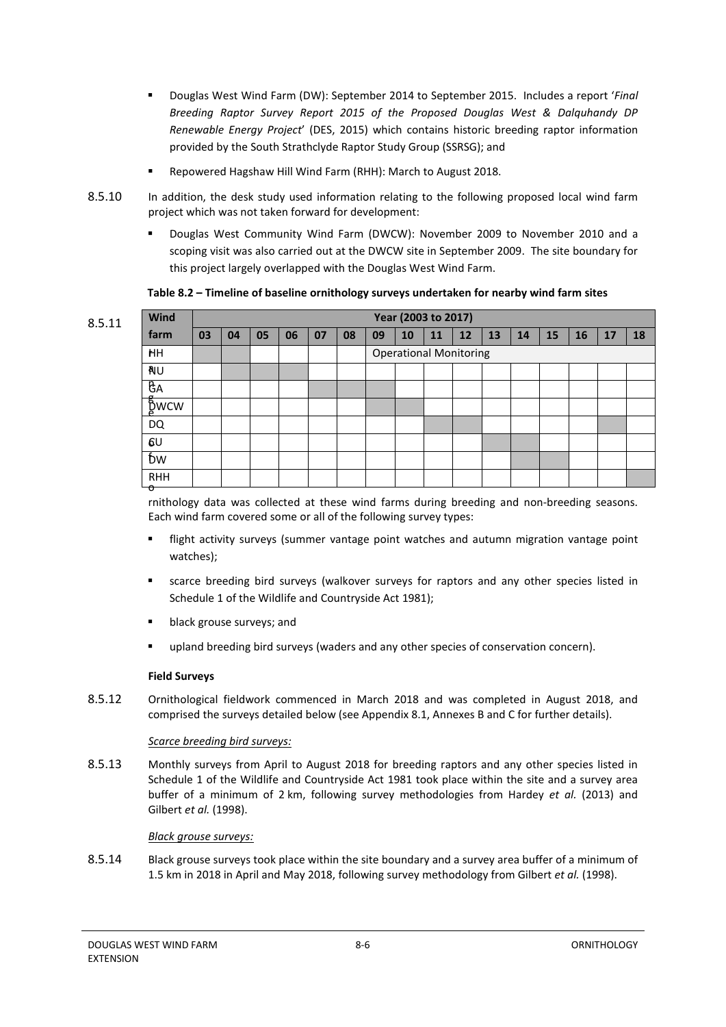- Douglas West Wind Farm (DW): September 2014 to September 2015. Includes a report '*Final Breeding Raptor Survey Report 2015 of the Proposed Douglas West & Dalquhandy DP Renewable Energy Project*' (DES, 2015) which contains historic breeding raptor information provided by the South Strathclyde Raptor Study Group (SSRSG); and
- Repowered Hagshaw Hill Wind Farm (RHH): March to August 2018.

8.5.10 In addition, the desk study used information relating to the following proposed local wind farm project which was not taken forward for development:

- Douglas West Community Wind Farm (DWCW): November 2009 to November 2010 and a scoping visit was also carried out at the DWCW site in September 2009. The site boundary for this project largely overlapped with the Douglas West Wind Farm.

**Table 8.2 – Timeline of baseline ornithology surveys undertaken for nearby wind farm sites**

| Wind farm | Year (2003 to 2017) | | | | | | | | | | | | | | | |
|---|---|---|---|---|---|---|---|---|---|---|---|---|---|---|---|---|
| | 03 | 04 | 05 | 06 | 07 | 08 | 09 | 10 | 11 | 12 | 13 | 14 | 15 | 16 | 17 | 18 |
| HH | | | | | | | Operational Monitoring | | | | | | | | | |
| NU | | | | | | | | | | | | | | | | |
| GA | | | | | | | | | | | | | | | | |
| DWCW | | | | | | | | | | | | | | | | |
| DQ | | | | | | | | | | | | | | | | |
| GU | | | | | | | | | | | | | | | | |
| DW | | | | | | | | | | | | | | | | |
| RHH | | | | | | | | | | | | | | | | |

8.5.11 In general, ornithology data was collected at these wind farms during breeding and non-breeding seasons. Each wind farm covered some or all of the following survey types:

- flight activity surveys (summer vantage point watches and autumn migration vantage point watches);
- scarce breeding bird surveys (walkover surveys for raptors and any other species listed in Schedule 1 of the Wildlife and Countryside Act 1981);
- black grouse surveys; and
- upland breeding bird surveys (waders and any other species of conservation concern).

**Field Surveys**

8.5.12 Ornithological fieldwork commenced in March 2018 and was completed in August 2018, and comprised the surveys detailed below (see Appendix 8.1, Annexes B and C for further details).

*Scarce breeding bird surveys:*

8.5.13 Monthly surveys from April to August 2018 for breeding raptors and any other species listed in Schedule 1 of the Wildlife and Countryside Act 1981 took place within the site and a survey area buffer of a minimum of 2 km, following survey methodologies from Hardey *et al.* (2013) and Gilbert *et al.* (1998).

*Black grouse surveys:*

8.5.14 Black grouse surveys took place within the site boundary and a survey area buffer of a minimum of 1.5 km in 2018 in April and May 2018, following survey methodology from Gilbert *et al.* (1998).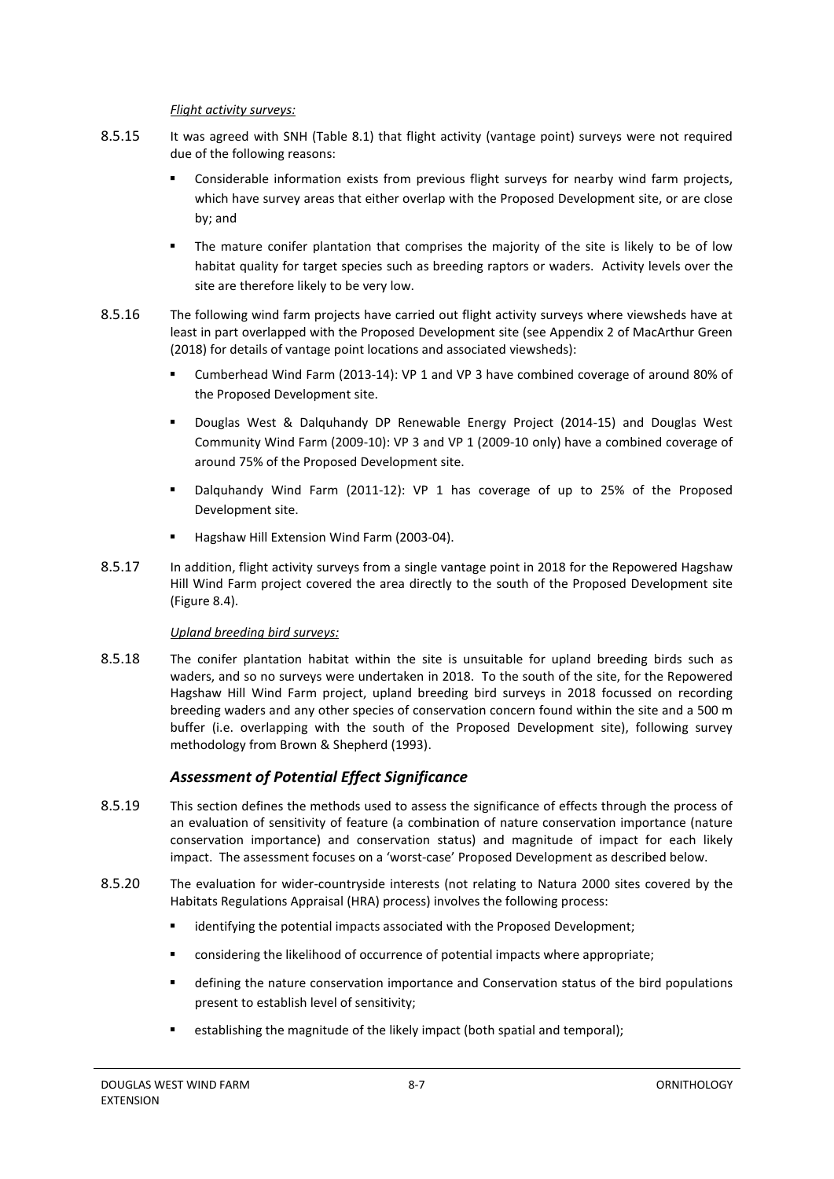*Flight activity surveys:*

8.5.15 It was agreed with SNH (Table 8.1) that flight activity (vantage point) surveys were not required due of the following reasons:

- Considerable information exists from previous flight surveys for nearby wind farm projects, which have survey areas that either overlap with the Proposed Development site, or are close by; and
- The mature conifer plantation that comprises the majority of the site is likely to be of low habitat quality for target species such as breeding raptors or waders. Activity levels over the site are therefore likely to be very low.

8.5.16 The following wind farm projects have carried out flight activity surveys where viewsheds have at least in part overlapped with the Proposed Development site (see Appendix 2 of MacArthur Green (2018) for details of vantage point locations and associated viewsheds):

- Cumberhead Wind Farm (2013-14): VP 1 and VP 3 have combined coverage of around 80% of the Proposed Development site.
- Douglas West & Dalquhandy DP Renewable Energy Project (2014-15) and Douglas West Community Wind Farm (2009-10): VP 3 and VP 1 (2009-10 only) have a combined coverage of around 75% of the Proposed Development site.
- Dalquhandy Wind Farm (2011-12): VP 1 has coverage of up to 25% of the Proposed Development site.
- Hagshaw Hill Extension Wind Farm (2003-04).

8.5.17 In addition, flight activity surveys from a single vantage point in 2018 for the Repowered Hagshaw Hill Wind Farm project covered the area directly to the south of the Proposed Development site (Figure 8.4).

*Upland breeding bird surveys:*

8.5.18 The conifer plantation habitat within the site is unsuitable for upland breeding birds such as waders, and so no surveys were undertaken in 2018. To the south of the site, for the Repowered Hagshaw Hill Wind Farm project, upland breeding bird surveys in 2018 focussed on recording breeding waders and any other species of conservation concern found within the site and a 500 m buffer (i.e. overlapping with the south of the Proposed Development site), following survey methodology from Brown & Shepherd (1993).

### *Assessment of Potential Effect Significance*

8.5.19 This section defines the methods used to assess the significance of effects through the process of an evaluation of sensitivity of feature (a combination of nature conservation importance (nature conservation importance) and conservation status) and magnitude of impact for each likely impact. The assessment focuses on a 'worst-case' Proposed Development as described below.

8.5.20 The evaluation for wider-countryside interests (not relating to Natura 2000 sites covered by the Habitats Regulations Appraisal (HRA) process) involves the following process:

- identifying the potential impacts associated with the Proposed Development;
- considering the likelihood of occurrence of potential impacts where appropriate;
- defining the nature conservation importance and Conservation status of the bird populations present to establish level of sensitivity;
- establishing the magnitude of the likely impact (both spatial and temporal);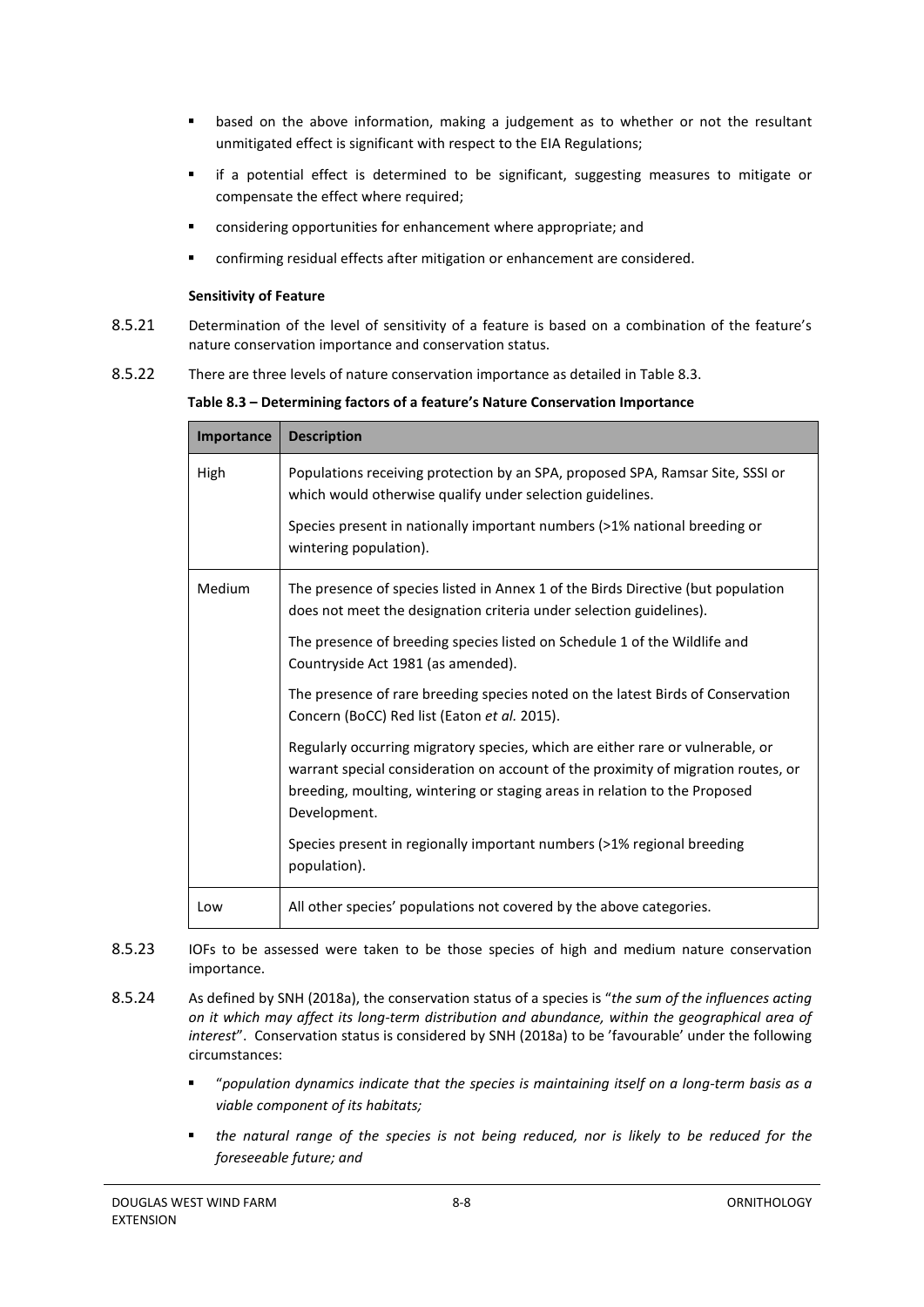- based on the above information, making a judgement as to whether or not the resultant unmitigated effect is significant with respect to the EIA Regulations;
- if a potential effect is determined to be significant, suggesting measures to mitigate or compensate the effect where required;
- considering opportunities for enhancement where appropriate; and
- confirming residual effects after mitigation or enhancement are considered.

**Sensitivity of Feature**

8.5.21 Determination of the level of sensitivity of a feature is based on a combination of the feature's nature conservation importance and conservation status.

8.5.22 There are three levels of nature conservation importance as detailed in Table 8.3.

**Table 8.3 – Determining factors of a feature's Nature Conservation Importance**

| Importance | Description |
|---|---|
| High | Populations receiving protection by an SPA, proposed SPA, Ramsar Site, SSSI or which would otherwise qualify under selection guidelines.<br><br>Species present in nationally important numbers (>1% national breeding or wintering population). |
| Medium | The presence of species listed in Annex 1 of the Birds Directive (but population does not meet the designation criteria under selection guidelines).<br><br>The presence of breeding species listed on Schedule 1 of the Wildlife and Countryside Act 1981 (as amended).<br><br>The presence of rare breeding species noted on the latest Birds of Conservation Concern (BoCC) Red list (Eaton *et al.* 2015).<br><br>Regularly occurring migratory species, which are either rare or vulnerable, or warrant special consideration on account of the proximity of migration routes, or breeding, moulting, wintering or staging areas in relation to the Proposed Development.<br><br>Species present in regionally important numbers (>1% regional breeding population). |
| Low | All other species' populations not covered by the above categories. |

8.5.23 IOFs to be assessed were taken to be those species of high and medium nature conservation importance.

8.5.24 As defined by SNH (2018a), the conservation status of a species is "*the sum of the influences acting on it which may affect its long-term distribution and abundance, within the geographical area of interest*". Conservation status is considered by SNH (2018a) to be 'favourable' under the following circumstances:

- "*population dynamics indicate that the species is maintaining itself on a long-term basis as a viable component of its habitats;*
- *the natural range of the species is not being reduced, nor is likely to be reduced for the foreseeable future; and*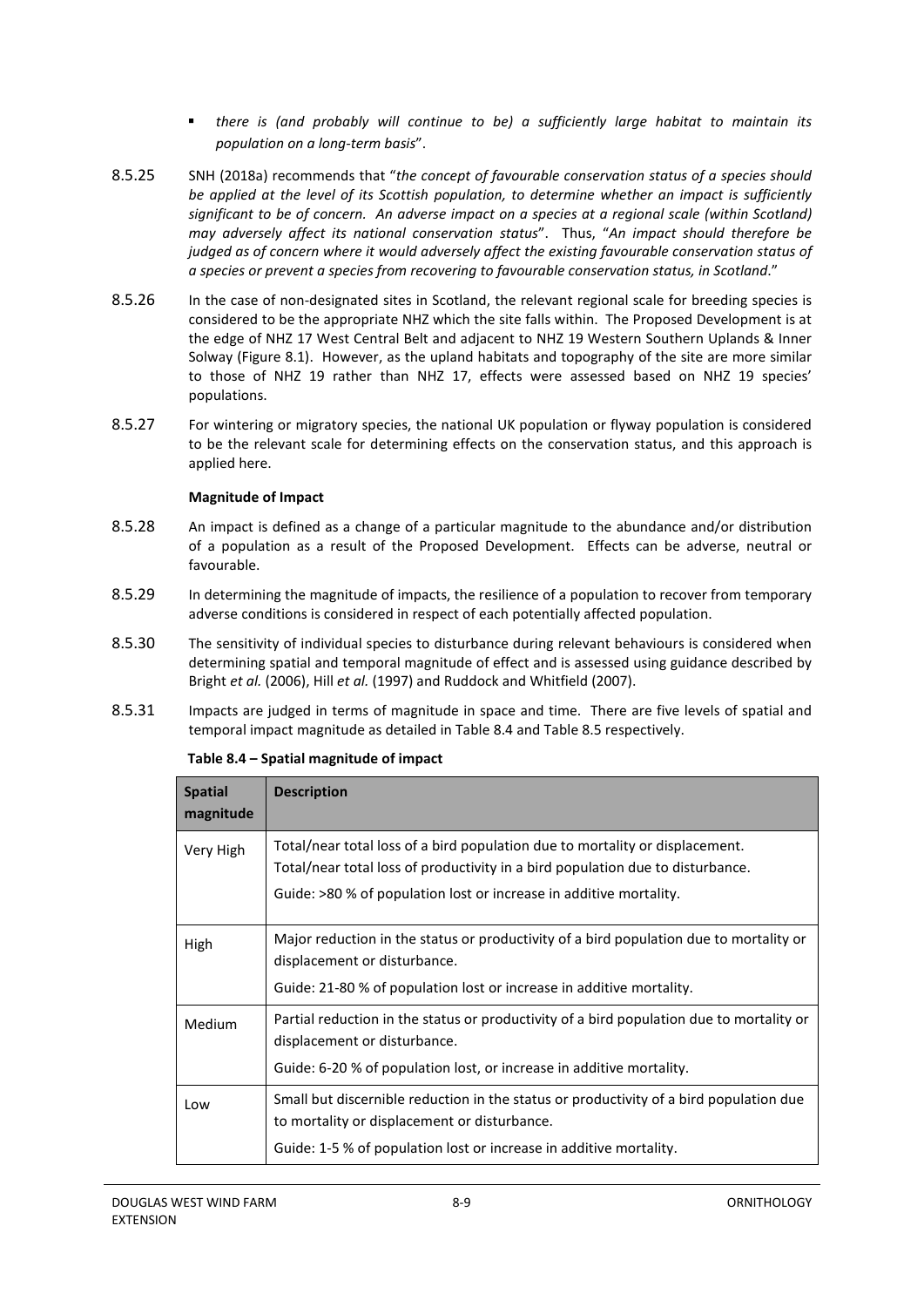- *there is (and probably will continue to be) a sufficiently large habitat to maintain its population on a long-term basis*".

8.5.25 SNH (2018a) recommends that "*the concept of favourable conservation status of a species should be applied at the level of its Scottish population, to determine whether an impact is sufficiently significant to be of concern. An adverse impact on a species at a regional scale (within Scotland) may adversely affect its national conservation status*". Thus, "*An impact should therefore be judged as of concern where it would adversely affect the existing favourable conservation status of a species or prevent a species from recovering to favourable conservation status, in Scotland*."

8.5.26 In the case of non-designated sites in Scotland, the relevant regional scale for breeding species is considered to be the appropriate NHZ which the site falls within. The Proposed Development is at the edge of NHZ 17 West Central Belt and adjacent to NHZ 19 Western Southern Uplands & Inner Solway (Figure 8.1). However, as the upland habitats and topography of the site are more similar to those of NHZ 19 rather than NHZ 17, effects were assessed based on NHZ 19 species' populations.

8.5.27 For wintering or migratory species, the national UK population or flyway population is considered to be the relevant scale for determining effects on the conservation status, and this approach is applied here.

**Magnitude of Impact**

8.5.28 An impact is defined as a change of a particular magnitude to the abundance and/or distribution of a population as a result of the Proposed Development. Effects can be adverse, neutral or favourable.

8.5.29 In determining the magnitude of impacts, the resilience of a population to recover from temporary adverse conditions is considered in respect of each potentially affected population.

8.5.30 The sensitivity of individual species to disturbance during relevant behaviours is considered when determining spatial and temporal magnitude of effect and is assessed using guidance described by Bright *et al.* (2006), Hill *et al.* (1997) and Ruddock and Whitfield (2007).

8.5.31 Impacts are judged in terms of magnitude in space and time. There are five levels of spatial and temporal impact magnitude as detailed in Table 8.4 and Table 8.5 respectively.

**Table 8.4 – Spatial magnitude of impact**

| Spatial magnitude | Description |
|---|---|
| Very High | Total/near total loss of a bird population due to mortality or displacement.<br>Total/near total loss of productivity in a bird population due to disturbance.<br>Guide: >80 % of population lost or increase in additive mortality. |
| High | Major reduction in the status or productivity of a bird population due to mortality or displacement or disturbance.<br>Guide: 21-80 % of population lost or increase in additive mortality. |
| Medium | Partial reduction in the status or productivity of a bird population due to mortality or displacement or disturbance.<br>Guide: 6-20 % of population lost, or increase in additive mortality. |
| Low | Small but discernible reduction in the status or productivity of a bird population due to mortality or displacement or disturbance.<br>Guide: 1-5 % of population lost or increase in additive mortality. |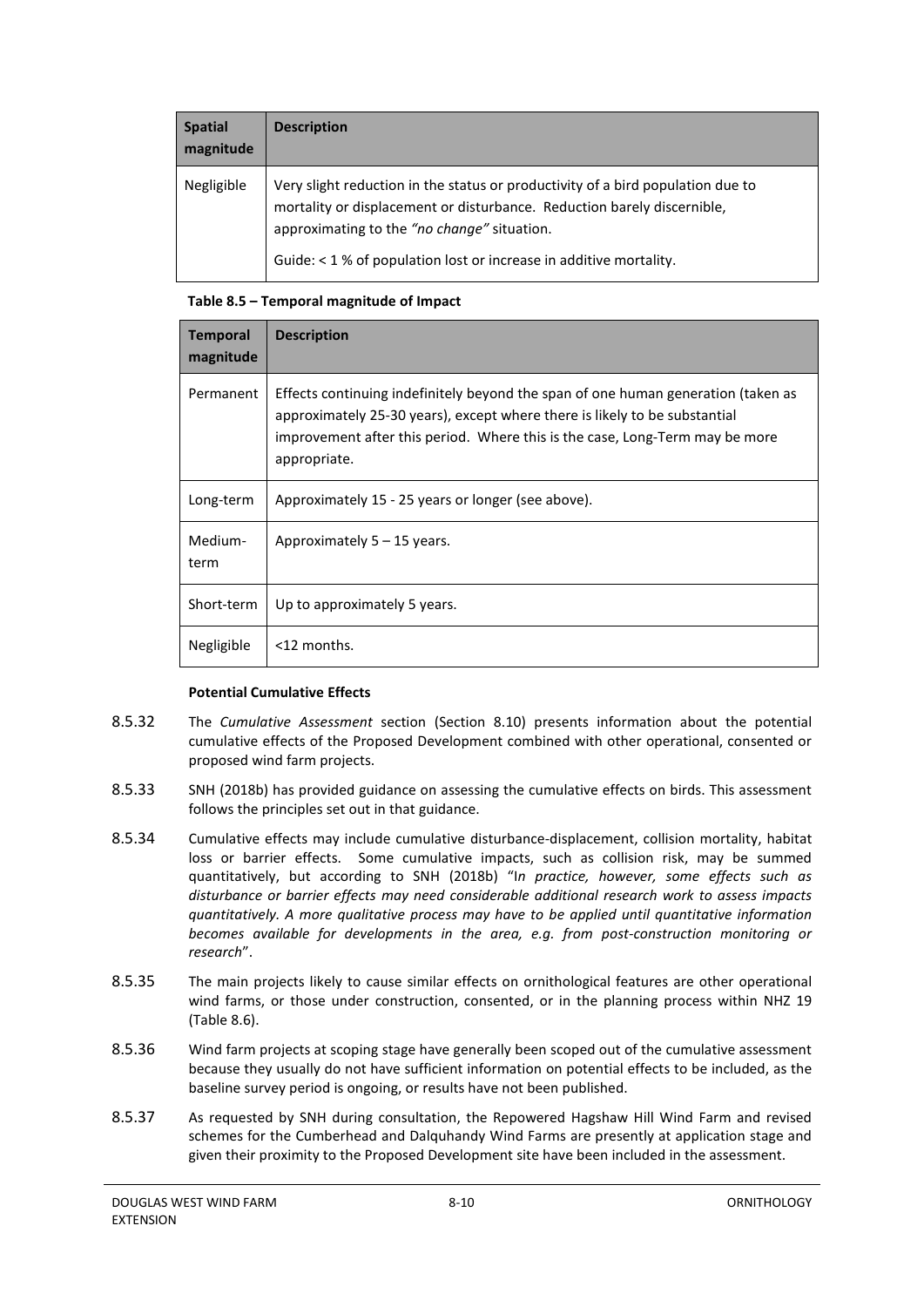| Spatial magnitude | Description |
| --- | --- |
| Negligible | Very slight reduction in the status or productivity of a bird population due to mortality or displacement or disturbance. Reduction barely discernible, approximating to the *"no change"* situation.<br><br>Guide: < 1 % of population lost or increase in additive mortality. |

**Table 8.5 – Temporal magnitude of Impact**

| Temporal magnitude | Description |
| --- | --- |
| Permanent | Effects continuing indefinitely beyond the span of one human generation (taken as approximately 25-30 years), except where there is likely to be substantial improvement after this period. Where this is the case, Long-Term may be more appropriate. |
| Long-term | Approximately 15 - 25 years or longer (see above). |
| Medium-term | Approximately 5 – 15 years. |
| Short-term | Up to approximately 5 years. |
| Negligible | <12 months. |

**Potential Cumulative Effects**

8.5.32 The *Cumulative Assessment* section (Section 8.10) presents information about the potential cumulative effects of the Proposed Development combined with other operational, consented or proposed wind farm projects.

8.5.33 SNH (2018b) has provided guidance on assessing the cumulative effects on birds. This assessment follows the principles set out in that guidance.

8.5.34 Cumulative effects may include cumulative disturbance-displacement, collision mortality, habitat loss or barrier effects. Some cumulative impacts, such as collision risk, may be summed quantitatively, but according to SNH (2018b) "I*n practice, however, some effects such as disturbance or barrier effects may need considerable additional research work to assess impacts quantitatively. A more qualitative process may have to be applied until quantitative information becomes available for developments in the area, e.g. from post-construction monitoring or research*".

8.5.35 The main projects likely to cause similar effects on ornithological features are other operational wind farms, or those under construction, consented, or in the planning process within NHZ 19 (Table 8.6).

8.5.36 Wind farm projects at scoping stage have generally been scoped out of the cumulative assessment because they usually do not have sufficient information on potential effects to be included, as the baseline survey period is ongoing, or results have not been published.

8.5.37 As requested by SNH during consultation, the Repowered Hagshaw Hill Wind Farm and revised schemes for the Cumberhead and Dalquhandy Wind Farms are presently at application stage and given their proximity to the Proposed Development site have been included in the assessment.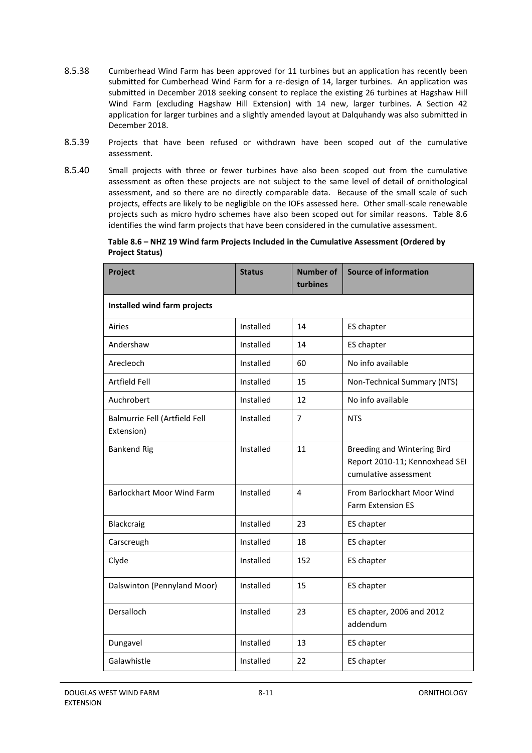8.5.38 Cumberhead Wind Farm has been approved for 11 turbines but an application has recently been submitted for Cumberhead Wind Farm for a re-design of 14, larger turbines. An application was submitted in December 2018 seeking consent to replace the existing 26 turbines at Hagshaw Hill Wind Farm (excluding Hagshaw Hill Extension) with 14 new, larger turbines. A Section 42 application for larger turbines and a slightly amended layout at Dalquhandy was also submitted in December 2018.

8.5.39 Projects that have been refused or withdrawn have been scoped out of the cumulative assessment.

8.5.40 Small projects with three or fewer turbines have also been scoped out from the cumulative assessment as often these projects are not subject to the same level of detail of ornithological assessment, and so there are no directly comparable data. Because of the small scale of such projects, effects are likely to be negligible on the IOFs assessed here. Other small-scale renewable projects such as micro hydro schemes have also been scoped out for similar reasons. Table 8.6 identifies the wind farm projects that have been considered in the cumulative assessment.

**Table 8.6 – NHZ 19 Wind farm Projects Included in the Cumulative Assessment (Ordered by Project Status)**

| Project | Status | Number of turbines | Source of information |
|---|---|---|---|
| **Installed wind farm projects** | | | |
| Airies | Installed | 14 | ES chapter |
| Andershaw | Installed | 14 | ES chapter |
| Arecleoch | Installed | 60 | No info available |
| Artfield Fell | Installed | 15 | Non-Technical Summary (NTS) |
| Auchrobert | Installed | 12 | No info available |
| Balmurrie Fell (Artfield Fell Extension) | Installed | 7 | NTS |
| Bankend Rig | Installed | 11 | Breeding and Wintering Bird Report 2010-11; Kennoxhead SEI cumulative assessment |
| Barlockhart Moor Wind Farm | Installed | 4 | From Barlockhart Moor Wind Farm Extension ES |
| Blackcraig | Installed | 23 | ES chapter |
| Carscreugh | Installed | 18 | ES chapter |
| Clyde | Installed | 152 | ES chapter |
| Dalswinton (Pennyland Moor) | Installed | 15 | ES chapter |
| Dersalloch | Installed | 23 | ES chapter, 2006 and 2012 addendum |
| Dungavel | Installed | 13 | ES chapter |
| Galawhistle | Installed | 22 | ES chapter |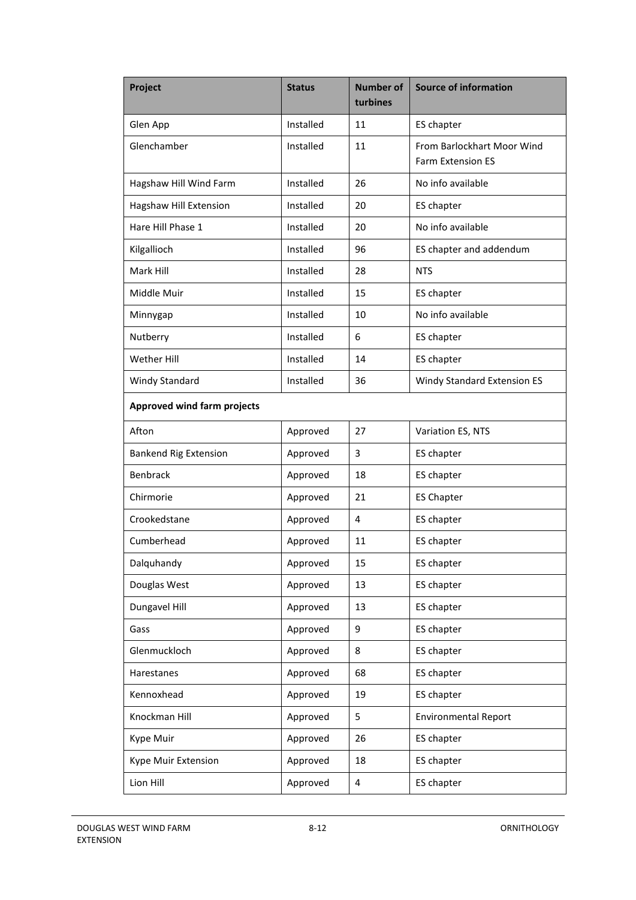| Project | Status | Number of turbines | Source of information |
| --- | --- | --- | --- |
| Glen App | Installed | 11 | ES chapter |
| Glenchamber | Installed | 11 | From Barlockhart Moor Wind Farm Extension ES |
| Hagshaw Hill Wind Farm | Installed | 26 | No info available |
| Hagshaw Hill Extension | Installed | 20 | ES chapter |
| Hare Hill Phase 1 | Installed | 20 | No info available |
| Kilgallioch | Installed | 96 | ES chapter and addendum |
| Mark Hill | Installed | 28 | NTS |
| Middle Muir | Installed | 15 | ES chapter |
| Minnygap | Installed | 10 | No info available |
| Nutberry | Installed | 6 | ES chapter |
| Wether Hill | Installed | 14 | ES chapter |
| Windy Standard | Installed | 36 | Windy Standard Extension ES |
| **Approved wind farm projects** | | | |
| Afton | Approved | 27 | Variation ES, NTS |
| Bankend Rig Extension | Approved | 3 | ES chapter |
| Benbrack | Approved | 18 | ES chapter |
| Chirmorie | Approved | 21 | ES Chapter |
| Crookedstane | Approved | 4 | ES chapter |
| Cumberhead | Approved | 11 | ES chapter |
| Dalquhandy | Approved | 15 | ES chapter |
| Douglas West | Approved | 13 | ES chapter |
| Dungavel Hill | Approved | 13 | ES chapter |
| Gass | Approved | 9 | ES chapter |
| Glenmuckloch | Approved | 8 | ES chapter |
| Harestanes | Approved | 68 | ES chapter |
| Kennoxhead | Approved | 19 | ES chapter |
| Knockman Hill | Approved | 5 | Environmental Report |
| Kype Muir | Approved | 26 | ES chapter |
| Kype Muir Extension | Approved | 18 | ES chapter |
| Lion Hill | Approved | 4 | ES chapter |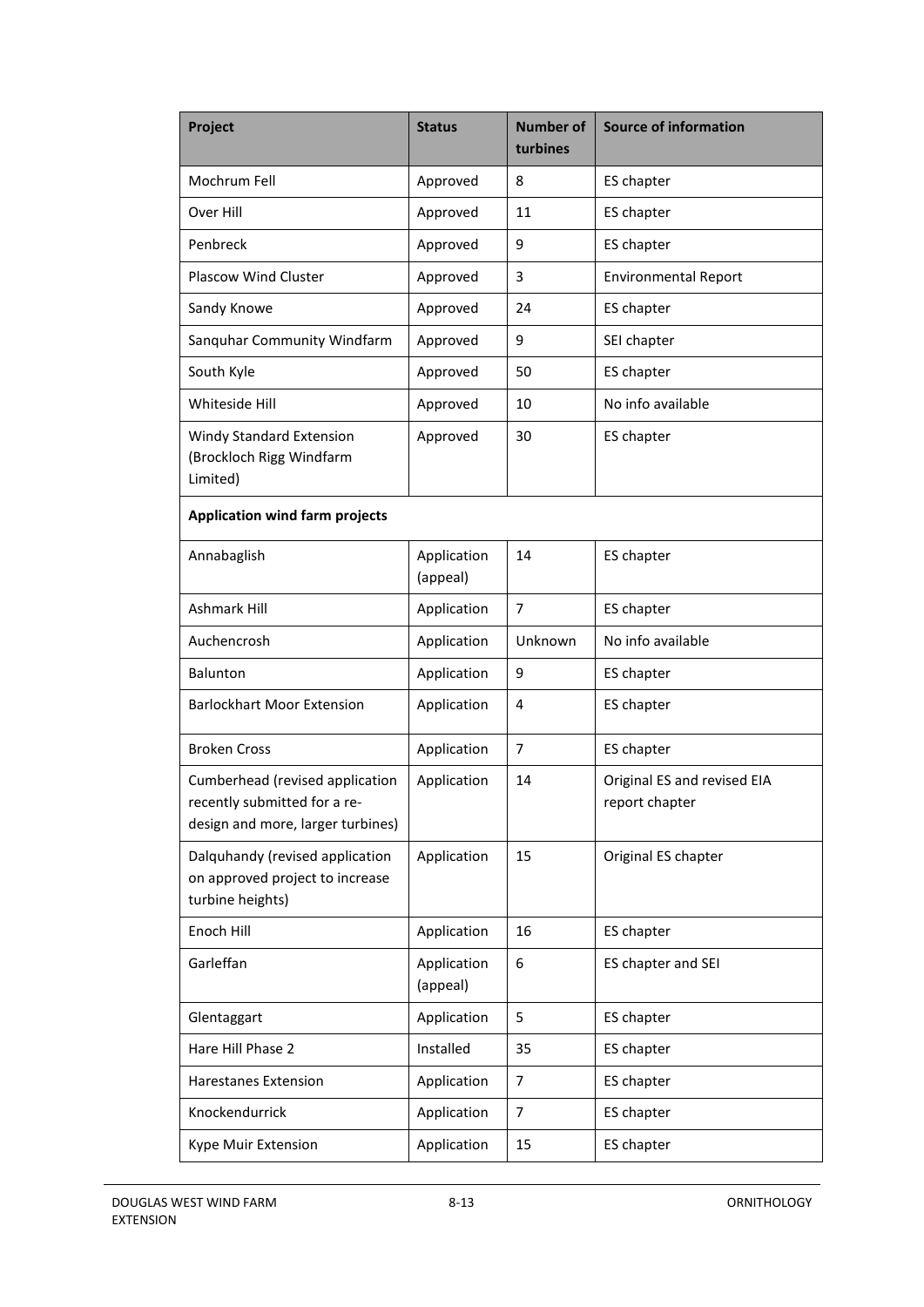| Project | Status | Number of turbines | Source of information |
|---|---|---|---|
| Mochrum Fell | Approved | 8 | ES chapter |
| Over Hill | Approved | 11 | ES chapter |
| Penbreck | Approved | 9 | ES chapter |
| Plascow Wind Cluster | Approved | 3 | Environmental Report |
| Sandy Knowe | Approved | 24 | ES chapter |
| Sanquhar Community Windfarm | Approved | 9 | SEI chapter |
| South Kyle | Approved | 50 | ES chapter |
| Whiteside Hill | Approved | 10 | No info available |
| Windy Standard Extension (Brockloch Rigg Windfarm Limited) | Approved | 30 | ES chapter |
| **Application wind farm projects** | | | |
| Annabaglish | Application (appeal) | 14 | ES chapter |
| Ashmark Hill | Application | 7 | ES chapter |
| Auchencrosh | Application | Unknown | No info available |
| Balunton | Application | 9 | ES chapter |
| Barlockhart Moor Extension | Application | 4 | ES chapter |
| Broken Cross | Application | 7 | ES chapter |
| Cumberhead (revised application recently submitted for a re-design and more, larger turbines) | Application | 14 | Original ES and revised EIA report chapter |
| Dalquhandy (revised application on approved project to increase turbine heights) | Application | 15 | Original ES chapter |
| Enoch Hill | Application | 16 | ES chapter |
| Garleffan | Application (appeal) | 6 | ES chapter and SEI |
| Glentaggart | Application | 5 | ES chapter |
| Hare Hill Phase 2 | Installed | 35 | ES chapter |
| Harestanes Extension | Application | 7 | ES chapter |
| Knockendurrick | Application | 7 | ES chapter |
| Kype Muir Extension | Application | 15 | ES chapter |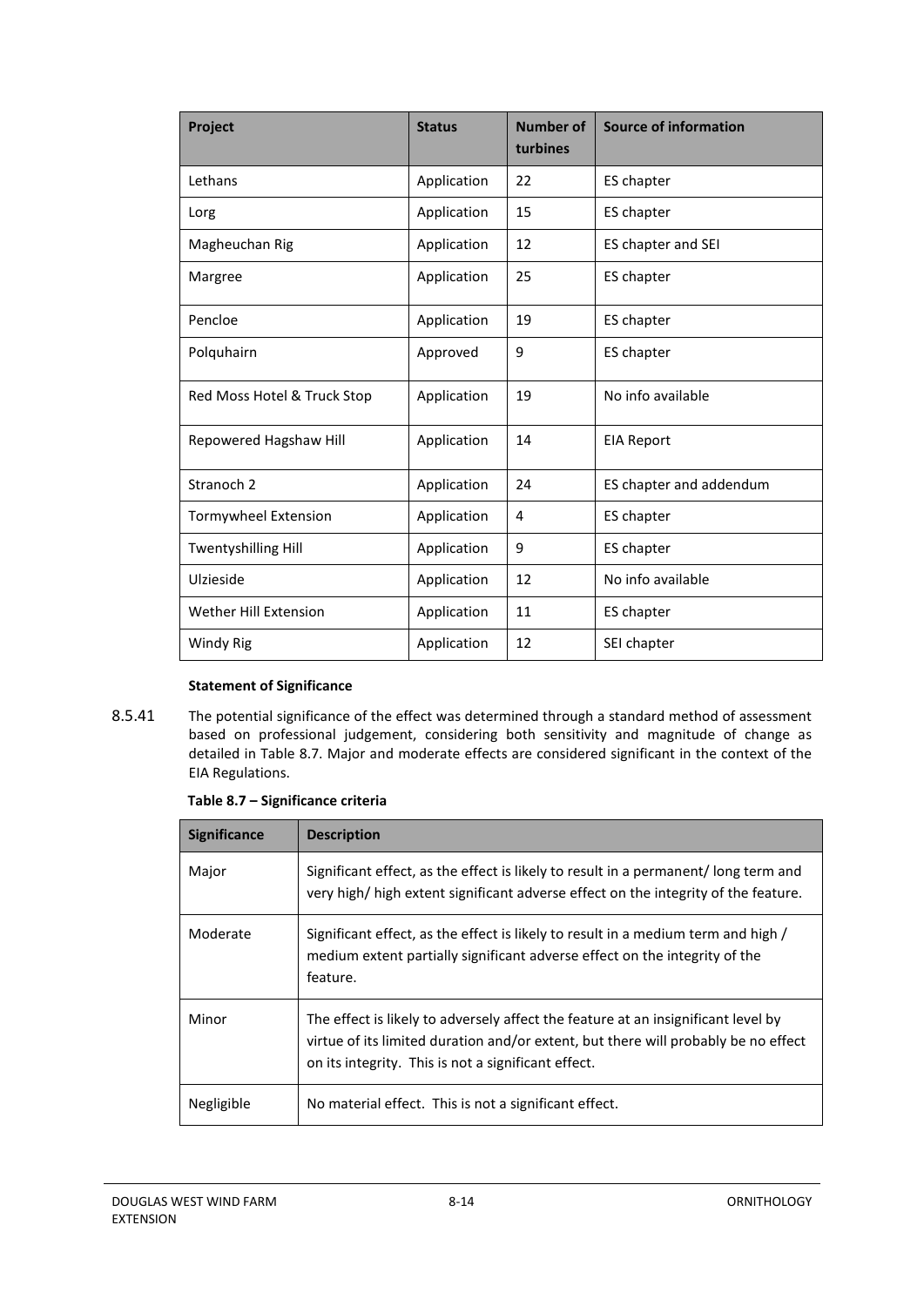| Project | Status | Number of turbines | Source of information |
|---|---|---|---|
| Lethans | Application | 22 | ES chapter |
| Lorg | Application | 15 | ES chapter |
| Magheuchan Rig | Application | 12 | ES chapter and SEI |
| Margree | Application | 25 | ES chapter |
| Pencloe | Application | 19 | ES chapter |
| Polquhairn | Approved | 9 | ES chapter |
| Red Moss Hotel & Truck Stop | Application | 19 | No info available |
| Repowered Hagshaw Hill | Application | 14 | EIA Report |
| Stranoch 2 | Application | 24 | ES chapter and addendum |
| Tormywheel Extension | Application | 4 | ES chapter |
| Twentyshilling Hill | Application | 9 | ES chapter |
| Ulzieside | Application | 12 | No info available |
| Wether Hill Extension | Application | 11 | ES chapter |
| Windy Rig | Application | 12 | SEI chapter |

**Statement of Significance**

8.5.41 The potential significance of the effect was determined through a standard method of assessment based on professional judgement, considering both sensitivity and magnitude of change as detailed in Table 8.7. Major and moderate effects are considered significant in the context of the EIA Regulations.

**Table 8.7 – Significance criteria**

| Significance | Description |
|---|---|
| Major | Significant effect, as the effect is likely to result in a permanent/ long term and very high/ high extent significant adverse effect on the integrity of the feature. |
| Moderate | Significant effect, as the effect is likely to result in a medium term and high / medium extent partially significant adverse effect on the integrity of the feature. |
| Minor | The effect is likely to adversely affect the feature at an insignificant level by virtue of its limited duration and/or extent, but there will probably be no effect on its integrity. This is not a significant effect. |
| Negligible | No material effect. This is not a significant effect. |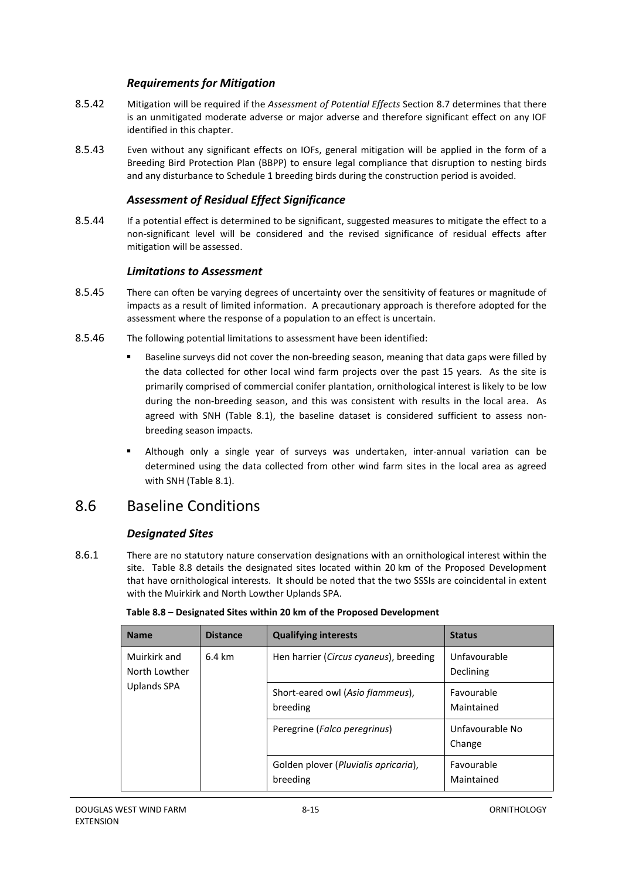### *Requirements for Mitigation*

8.5.42 Mitigation will be required if the *Assessment of Potential Effects* Section 8.7 determines that there is an unmitigated moderate adverse or major adverse and therefore significant effect on any IOF identified in this chapter.

8.5.43 Even without any significant effects on IOFs, general mitigation will be applied in the form of a Breeding Bird Protection Plan (BBPP) to ensure legal compliance that disruption to nesting birds and any disturbance to Schedule 1 breeding birds during the construction period is avoided.

### *Assessment of Residual Effect Significance*

8.5.44 If a potential effect is determined to be significant, suggested measures to mitigate the effect to a non-significant level will be considered and the revised significance of residual effects after mitigation will be assessed.

### *Limitations to Assessment*

8.5.45 There can often be varying degrees of uncertainty over the sensitivity of features or magnitude of impacts as a result of limited information. A precautionary approach is therefore adopted for the assessment where the response of a population to an effect is uncertain.

8.5.46 The following potential limitations to assessment have been identified:

- Baseline surveys did not cover the non-breeding season, meaning that data gaps were filled by the data collected for other local wind farm projects over the past 15 years. As the site is primarily comprised of commercial conifer plantation, ornithological interest is likely to be low during the non-breeding season, and this was consistent with results in the local area. As agreed with SNH (Table 8.1), the baseline dataset is considered sufficient to assess non-breeding season impacts.
- Although only a single year of surveys was undertaken, inter-annual variation can be determined using the data collected from other wind farm sites in the local area as agreed with SNH (Table 8.1).

## 8.6 Baseline Conditions

### *Designated Sites*

8.6.1 There are no statutory nature conservation designations with an ornithological interest within the site. Table 8.8 details the designated sites located within 20 km of the Proposed Development that have ornithological interests. It should be noted that the two SSSIs are coincidental in extent with the Muirkirk and North Lowther Uplands SPA.

**Table 8.8 – Designated Sites within 20 km of the Proposed Development**

| Name | Distance | Qualifying interests | Status |
|---|---|---|---|
| Muirkirk and North Lowther Uplands SPA | 6.4 km | Hen harrier (*Circus cyaneus*), breeding | Unfavourable Declining |
| | | Short-eared owl (*Asio flammeus*), breeding | Favourable Maintained |
| | | Peregrine (*Falco peregrinus*) | Unfavourable No Change |
| | | Golden plover (*Pluvialis apricaria*), breeding | Favourable Maintained |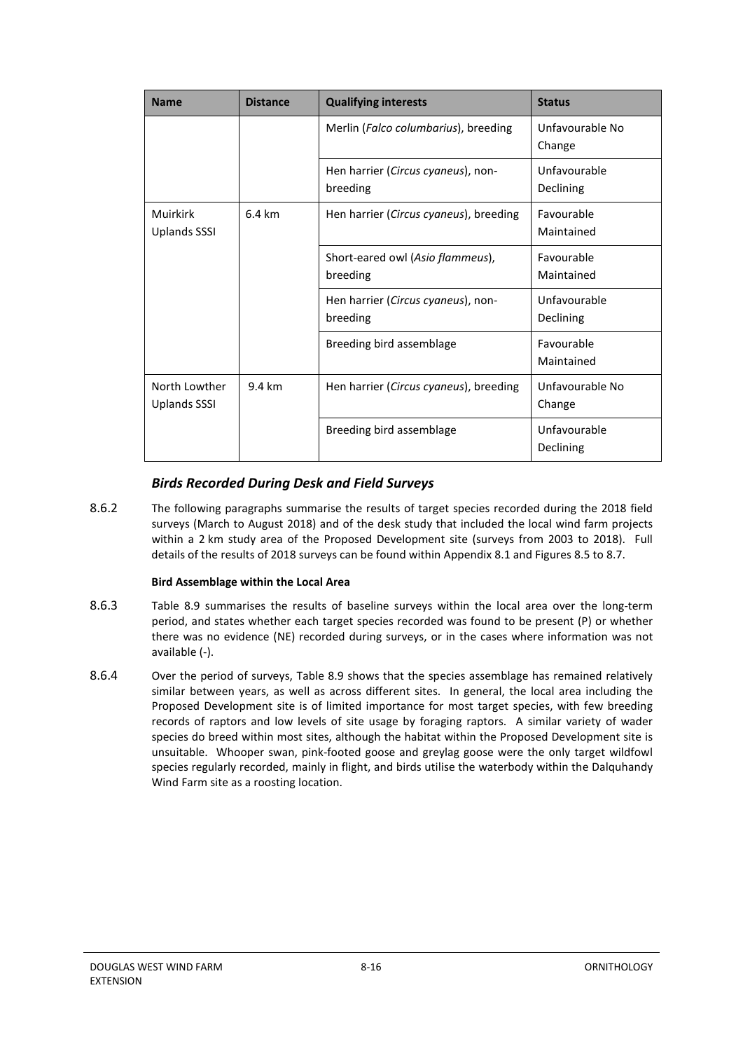| Name | Distance | Qualifying interests | Status |
|---|---|---|---|
| | | Merlin (*Falco columbarius*), breeding | Unfavourable No Change |
| | | Hen harrier (*Circus cyaneus*), non-breeding | Unfavourable Declining |
| Muirkirk Uplands SSSI | 6.4 km | Hen harrier (*Circus cyaneus*), breeding | Favourable Maintained |
| | | Short-eared owl (*Asio flammeus*), breeding | Favourable Maintained |
| | | Hen harrier (*Circus cyaneus*), non-breeding | Unfavourable Declining |
| | | Breeding bird assemblage | Favourable Maintained |
| North Lowther Uplands SSSI | 9.4 km | Hen harrier (*Circus cyaneus*), breeding | Unfavourable No Change |
| | | Breeding bird assemblage | Unfavourable Declining |

### *Birds Recorded During Desk and Field Surveys*

8.6.2 The following paragraphs summarise the results of target species recorded during the 2018 field surveys (March to August 2018) and of the desk study that included the local wind farm projects within a 2 km study area of the Proposed Development site (surveys from 2003 to 2018). Full details of the results of 2018 surveys can be found within Appendix 8.1 and Figures 8.5 to 8.7.

**Bird Assemblage within the Local Area**

8.6.3 Table 8.9 summarises the results of baseline surveys within the local area over the long-term period, and states whether each target species recorded was found to be present (P) or whether there was no evidence (NE) recorded during surveys, or in the cases where information was not available (-).

8.6.4 Over the period of surveys, Table 8.9 shows that the species assemblage has remained relatively similar between years, as well as across different sites. In general, the local area including the Proposed Development site is of limited importance for most target species, with few breeding records of raptors and low levels of site usage by foraging raptors. A similar variety of wader species do breed within most sites, although the habitat within the Proposed Development site is unsuitable. Whooper swan, pink-footed goose and greylag goose were the only target wildfowl species regularly recorded, mainly in flight, and birds utilise the waterbody within the Dalquhandy Wind Farm site as a roosting location.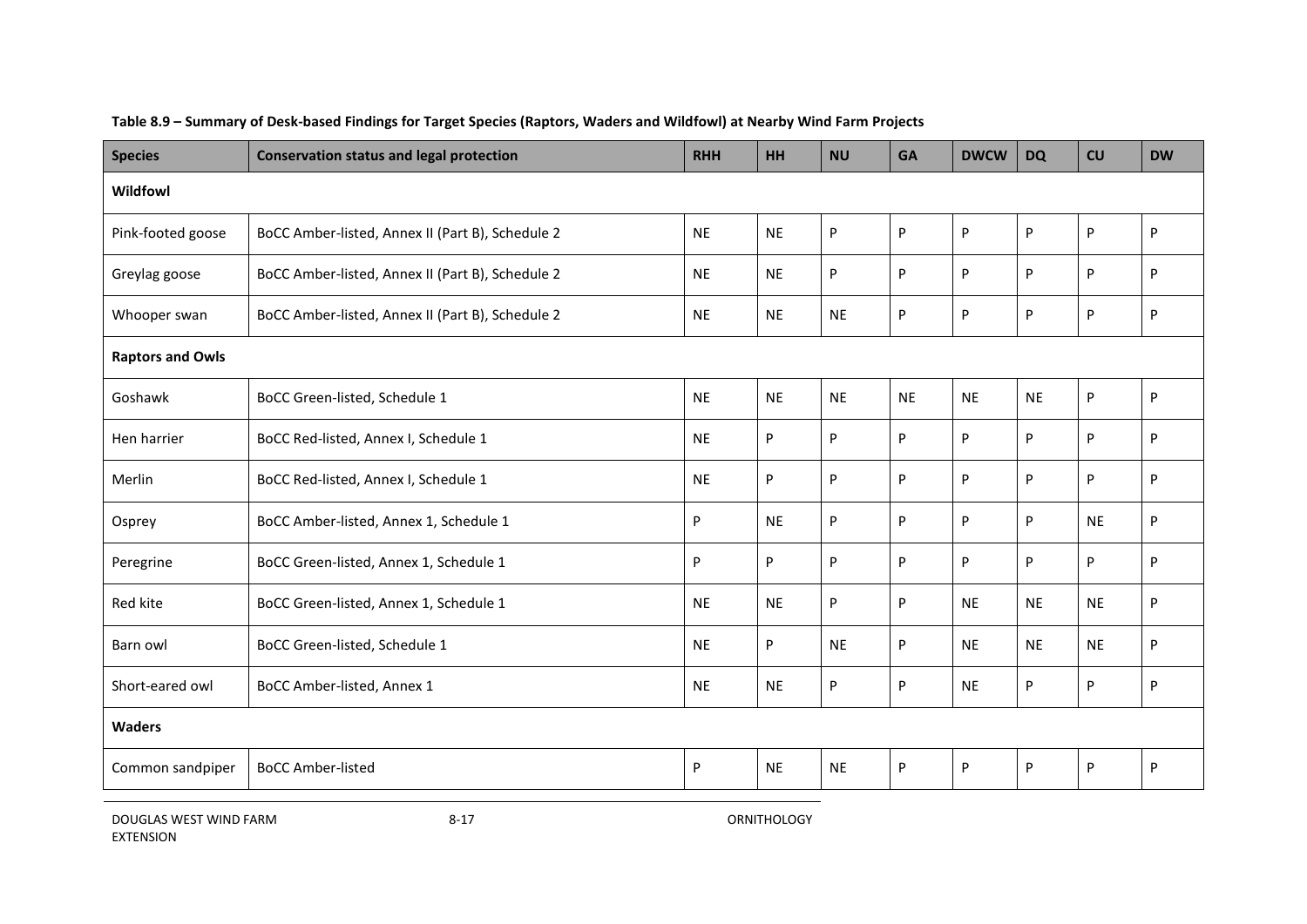**Table 8.9 – Summary of Desk-based Findings for Target Species (Raptors, Waders and Wildfowl) at Nearby Wind Farm Projects**

| Species | Conservation status and legal protection | RHH | HH | NU | GA | DWCW | DQ | CU | DW |
|---|---|---|---|---|---|---|---|---|---|
| **Wildfowl** | | | | | | | | | |
| Pink-footed goose | BoCC Amber-listed, Annex II (Part B), Schedule 2 | NE | NE | P | P | P | P | P | P |
| Greylag goose | BoCC Amber-listed, Annex II (Part B), Schedule 2 | NE | NE | P | P | P | P | P | P |
| Whooper swan | BoCC Amber-listed, Annex II (Part B), Schedule 2 | NE | NE | NE | P | P | P | P | P |
| **Raptors and Owls** | | | | | | | | | |
| Goshawk | BoCC Green-listed, Schedule 1 | NE | NE | NE | NE | NE | NE | P | P |
| Hen harrier | BoCC Red-listed, Annex I, Schedule 1 | NE | P | P | P | P | P | P | P |
| Merlin | BoCC Red-listed, Annex I, Schedule 1 | NE | P | P | P | P | P | P | P |
| Osprey | BoCC Amber-listed, Annex 1, Schedule 1 | P | NE | P | P | P | P | NE | P |
| Peregrine | BoCC Green-listed, Annex 1, Schedule 1 | P | P | P | P | P | P | P | P |
| Red kite | BoCC Green-listed, Annex 1, Schedule 1 | NE | NE | P | P | NE | NE | NE | P |
| Barn owl | BoCC Green-listed, Schedule 1 | NE | P | NE | P | NE | NE | NE | P |
| Short-eared owl | BoCC Amber-listed, Annex 1 | NE | NE | P | P | NE | P | P | P |
| **Waders** | | | | | | | | | |
| Common sandpiper | BoCC Amber-listed | P | NE | NE | P | P | P | P | P |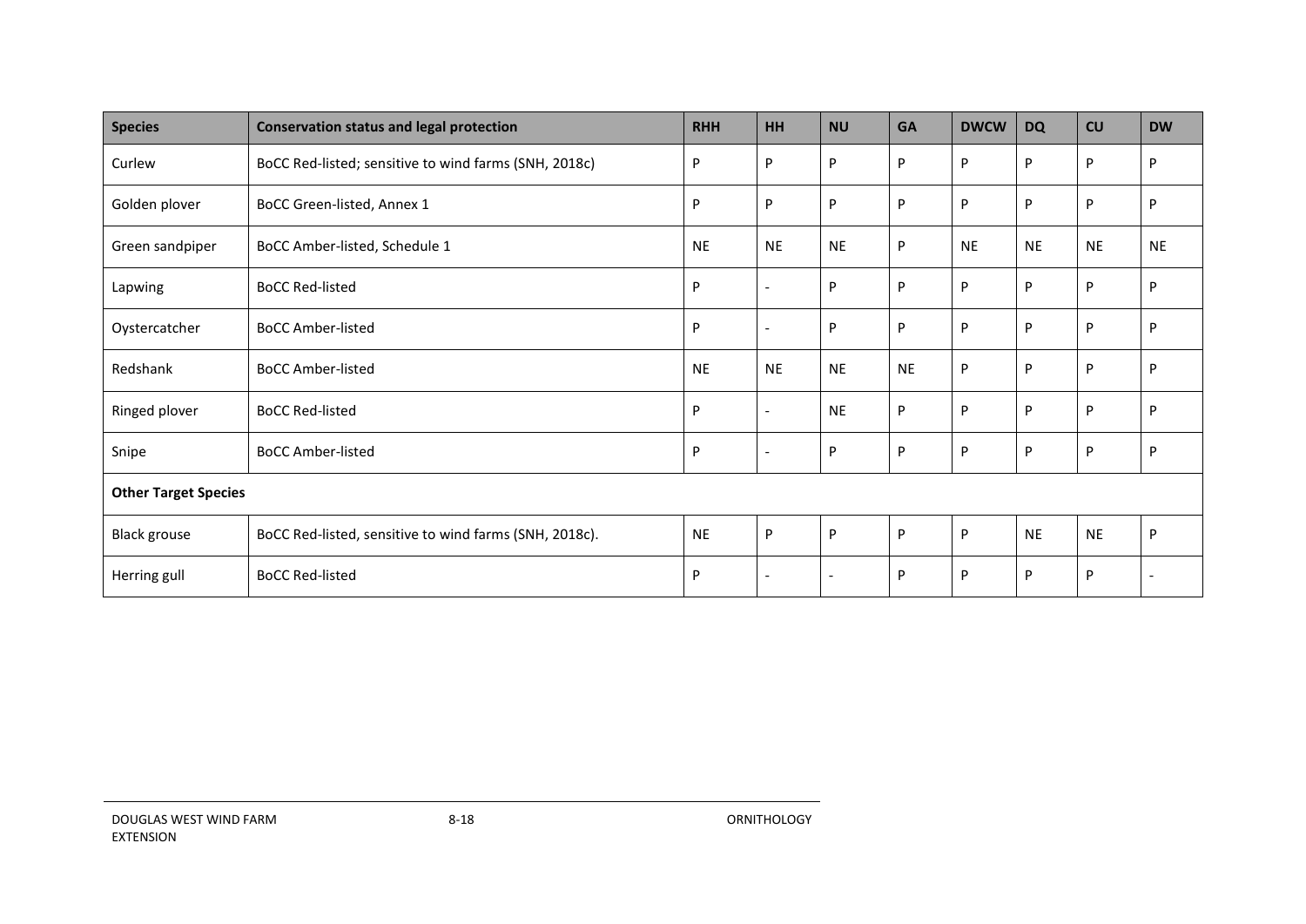| Species | Conservation status and legal protection | RHH | HH | NU | GA | DWCW | DQ | CU | DW |
|---|---|---|---|---|---|---|---|---|---|
| Curlew | BoCC Red-listed; sensitive to wind farms (SNH, 2018c) | P | P | P | P | P | P | P | P |
| Golden plover | BoCC Green-listed, Annex 1 | P | P | P | P | P | P | P | P |
| Green sandpiper | BoCC Amber-listed, Schedule 1 | NE | NE | NE | P | NE | NE | NE | NE |
| Lapwing | BoCC Red-listed | P | - | P | P | P | P | P | P |
| Oystercatcher | BoCC Amber-listed | P | - | P | P | P | P | P | P |
| Redshank | BoCC Amber-listed | NE | NE | NE | NE | P | P | P | P |
| Ringed plover | BoCC Red-listed | P | - | NE | P | P | P | P | P |
| Snipe | BoCC Amber-listed | P | - | P | P | P | P | P | P |
| **Other Target Species** | | | | | | | | | |
| Black grouse | BoCC Red-listed, sensitive to wind farms (SNH, 2018c). | NE | P | P | P | P | NE | NE | P |
| Herring gull | BoCC Red-listed | P | - | - | P | P | P | P | - |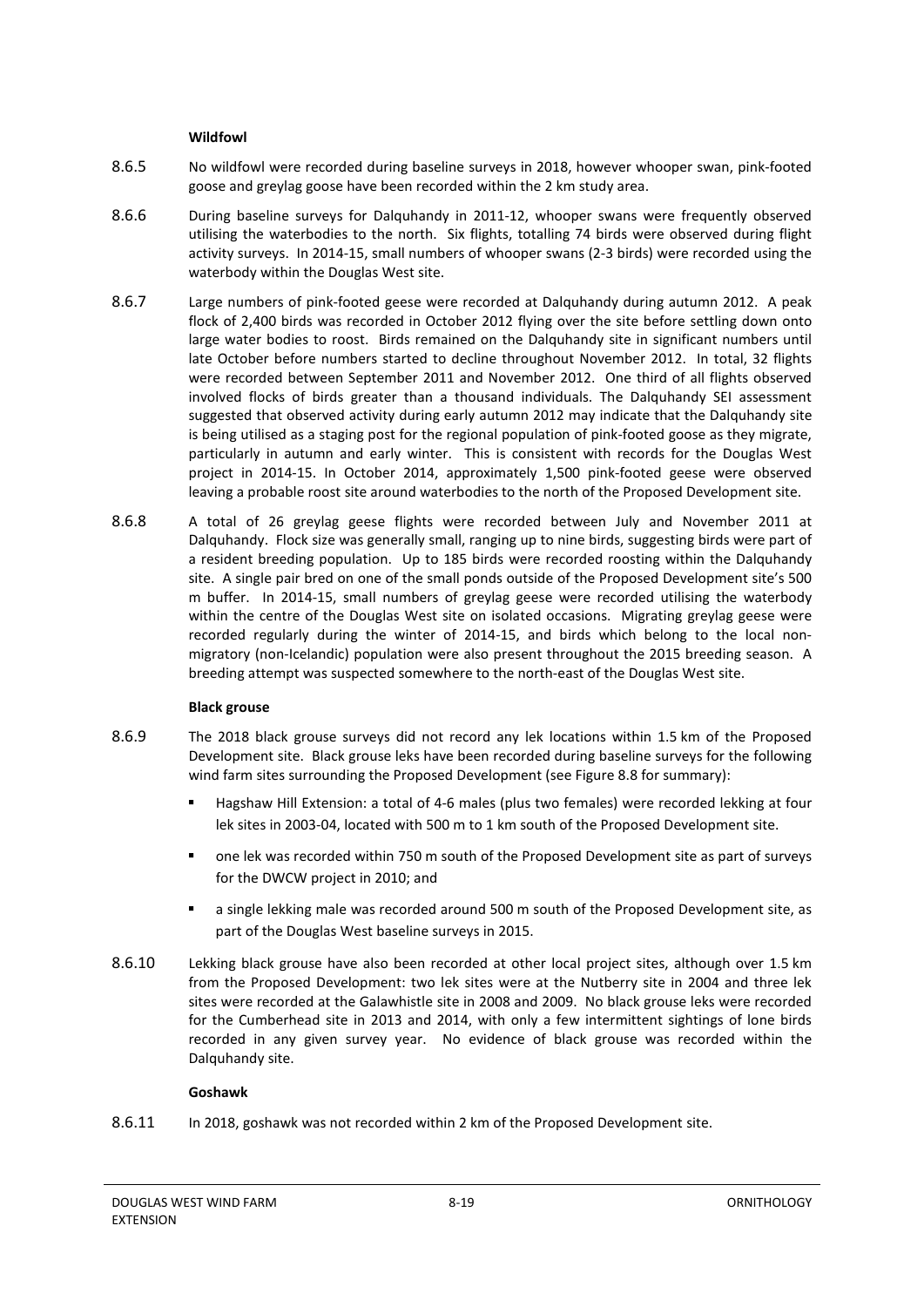**Wildfowl**

8.6.5 No wildfowl were recorded during baseline surveys in 2018, however whooper swan, pink-footed goose and greylag goose have been recorded within the 2 km study area.

8.6.6 During baseline surveys for Dalquhandy in 2011-12, whooper swans were frequently observed utilising the waterbodies to the north. Six flights, totalling 74 birds were observed during flight activity surveys. In 2014-15, small numbers of whooper swans (2-3 birds) were recorded using the waterbody within the Douglas West site.

8.6.7 Large numbers of pink-footed geese were recorded at Dalquhandy during autumn 2012. A peak flock of 2,400 birds was recorded in October 2012 flying over the site before settling down onto large water bodies to roost. Birds remained on the Dalquhandy site in significant numbers until late October before numbers started to decline throughout November 2012. In total, 32 flights were recorded between September 2011 and November 2012. One third of all flights observed involved flocks of birds greater than a thousand individuals. The Dalquhandy SEI assessment suggested that observed activity during early autumn 2012 may indicate that the Dalquhandy site is being utilised as a staging post for the regional population of pink-footed goose as they migrate, particularly in autumn and early winter. This is consistent with records for the Douglas West project in 2014-15. In October 2014, approximately 1,500 pink-footed geese were observed leaving a probable roost site around waterbodies to the north of the Proposed Development site.

8.6.8 A total of 26 greylag geese flights were recorded between July and November 2011 at Dalquhandy. Flock size was generally small, ranging up to nine birds, suggesting birds were part of a resident breeding population. Up to 185 birds were recorded roosting within the Dalquhandy site. A single pair bred on one of the small ponds outside of the Proposed Development site's 500 m buffer. In 2014-15, small numbers of greylag geese were recorded utilising the waterbody within the centre of the Douglas West site on isolated occasions. Migrating greylag geese were recorded regularly during the winter of 2014-15, and birds which belong to the local non-migratory (non-Icelandic) population were also present throughout the 2015 breeding season. A breeding attempt was suspected somewhere to the north-east of the Douglas West site.

**Black grouse**

8.6.9 The 2018 black grouse surveys did not record any lek locations within 1.5 km of the Proposed Development site. Black grouse leks have been recorded during baseline surveys for the following wind farm sites surrounding the Proposed Development (see Figure 8.8 for summary):

- Hagshaw Hill Extension: a total of 4-6 males (plus two females) were recorded lekking at four lek sites in 2003-04, located with 500 m to 1 km south of the Proposed Development site.
- one lek was recorded within 750 m south of the Proposed Development site as part of surveys for the DWCW project in 2010; and
- a single lekking male was recorded around 500 m south of the Proposed Development site, as part of the Douglas West baseline surveys in 2015.

8.6.10 Lekking black grouse have also been recorded at other local project sites, although over 1.5 km from the Proposed Development: two lek sites were at the Nutberry site in 2004 and three lek sites were recorded at the Galawhistle site in 2008 and 2009. No black grouse leks were recorded for the Cumberhead site in 2013 and 2014, with only a few intermittent sightings of lone birds recorded in any given survey year. No evidence of black grouse was recorded within the Dalquhandy site.

**Goshawk**

8.6.11 In 2018, goshawk was not recorded within 2 km of the Proposed Development site.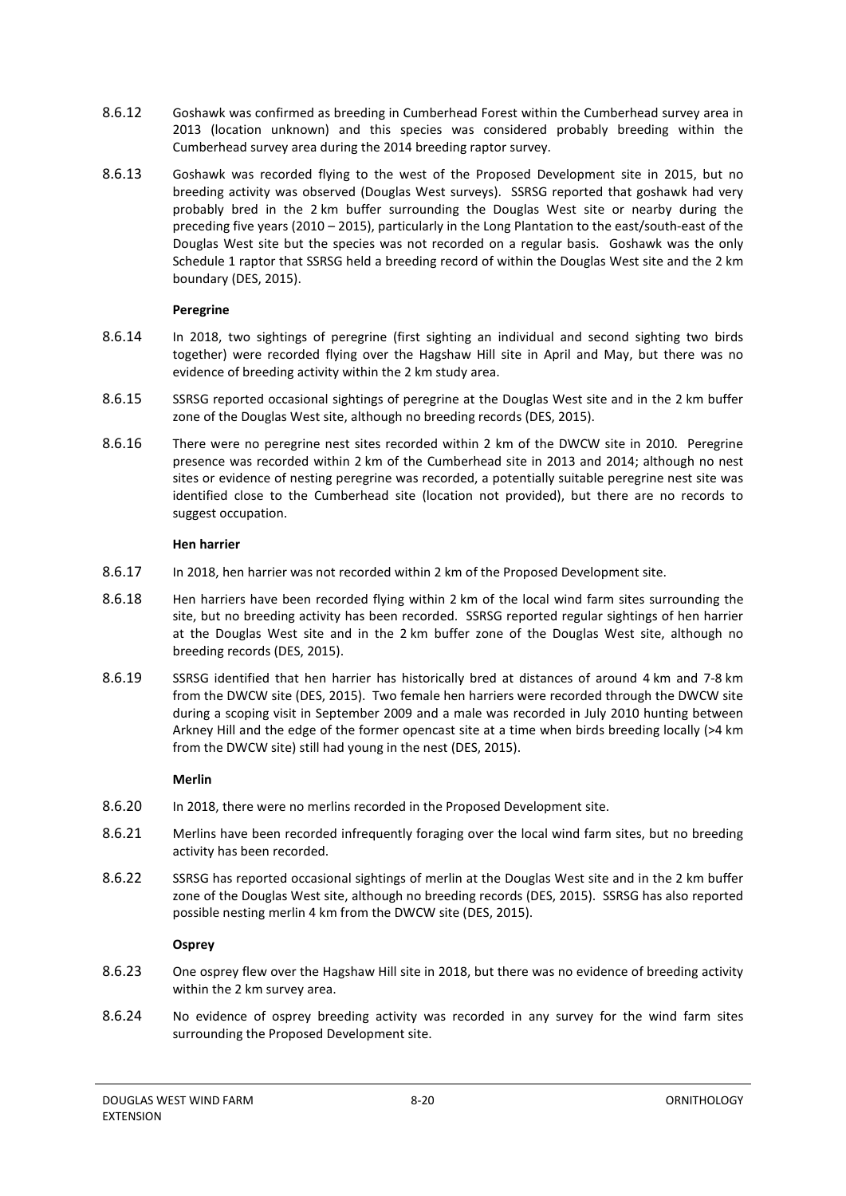8.6.12 Goshawk was confirmed as breeding in Cumberhead Forest within the Cumberhead survey area in 2013 (location unknown) and this species was considered probably breeding within the Cumberhead survey area during the 2014 breeding raptor survey.

8.6.13 Goshawk was recorded flying to the west of the Proposed Development site in 2015, but no breeding activity was observed (Douglas West surveys). SSRSG reported that goshawk had very probably bred in the 2 km buffer surrounding the Douglas West site or nearby during the preceding five years (2010 – 2015), particularly in the Long Plantation to the east/south-east of the Douglas West site but the species was not recorded on a regular basis. Goshawk was the only Schedule 1 raptor that SSRSG held a breeding record of within the Douglas West site and the 2 km boundary (DES, 2015).

**Peregrine**

8.6.14 In 2018, two sightings of peregrine (first sighting an individual and second sighting two birds together) were recorded flying over the Hagshaw Hill site in April and May, but there was no evidence of breeding activity within the 2 km study area.

8.6.15 SSRSG reported occasional sightings of peregrine at the Douglas West site and in the 2 km buffer zone of the Douglas West site, although no breeding records (DES, 2015).

8.6.16 There were no peregrine nest sites recorded within 2 km of the DWCW site in 2010. Peregrine presence was recorded within 2 km of the Cumberhead site in 2013 and 2014; although no nest sites or evidence of nesting peregrine was recorded, a potentially suitable peregrine nest site was identified close to the Cumberhead site (location not provided), but there are no records to suggest occupation.

**Hen harrier**

8.6.17 In 2018, hen harrier was not recorded within 2 km of the Proposed Development site.

8.6.18 Hen harriers have been recorded flying within 2 km of the local wind farm sites surrounding the site, but no breeding activity has been recorded. SSRSG reported regular sightings of hen harrier at the Douglas West site and in the 2 km buffer zone of the Douglas West site, although no breeding records (DES, 2015).

8.6.19 SSRSG identified that hen harrier has historically bred at distances of around 4 km and 7-8 km from the DWCW site (DES, 2015). Two female hen harriers were recorded through the DWCW site during a scoping visit in September 2009 and a male was recorded in July 2010 hunting between Arkney Hill and the edge of the former opencast site at a time when birds breeding locally (>4 km from the DWCW site) still had young in the nest (DES, 2015).

**Merlin**

8.6.20 In 2018, there were no merlins recorded in the Proposed Development site.

8.6.21 Merlins have been recorded infrequently foraging over the local wind farm sites, but no breeding activity has been recorded.

8.6.22 SSRSG has reported occasional sightings of merlin at the Douglas West site and in the 2 km buffer zone of the Douglas West site, although no breeding records (DES, 2015). SSRSG has also reported possible nesting merlin 4 km from the DWCW site (DES, 2015).

**Osprey**

8.6.23 One osprey flew over the Hagshaw Hill site in 2018, but there was no evidence of breeding activity within the 2 km survey area.

8.6.24 No evidence of osprey breeding activity was recorded in any survey for the wind farm sites surrounding the Proposed Development site.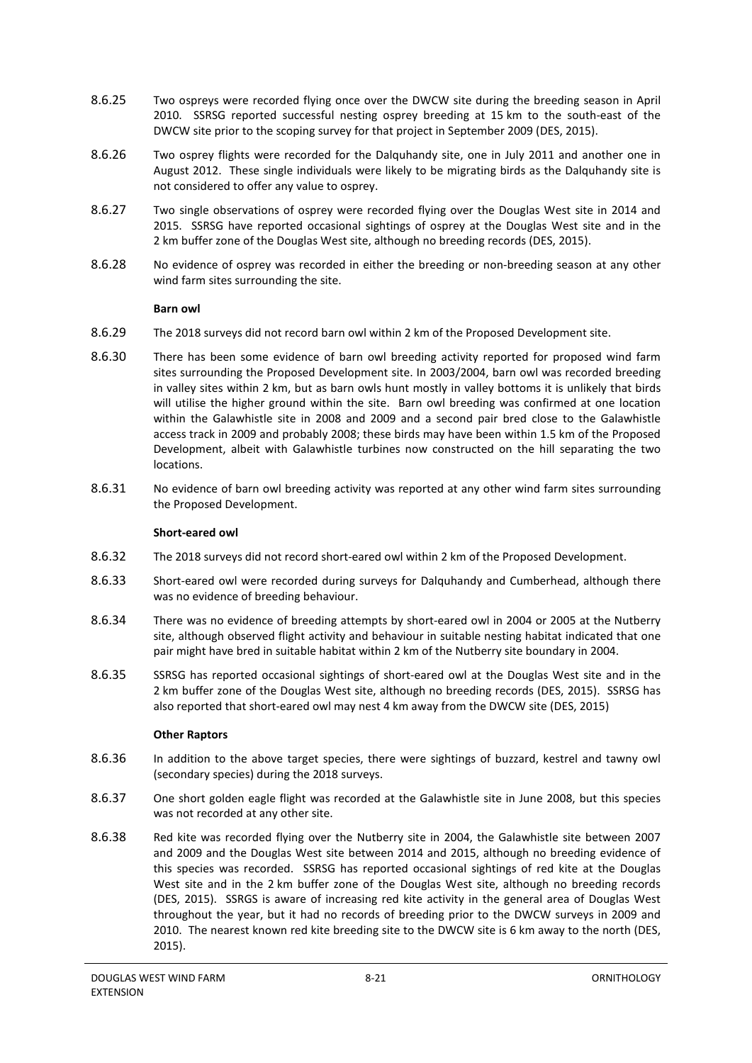8.6.25 Two ospreys were recorded flying once over the DWCW site during the breeding season in April 2010. SSRSG reported successful nesting osprey breeding at 15 km to the south-east of the DWCW site prior to the scoping survey for that project in September 2009 (DES, 2015).

8.6.26 Two osprey flights were recorded for the Dalquhandy site, one in July 2011 and another one in August 2012. These single individuals were likely to be migrating birds as the Dalquhandy site is not considered to offer any value to osprey.

8.6.27 Two single observations of osprey were recorded flying over the Douglas West site in 2014 and 2015. SSRSG have reported occasional sightings of osprey at the Douglas West site and in the 2 km buffer zone of the Douglas West site, although no breeding records (DES, 2015).

8.6.28 No evidence of osprey was recorded in either the breeding or non-breeding season at any other wind farm sites surrounding the site.

**Barn owl**

8.6.29 The 2018 surveys did not record barn owl within 2 km of the Proposed Development site.

8.6.30 There has been some evidence of barn owl breeding activity reported for proposed wind farm sites surrounding the Proposed Development site. In 2003/2004, barn owl was recorded breeding in valley sites within 2 km, but as barn owls hunt mostly in valley bottoms it is unlikely that birds will utilise the higher ground within the site. Barn owl breeding was confirmed at one location within the Galawhistle site in 2008 and 2009 and a second pair bred close to the Galawhistle access track in 2009 and probably 2008; these birds may have been within 1.5 km of the Proposed Development, albeit with Galawhistle turbines now constructed on the hill separating the two locations.

8.6.31 No evidence of barn owl breeding activity was reported at any other wind farm sites surrounding the Proposed Development.

**Short-eared owl**

8.6.32 The 2018 surveys did not record short-eared owl within 2 km of the Proposed Development.

8.6.33 Short-eared owl were recorded during surveys for Dalquhandy and Cumberhead, although there was no evidence of breeding behaviour.

8.6.34 There was no evidence of breeding attempts by short-eared owl in 2004 or 2005 at the Nutberry site, although observed flight activity and behaviour in suitable nesting habitat indicated that one pair might have bred in suitable habitat within 2 km of the Nutberry site boundary in 2004.

8.6.35 SSRSG has reported occasional sightings of short-eared owl at the Douglas West site and in the 2 km buffer zone of the Douglas West site, although no breeding records (DES, 2015). SSRSG has also reported that short-eared owl may nest 4 km away from the DWCW site (DES, 2015)

**Other Raptors**

8.6.36 In addition to the above target species, there were sightings of buzzard, kestrel and tawny owl (secondary species) during the 2018 surveys.

8.6.37 One short golden eagle flight was recorded at the Galawhistle site in June 2008, but this species was not recorded at any other site.

8.6.38 Red kite was recorded flying over the Nutberry site in 2004, the Galawhistle site between 2007 and 2009 and the Douglas West site between 2014 and 2015, although no breeding evidence of this species was recorded. SSRSG has reported occasional sightings of red kite at the Douglas West site and in the 2 km buffer zone of the Douglas West site, although no breeding records (DES, 2015). SSRGS is aware of increasing red kite activity in the general area of Douglas West throughout the year, but it had no records of breeding prior to the DWCW surveys in 2009 and 2010. The nearest known red kite breeding site to the DWCW site is 6 km away to the north (DES, 2015).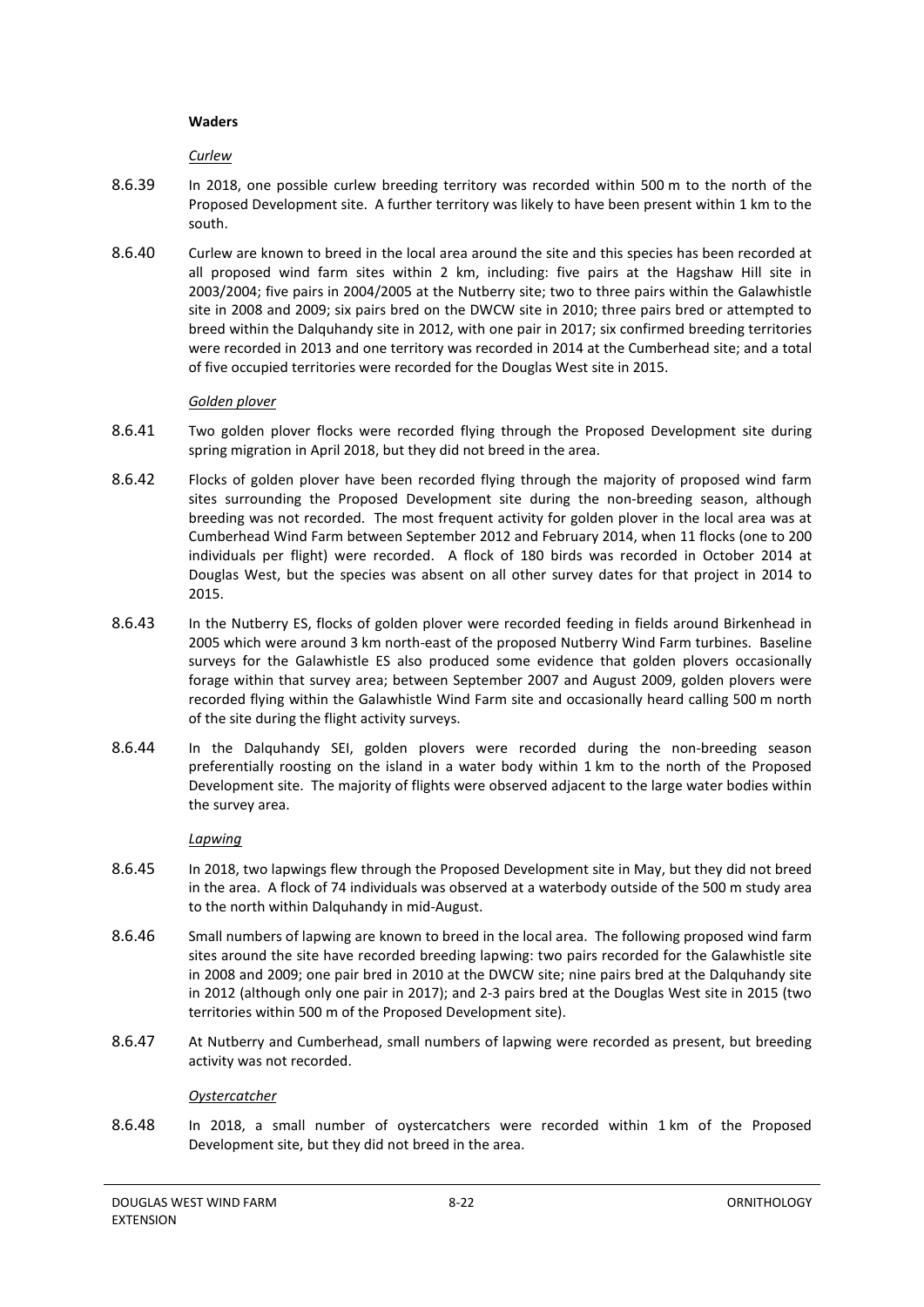**Waders**

*Curlew*

8.6.39 In 2018, one possible curlew breeding territory was recorded within 500 m to the north of the Proposed Development site. A further territory was likely to have been present within 1 km to the south.

8.6.40 Curlew are known to breed in the local area around the site and this species has been recorded at all proposed wind farm sites within 2 km, including: five pairs at the Hagshaw Hill site in 2003/2004; five pairs in 2004/2005 at the Nutberry site; two to three pairs within the Galawhistle site in 2008 and 2009; six pairs bred on the DWCW site in 2010; three pairs bred or attempted to breed within the Dalquhandy site in 2012, with one pair in 2017; six confirmed breeding territories were recorded in 2013 and one territory was recorded in 2014 at the Cumberhead site; and a total of five occupied territories were recorded for the Douglas West site in 2015.

*Golden plover*

8.6.41 Two golden plover flocks were recorded flying through the Proposed Development site during spring migration in April 2018, but they did not breed in the area.

8.6.42 Flocks of golden plover have been recorded flying through the majority of proposed wind farm sites surrounding the Proposed Development site during the non-breeding season, although breeding was not recorded. The most frequent activity for golden plover in the local area was at Cumberhead Wind Farm between September 2012 and February 2014, when 11 flocks (one to 200 individuals per flight) were recorded. A flock of 180 birds was recorded in October 2014 at Douglas West, but the species was absent on all other survey dates for that project in 2014 to 2015.

8.6.43 In the Nutberry ES, flocks of golden plover were recorded feeding in fields around Birkenhead in 2005 which were around 3 km north-east of the proposed Nutberry Wind Farm turbines. Baseline surveys for the Galawhistle ES also produced some evidence that golden plovers occasionally forage within that survey area; between September 2007 and August 2009, golden plovers were recorded flying within the Galawhistle Wind Farm site and occasionally heard calling 500 m north of the site during the flight activity surveys.

8.6.44 In the Dalquhandy SEI, golden plovers were recorded during the non-breeding season preferentially roosting on the island in a water body within 1 km to the north of the Proposed Development site. The majority of flights were observed adjacent to the large water bodies within the survey area.

*Lapwing*

8.6.45 In 2018, two lapwings flew through the Proposed Development site in May, but they did not breed in the area. A flock of 74 individuals was observed at a waterbody outside of the 500 m study area to the north within Dalquhandy in mid-August.

8.6.46 Small numbers of lapwing are known to breed in the local area. The following proposed wind farm sites around the site have recorded breeding lapwing: two pairs recorded for the Galawhistle site in 2008 and 2009; one pair bred in 2010 at the DWCW site; nine pairs bred at the Dalquhandy site in 2012 (although only one pair in 2017); and 2-3 pairs bred at the Douglas West site in 2015 (two territories within 500 m of the Proposed Development site).

8.6.47 At Nutberry and Cumberhead, small numbers of lapwing were recorded as present, but breeding activity was not recorded.

*Oystercatcher*

8.6.48 In 2018, a small number of oystercatchers were recorded within 1 km of the Proposed Development site, but they did not breed in the area.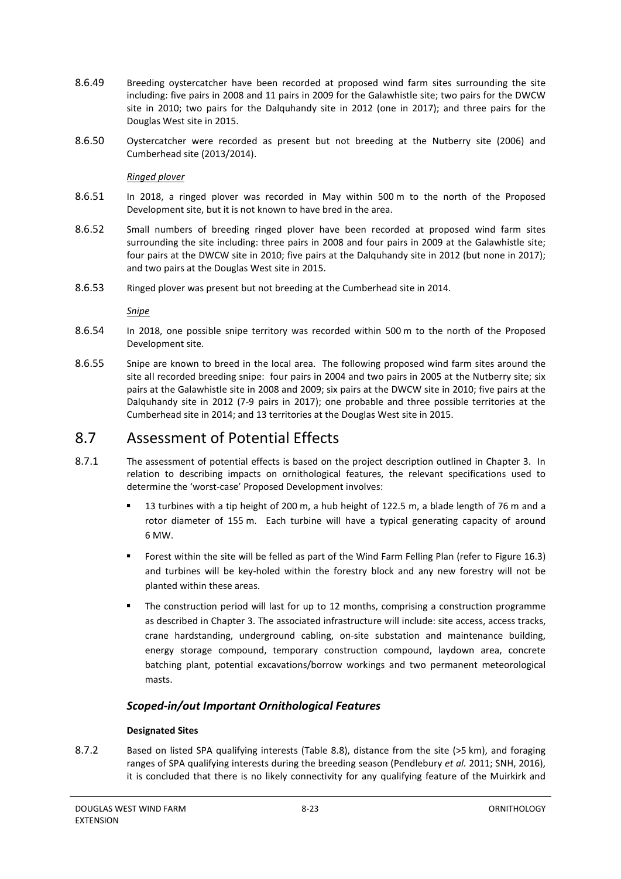8.6.49 Breeding oystercatcher have been recorded at proposed wind farm sites surrounding the site including: five pairs in 2008 and 11 pairs in 2009 for the Galawhistle site; two pairs for the DWCW site in 2010; two pairs for the Dalquhandy site in 2012 (one in 2017); and three pairs for the Douglas West site in 2015.

8.6.50 Oystercatcher were recorded as present but not breeding at the Nutberry site (2006) and Cumberhead site (2013/2014).

*Ringed plover*

8.6.51 In 2018, a ringed plover was recorded in May within 500 m to the north of the Proposed Development site, but it is not known to have bred in the area.

8.6.52 Small numbers of breeding ringed plover have been recorded at proposed wind farm sites surrounding the site including: three pairs in 2008 and four pairs in 2009 at the Galawhistle site; four pairs at the DWCW site in 2010; five pairs at the Dalquhandy site in 2012 (but none in 2017); and two pairs at the Douglas West site in 2015.

8.6.53 Ringed plover was present but not breeding at the Cumberhead site in 2014.

*Snipe*

8.6.54 In 2018, one possible snipe territory was recorded within 500 m to the north of the Proposed Development site.

8.6.55 Snipe are known to breed in the local area. The following proposed wind farm sites around the site all recorded breeding snipe: four pairs in 2004 and two pairs in 2005 at the Nutberry site; six pairs at the Galawhistle site in 2008 and 2009; six pairs at the DWCW site in 2010; five pairs at the Dalquhandy site in 2012 (7-9 pairs in 2017); one probable and three possible territories at the Cumberhead site in 2014; and 13 territories at the Douglas West site in 2015.

## 8.7 Assessment of Potential Effects

8.7.1 The assessment of potential effects is based on the project description outlined in Chapter 3. In relation to describing impacts on ornithological features, the relevant specifications used to determine the 'worst-case' Proposed Development involves:

- 13 turbines with a tip height of 200 m, a hub height of 122.5 m, a blade length of 76 m and a rotor diameter of 155 m. Each turbine will have a typical generating capacity of around 6 MW.
- Forest within the site will be felled as part of the Wind Farm Felling Plan (refer to Figure 16.3) and turbines will be key-holed within the forestry block and any new forestry will not be planted within these areas.
- The construction period will last for up to 12 months, comprising a construction programme as described in Chapter 3. The associated infrastructure will include: site access, access tracks, crane hardstanding, underground cabling, on-site substation and maintenance building, energy storage compound, temporary construction compound, laydown area, concrete batching plant, potential excavations/borrow workings and two permanent meteorological masts.

### *Scoped-in/out Important Ornithological Features*

**Designated Sites**

8.7.2 Based on listed SPA qualifying interests (Table 8.8), distance from the site (>5 km), and foraging ranges of SPA qualifying interests during the breeding season (Pendlebury *et al.* 2011; SNH, 2016), it is concluded that there is no likely connectivity for any qualifying feature of the Muirkirk and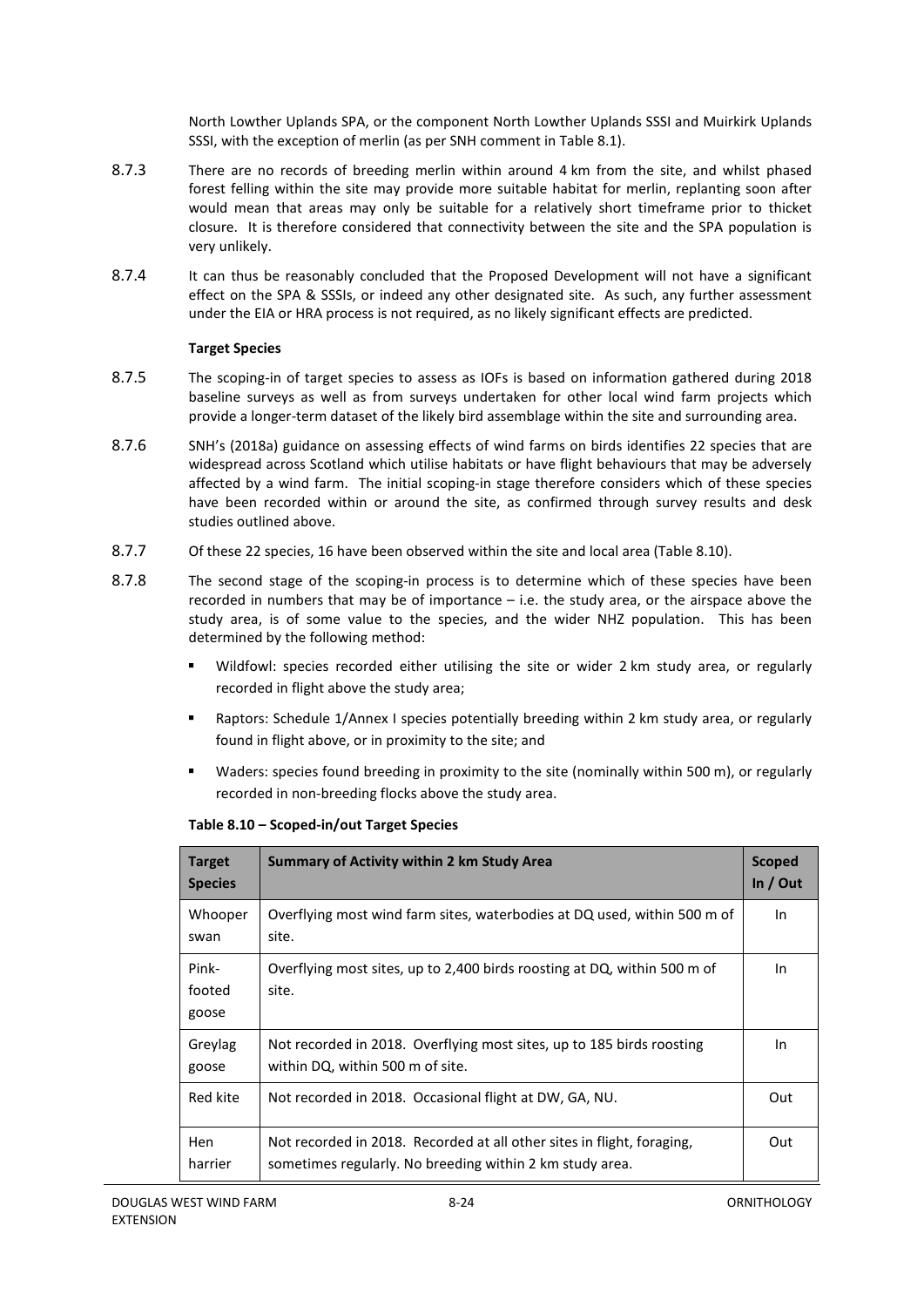North Lowther Uplands SPA, or the component North Lowther Uplands SSSI and Muirkirk Uplands SSSI, with the exception of merlin (as per SNH comment in Table 8.1).

8.7.3 There are no records of breeding merlin within around 4 km from the site, and whilst phased forest felling within the site may provide more suitable habitat for merlin, replanting soon after would mean that areas may only be suitable for a relatively short timeframe prior to thicket closure. It is therefore considered that connectivity between the site and the SPA population is very unlikely.

8.7.4 It can thus be reasonably concluded that the Proposed Development will not have a significant effect on the SPA & SSSIs, or indeed any other designated site. As such, any further assessment under the EIA or HRA process is not required, as no likely significant effects are predicted.

**Target Species**

8.7.5 The scoping-in of target species to assess as IOFs is based on information gathered during 2018 baseline surveys as well as from surveys undertaken for other local wind farm projects which provide a longer-term dataset of the likely bird assemblage within the site and surrounding area.

8.7.6 SNH's (2018a) guidance on assessing effects of wind farms on birds identifies 22 species that are widespread across Scotland which utilise habitats or have flight behaviours that may be adversely affected by a wind farm. The initial scoping-in stage therefore considers which of these species have been recorded within or around the site, as confirmed through survey results and desk studies outlined above.

8.7.7 Of these 22 species, 16 have been observed within the site and local area (Table 8.10).

8.7.8 The second stage of the scoping-in process is to determine which of these species have been recorded in numbers that may be of importance – i.e. the study area, or the airspace above the study area, is of some value to the species, and the wider NHZ population. This has been determined by the following method:

- Wildfowl: species recorded either utilising the site or wider 2 km study area, or regularly recorded in flight above the study area;
- Raptors: Schedule 1/Annex I species potentially breeding within 2 km study area, or regularly found in flight above, or in proximity to the site; and
- Waders: species found breeding in proximity to the site (nominally within 500 m), or regularly recorded in non-breeding flocks above the study area.

**Table 8.10 – Scoped-in/out Target Species**

| Target Species | Summary of Activity within 2 km Study Area | Scoped In / Out |
|---|---|---|
| Whooper swan | Overflying most wind farm sites, waterbodies at DQ used, within 500 m of site. | In |
| Pink-footed goose | Overflying most sites, up to 2,400 birds roosting at DQ, within 500 m of site. | In |
| Greylag goose | Not recorded in 2018. Overflying most sites, up to 185 birds roosting within DQ, within 500 m of site. | In |
| Red kite | Not recorded in 2018. Occasional flight at DW, GA, NU. | Out |
| Hen harrier | Not recorded in 2018. Recorded at all other sites in flight, foraging, sometimes regularly. No breeding within 2 km study area. | Out |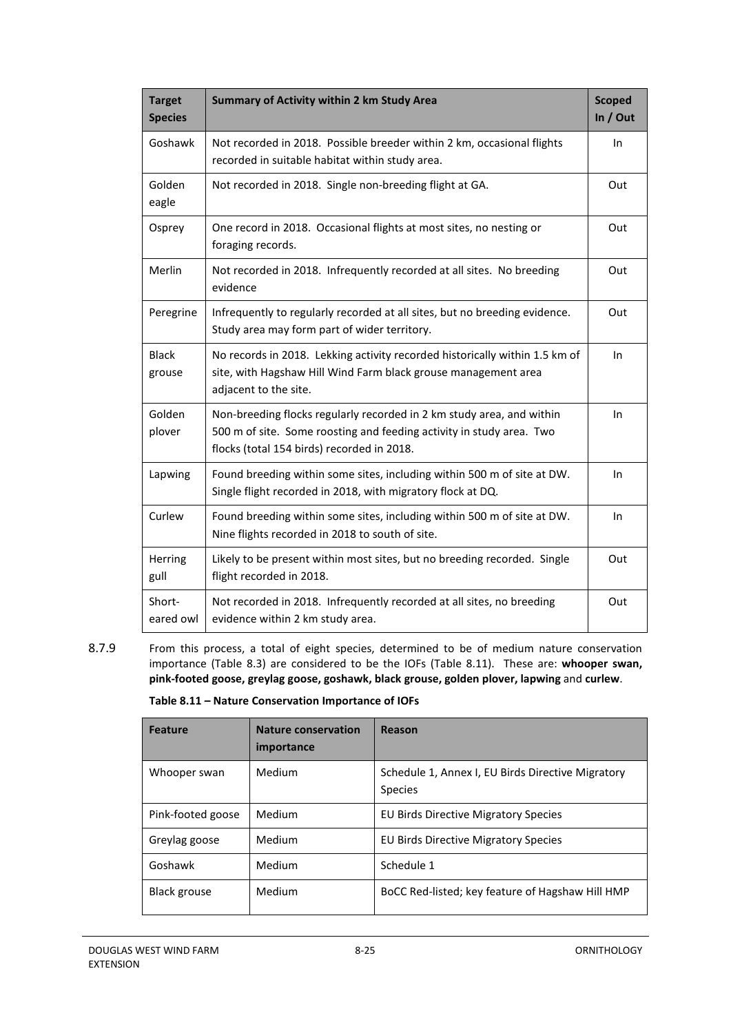| Target Species | Summary of Activity within 2 km Study Area | Scoped In / Out |
|---|---|---|
| Goshawk | Not recorded in 2018. Possible breeder within 2 km, occasional flights recorded in suitable habitat within study area. | In |
| Golden eagle | Not recorded in 2018. Single non-breeding flight at GA. | Out |
| Osprey | One record in 2018. Occasional flights at most sites, no nesting or foraging records. | Out |
| Merlin | Not recorded in 2018. Infrequently recorded at all sites. No breeding evidence | Out |
| Peregrine | Infrequently to regularly recorded at all sites, but no breeding evidence. Study area may form part of wider territory. | Out |
| Black grouse | No records in 2018. Lekking activity recorded historically within 1.5 km of site, with Hagshaw Hill Wind Farm black grouse management area adjacent to the site. | In |
| Golden plover | Non-breeding flocks regularly recorded in 2 km study area, and within 500 m of site. Some roosting and feeding activity in study area. Two flocks (total 154 birds) recorded in 2018. | In |
| Lapwing | Found breeding within some sites, including within 500 m of site at DW. Single flight recorded in 2018, with migratory flock at DQ. | In |
| Curlew | Found breeding within some sites, including within 500 m of site at DW. Nine flights recorded in 2018 to south of site. | In |
| Herring gull | Likely to be present within most sites, but no breeding recorded. Single flight recorded in 2018. | Out |
| Short-eared owl | Not recorded in 2018. Infrequently recorded at all sites, no breeding evidence within 2 km study area. | Out |

8.7.9 From this process, a total of eight species, determined to be of medium nature conservation importance (Table 8.3) are considered to be the IOFs (Table 8.11). These are: **whooper swan, pink-footed goose, greylag goose, goshawk, black grouse, golden plover, lapwing** and **curlew**.

**Table 8.11 – Nature Conservation Importance of IOFs**

| Feature | Nature conservation importance | Reason |
|---|---|---|
| Whooper swan | Medium | Schedule 1, Annex I, EU Birds Directive Migratory Species |
| Pink-footed goose | Medium | EU Birds Directive Migratory Species |
| Greylag goose | Medium | EU Birds Directive Migratory Species |
| Goshawk | Medium | Schedule 1 |
| Black grouse | Medium | BoCC Red-listed; key feature of Hagshaw Hill HMP |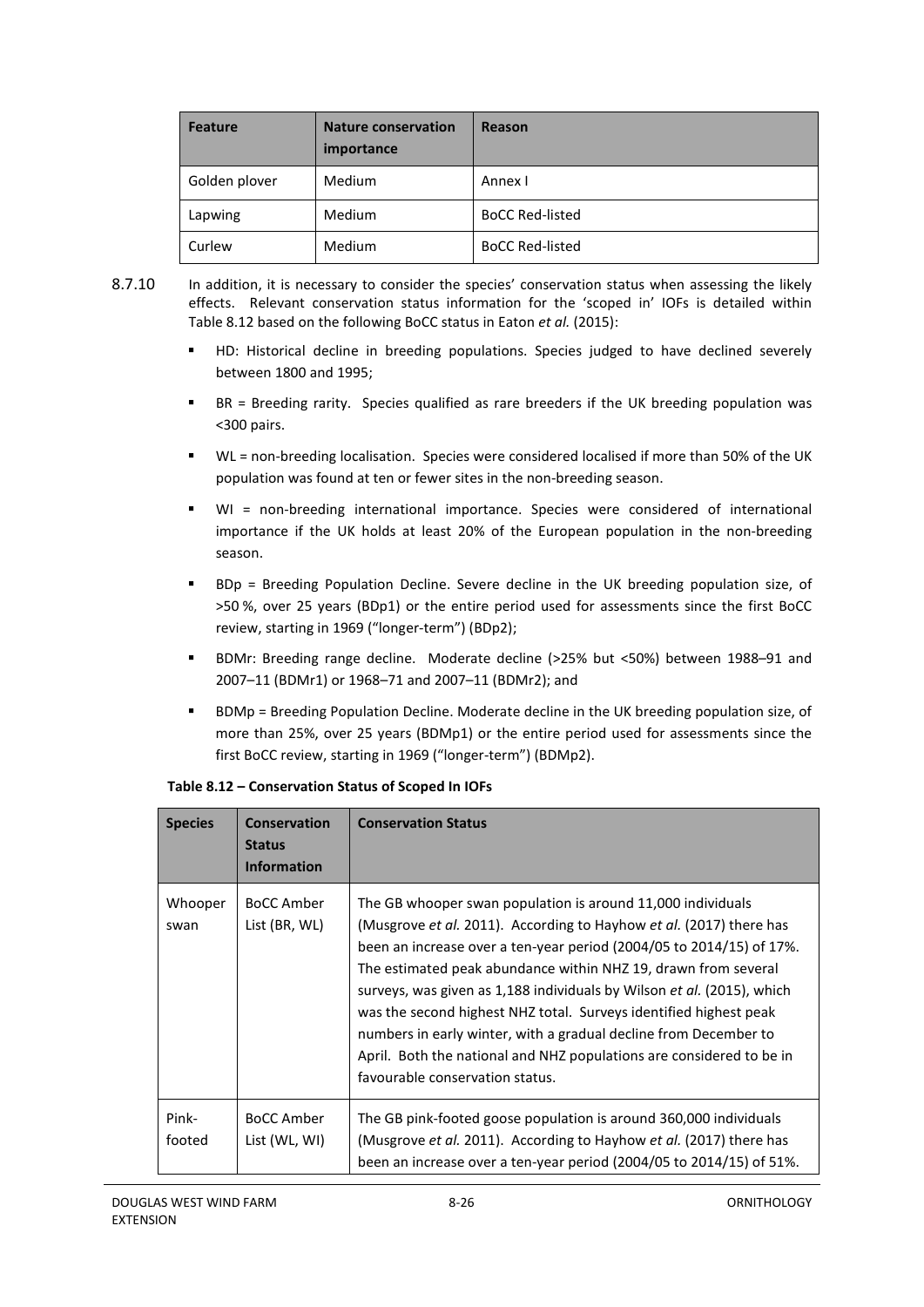| Feature | Nature conservation importance | Reason |
| --- | --- | --- |
| Golden plover | Medium | Annex I |
| Lapwing | Medium | BoCC Red-listed |
| Curlew | Medium | BoCC Red-listed |

8.7.10 In addition, it is necessary to consider the species' conservation status when assessing the likely effects. Relevant conservation status information for the 'scoped in' IOFs is detailed within Table 8.12 based on the following BoCC status in Eaton *et al.* (2015):

- HD: Historical decline in breeding populations. Species judged to have declined severely between 1800 and 1995;
- BR = Breeding rarity. Species qualified as rare breeders if the UK breeding population was <300 pairs.
- WL = non-breeding localisation. Species were considered localised if more than 50% of the UK population was found at ten or fewer sites in the non-breeding season.
- WI = non-breeding international importance. Species were considered of international importance if the UK holds at least 20% of the European population in the non-breeding season.
- BDp = Breeding Population Decline. Severe decline in the UK breeding population size, of >50 %, over 25 years (BDp1) or the entire period used for assessments since the first BoCC review, starting in 1969 ("longer-term") (BDp2);
- BDMr: Breeding range decline. Moderate decline (>25% but <50%) between 1988–91 and 2007–11 (BDMr1) or 1968–71 and 2007–11 (BDMr2); and
- BDMp = Breeding Population Decline. Moderate decline in the UK breeding population size, of more than 25%, over 25 years (BDMp1) or the entire period used for assessments since the first BoCC review, starting in 1969 ("longer-term") (BDMp2).

**Table 8.12 – Conservation Status of Scoped In IOFs**

| Species | Conservation Status Information | Conservation Status |
| --- | --- | --- |
| Whooper swan | BoCC Amber List (BR, WL) | The GB whooper swan population is around 11,000 individuals (Musgrove *et al.* 2011). According to Hayhow *et al.* (2017) there has been an increase over a ten-year period (2004/05 to 2014/15) of 17%. The estimated peak abundance within NHZ 19, drawn from several surveys, was given as 1,188 individuals by Wilson *et al.* (2015), which was the second highest NHZ total. Surveys identified highest peak numbers in early winter, with a gradual decline from December to April. Both the national and NHZ populations are considered to be in favourable conservation status. |
| Pink-footed | BoCC Amber List (WL, WI) | The GB pink-footed goose population is around 360,000 individuals (Musgrove *et al.* 2011). According to Hayhow *et al.* (2017) there has been an increase over a ten-year period (2004/05 to 2014/15) of 51%. |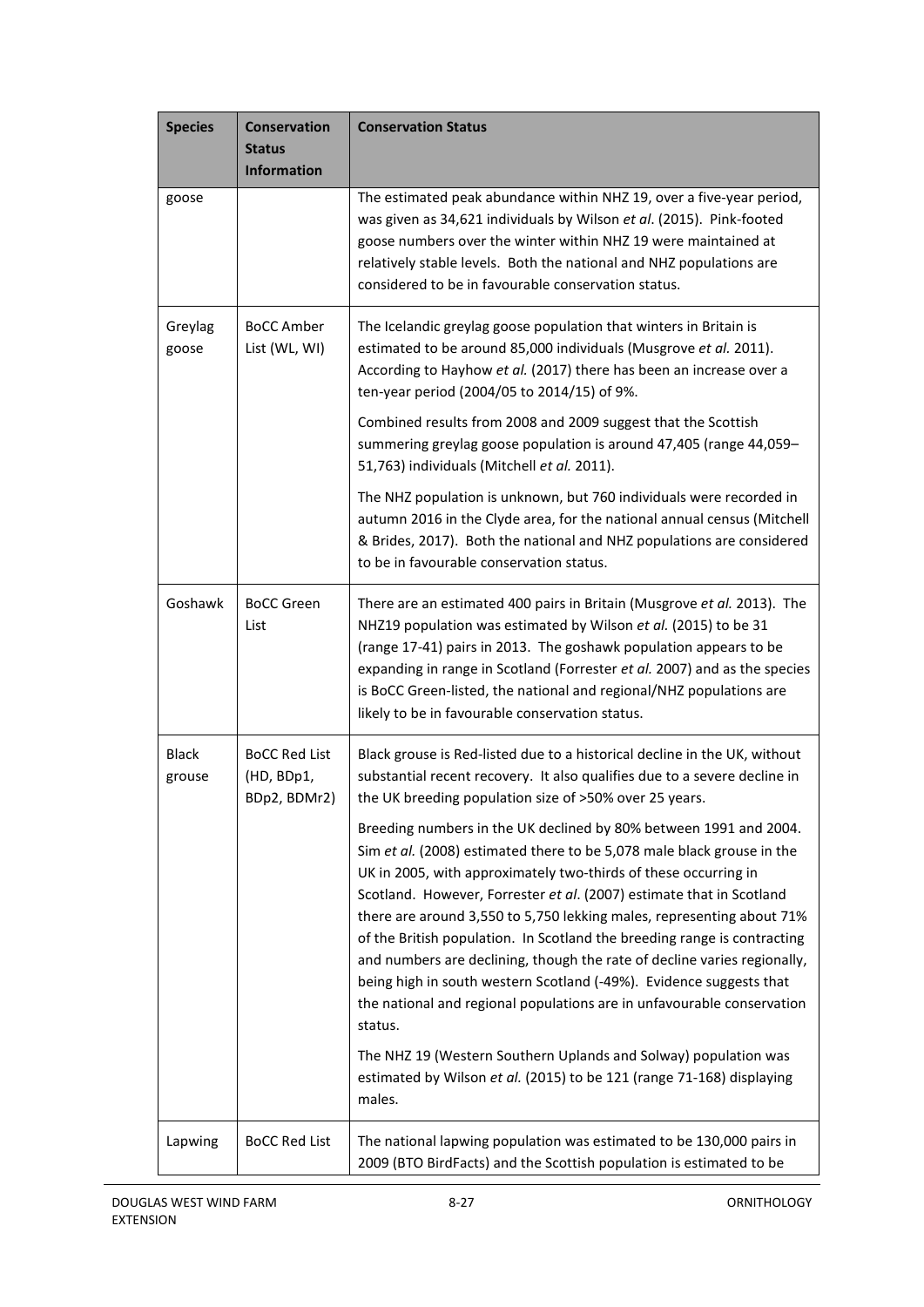| Species | Conservation Status Information | Conservation Status |
|---|---|---|
| goose | | The estimated peak abundance within NHZ 19, over a five-year period, was given as 34,621 individuals by Wilson *et al*. (2015). Pink-footed goose numbers over the winter within NHZ 19 were maintained at relatively stable levels. Both the national and NHZ populations are considered to be in favourable conservation status. |
| Greylag goose | BoCC Amber List (WL, WI) | The Icelandic greylag goose population that winters in Britain is estimated to be around 85,000 individuals (Musgrove *et al.* 2011). According to Hayhow *et al.* (2017) there has been an increase over a ten-year period (2004/05 to 2014/15) of 9%.<br><br>Combined results from 2008 and 2009 suggest that the Scottish summering greylag goose population is around 47,405 (range 44,059–51,763) individuals (Mitchell *et al.* 2011).<br><br>The NHZ population is unknown, but 760 individuals were recorded in autumn 2016 in the Clyde area, for the national annual census (Mitchell & Brides, 2017). Both the national and NHZ populations are considered to be in favourable conservation status. |
| Goshawk | BoCC Green List | There are an estimated 400 pairs in Britain (Musgrove *et al.* 2013). The NHZ19 population was estimated by Wilson *et al.* (2015) to be 31 (range 17-41) pairs in 2013. The goshawk population appears to be expanding in range in Scotland (Forrester *et al.* 2007) and as the species is BoCC Green-listed, the national and regional/NHZ populations are likely to be in favourable conservation status. |
| Black grouse | BoCC Red List (HD, BDp1, BDp2, BDMr2) | Black grouse is Red-listed due to a historical decline in the UK, without substantial recent recovery. It also qualifies due to a severe decline in the UK breeding population size of >50% over 25 years.<br><br>Breeding numbers in the UK declined by 80% between 1991 and 2004. Sim *et al.* (2008) estimated there to be 5,078 male black grouse in the UK in 2005, with approximately two-thirds of these occurring in Scotland. However, Forrester *et al*. (2007) estimate that in Scotland there are around 3,550 to 5,750 lekking males, representing about 71% of the British population. In Scotland the breeding range is contracting and numbers are declining, though the rate of decline varies regionally, being high in south western Scotland (-49%). Evidence suggests that the national and regional populations are in unfavourable conservation status.<br><br>The NHZ 19 (Western Southern Uplands and Solway) population was estimated by Wilson *et al.* (2015) to be 121 (range 71-168) displaying males. |
| Lapwing | BoCC Red List | The national lapwing population was estimated to be 130,000 pairs in 2009 (BTO BirdFacts) and the Scottish population is estimated to be |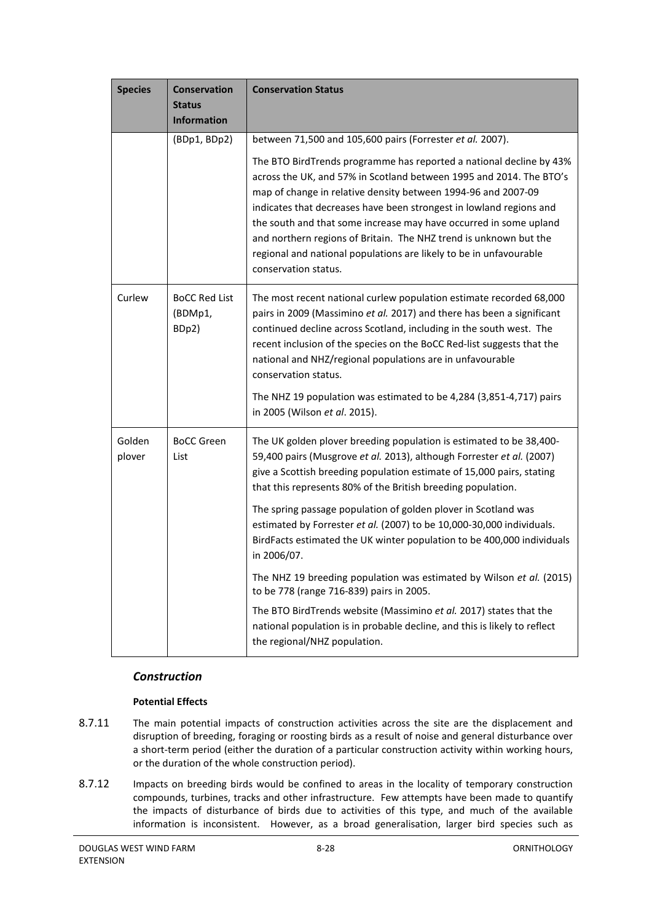| Species | Conservation Status Information | Conservation Status |
|---|---|---|
| | (BDp1, BDp2) | between 71,500 and 105,600 pairs (Forrester *et al.* 2007).<br><br>The BTO BirdTrends programme has reported a national decline by 43% across the UK, and 57% in Scotland between 1995 and 2014. The BTO's map of change in relative density between 1994-96 and 2007-09 indicates that decreases have been strongest in lowland regions and the south and that some increase may have occurred in some upland and northern regions of Britain. The NHZ trend is unknown but the regional and national populations are likely to be in unfavourable conservation status. |
| Curlew | BoCC Red List (BDMp1, BDp2) | The most recent national curlew population estimate recorded 68,000 pairs in 2009 (Massimino *et al.* 2017) and there has been a significant continued decline across Scotland, including in the south west. The recent inclusion of the species on the BoCC Red-list suggests that the national and NHZ/regional populations are in unfavourable conservation status.<br><br>The NHZ 19 population was estimated to be 4,284 (3,851-4,717) pairs in 2005 (Wilson *et al*. 2015). |
| Golden plover | BoCC Green List | The UK golden plover breeding population is estimated to be 38,400-59,400 pairs (Musgrove *et al.* 2013), although Forrester *et al.* (2007) give a Scottish breeding population estimate of 15,000 pairs, stating that this represents 80% of the British breeding population.<br><br>The spring passage population of golden plover in Scotland was estimated by Forrester *et al.* (2007) to be 10,000-30,000 individuals. BirdFacts estimated the UK winter population to be 400,000 individuals in 2006/07.<br><br>The NHZ 19 breeding population was estimated by Wilson *et al.* (2015) to be 778 (range 716-839) pairs in 2005.<br><br>The BTO BirdTrends website (Massimino *et al.* 2017) states that the national population is in probable decline, and this is likely to reflect the regional/NHZ population. |

### *Construction*

**Potential Effects**

8.7.11 The main potential impacts of construction activities across the site are the displacement and disruption of breeding, foraging or roosting birds as a result of noise and general disturbance over a short-term period (either the duration of a particular construction activity within working hours, or the duration of the whole construction period).

8.7.12 Impacts on breeding birds would be confined to areas in the locality of temporary construction compounds, turbines, tracks and other infrastructure. Few attempts have been made to quantify the impacts of disturbance of birds due to activities of this type, and much of the available information is inconsistent. However, as a broad generalisation, larger bird species such as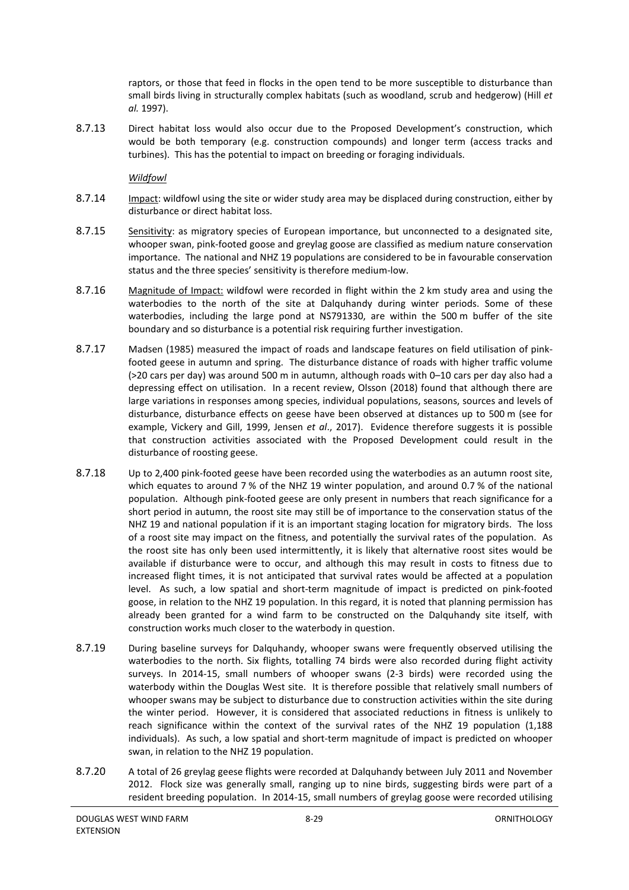raptors, or those that feed in flocks in the open tend to be more susceptible to disturbance than small birds living in structurally complex habitats (such as woodland, scrub and hedgerow) (Hill *et al.* 1997).

8.7.13 Direct habitat loss would also occur due to the Proposed Development's construction, which would be both temporary (e.g. construction compounds) and longer term (access tracks and turbines). This has the potential to impact on breeding or foraging individuals.

*Wildfowl*

8.7.14 Impact: wildfowl using the site or wider study area may be displaced during construction, either by disturbance or direct habitat loss.

8.7.15 Sensitivity: as migratory species of European importance, but unconnected to a designated site, whooper swan, pink-footed goose and greylag goose are classified as medium nature conservation importance. The national and NHZ 19 populations are considered to be in favourable conservation status and the three species' sensitivity is therefore medium-low.

8.7.16 Magnitude of Impact: wildfowl were recorded in flight within the 2 km study area and using the waterbodies to the north of the site at Dalquhandy during winter periods. Some of these waterbodies, including the large pond at NS791330, are within the 500 m buffer of the site boundary and so disturbance is a potential risk requiring further investigation.

8.7.17 Madsen (1985) measured the impact of roads and landscape features on field utilisation of pink-footed geese in autumn and spring. The disturbance distance of roads with higher traffic volume (>20 cars per day) was around 500 m in autumn, although roads with 0–10 cars per day also had a depressing effect on utilisation. In a recent review, Olsson (2018) found that although there are large variations in responses among species, individual populations, seasons, sources and levels of disturbance, disturbance effects on geese have been observed at distances up to 500 m (see for example, Vickery and Gill, 1999, Jensen *et al*., 2017). Evidence therefore suggests it is possible that construction activities associated with the Proposed Development could result in the disturbance of roosting geese.

8.7.18 Up to 2,400 pink-footed geese have been recorded using the waterbodies as an autumn roost site, which equates to around 7 % of the NHZ 19 winter population, and around 0.7 % of the national population. Although pink-footed geese are only present in numbers that reach significance for a short period in autumn, the roost site may still be of importance to the conservation status of the NHZ 19 and national population if it is an important staging location for migratory birds. The loss of a roost site may impact on the fitness, and potentially the survival rates of the population. As the roost site has only been used intermittently, it is likely that alternative roost sites would be available if disturbance were to occur, and although this may result in costs to fitness due to increased flight times, it is not anticipated that survival rates would be affected at a population level. As such, a low spatial and short-term magnitude of impact is predicted on pink-footed goose, in relation to the NHZ 19 population. In this regard, it is noted that planning permission has already been granted for a wind farm to be constructed on the Dalquhandy site itself, with construction works much closer to the waterbody in question.

8.7.19 During baseline surveys for Dalquhandy, whooper swans were frequently observed utilising the waterbodies to the north. Six flights, totalling 74 birds were also recorded during flight activity surveys. In 2014-15, small numbers of whooper swans (2-3 birds) were recorded using the waterbody within the Douglas West site. It is therefore possible that relatively small numbers of whooper swans may be subject to disturbance due to construction activities within the site during the winter period. However, it is considered that associated reductions in fitness is unlikely to reach significance within the context of the survival rates of the NHZ 19 population (1,188 individuals). As such, a low spatial and short-term magnitude of impact is predicted on whooper swan, in relation to the NHZ 19 population.

8.7.20 A total of 26 greylag geese flights were recorded at Dalquhandy between July 2011 and November 2012. Flock size was generally small, ranging up to nine birds, suggesting birds were part of a resident breeding population. In 2014-15, small numbers of greylag goose were recorded utilising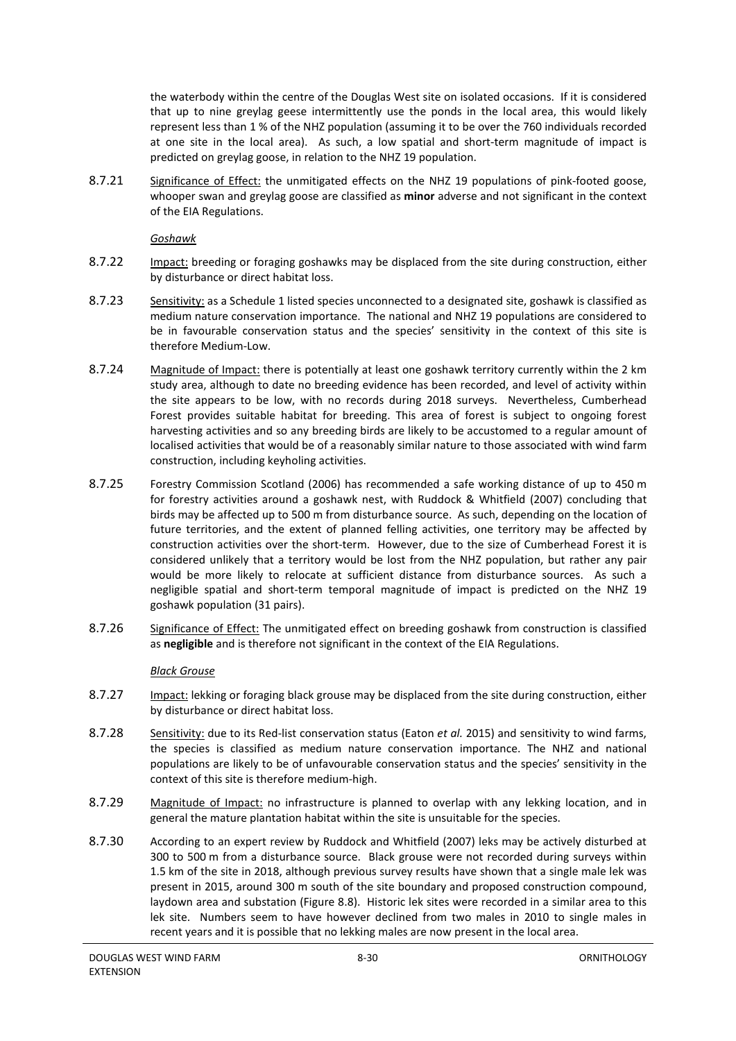the waterbody within the centre of the Douglas West site on isolated occasions. If it is considered that up to nine greylag geese intermittently use the ponds in the local area, this would likely represent less than 1 % of the NHZ population (assuming it to be over the 760 individuals recorded at one site in the local area). As such, a low spatial and short-term magnitude of impact is predicted on greylag goose, in relation to the NHZ 19 population.

8.7.21 Significance of Effect: the unmitigated effects on the NHZ 19 populations of pink-footed goose, whooper swan and greylag goose are classified as **minor** adverse and not significant in the context of the EIA Regulations.

*Goshawk*

8.7.22 Impact: breeding or foraging goshawks may be displaced from the site during construction, either by disturbance or direct habitat loss.

8.7.23 Sensitivity: as a Schedule 1 listed species unconnected to a designated site, goshawk is classified as medium nature conservation importance. The national and NHZ 19 populations are considered to be in favourable conservation status and the species' sensitivity in the context of this site is therefore Medium-Low.

8.7.24 Magnitude of Impact: there is potentially at least one goshawk territory currently within the 2 km study area, although to date no breeding evidence has been recorded, and level of activity within the site appears to be low, with no records during 2018 surveys. Nevertheless, Cumberhead Forest provides suitable habitat for breeding. This area of forest is subject to ongoing forest harvesting activities and so any breeding birds are likely to be accustomed to a regular amount of localised activities that would be of a reasonably similar nature to those associated with wind farm construction, including keyholing activities.

8.7.25 Forestry Commission Scotland (2006) has recommended a safe working distance of up to 450 m for forestry activities around a goshawk nest, with Ruddock & Whitfield (2007) concluding that birds may be affected up to 500 m from disturbance source. As such, depending on the location of future territories, and the extent of planned felling activities, one territory may be affected by construction activities over the short-term. However, due to the size of Cumberhead Forest it is considered unlikely that a territory would be lost from the NHZ population, but rather any pair would be more likely to relocate at sufficient distance from disturbance sources. As such a negligible spatial and short-term temporal magnitude of impact is predicted on the NHZ 19 goshawk population (31 pairs).

8.7.26 Significance of Effect: The unmitigated effect on breeding goshawk from construction is classified as **negligible** and is therefore not significant in the context of the EIA Regulations.

*Black Grouse*

8.7.27 Impact: lekking or foraging black grouse may be displaced from the site during construction, either by disturbance or direct habitat loss.

8.7.28 Sensitivity: due to its Red-list conservation status (Eaton *et al.* 2015) and sensitivity to wind farms, the species is classified as medium nature conservation importance. The NHZ and national populations are likely to be of unfavourable conservation status and the species' sensitivity in the context of this site is therefore medium-high.

8.7.29 Magnitude of Impact: no infrastructure is planned to overlap with any lekking location, and in general the mature plantation habitat within the site is unsuitable for the species.

8.7.30 According to an expert review by Ruddock and Whitfield (2007) leks may be actively disturbed at 300 to 500 m from a disturbance source. Black grouse were not recorded during surveys within 1.5 km of the site in 2018, although previous survey results have shown that a single male lek was present in 2015, around 300 m south of the site boundary and proposed construction compound, laydown area and substation (Figure 8.8). Historic lek sites were recorded in a similar area to this lek site. Numbers seem to have however declined from two males in 2010 to single males in recent years and it is possible that no lekking males are now present in the local area.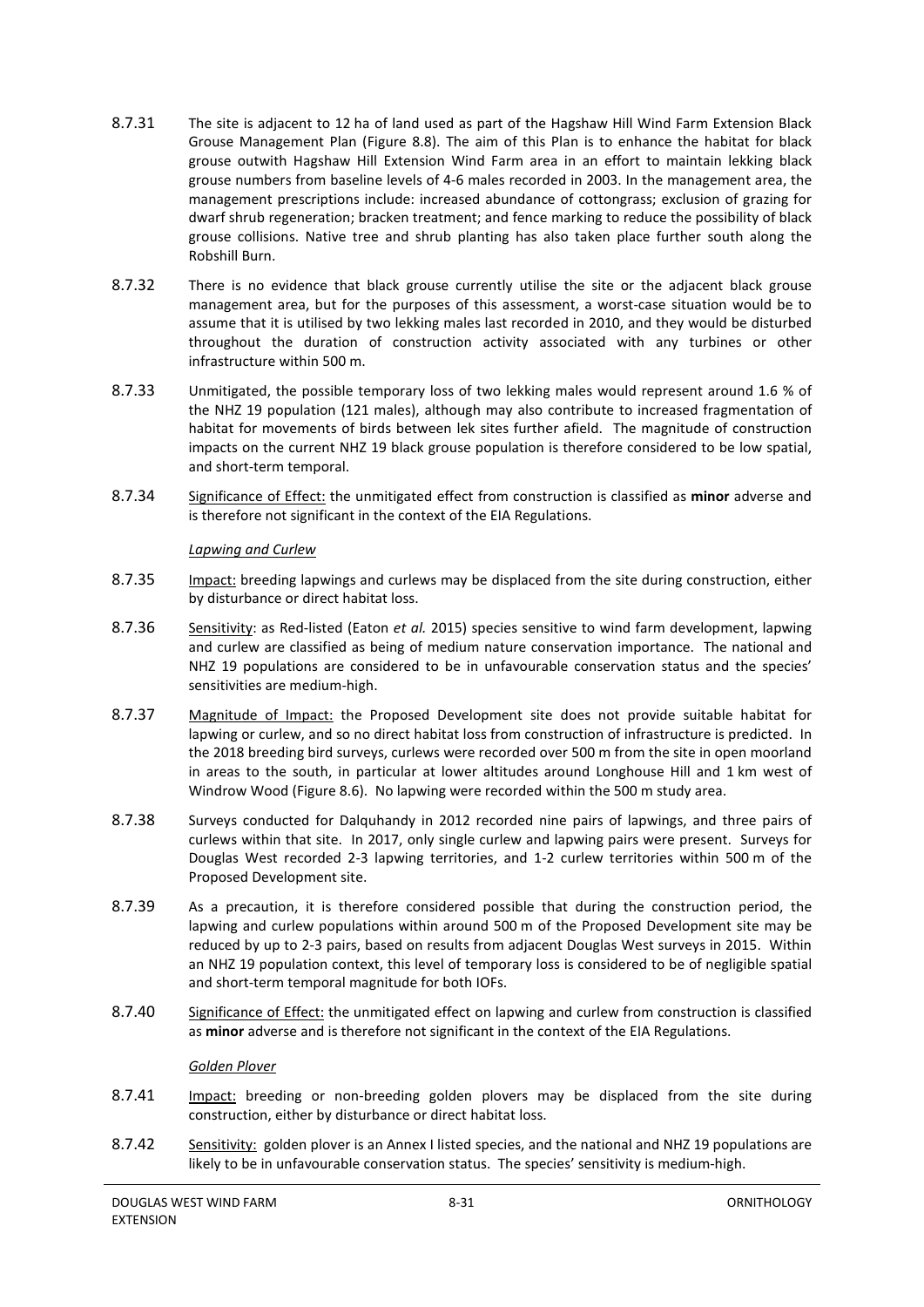8.7.31 The site is adjacent to 12 ha of land used as part of the Hagshaw Hill Wind Farm Extension Black Grouse Management Plan (Figure 8.8). The aim of this Plan is to enhance the habitat for black grouse outwith Hagshaw Hill Extension Wind Farm area in an effort to maintain lekking black grouse numbers from baseline levels of 4-6 males recorded in 2003. In the management area, the management prescriptions include: increased abundance of cottongrass; exclusion of grazing for dwarf shrub regeneration; bracken treatment; and fence marking to reduce the possibility of black grouse collisions. Native tree and shrub planting has also taken place further south along the Robshill Burn.

8.7.32 There is no evidence that black grouse currently utilise the site or the adjacent black grouse management area, but for the purposes of this assessment, a worst-case situation would be to assume that it is utilised by two lekking males last recorded in 2010, and they would be disturbed throughout the duration of construction activity associated with any turbines or other infrastructure within 500 m.

8.7.33 Unmitigated, the possible temporary loss of two lekking males would represent around 1.6 % of the NHZ 19 population (121 males), although may also contribute to increased fragmentation of habitat for movements of birds between lek sites further afield. The magnitude of construction impacts on the current NHZ 19 black grouse population is therefore considered to be low spatial, and short-term temporal.

8.7.34 Significance of Effect: the unmitigated effect from construction is classified as **minor** adverse and is therefore not significant in the context of the EIA Regulations.

*Lapwing and Curlew*

8.7.35 Impact: breeding lapwings and curlews may be displaced from the site during construction, either by disturbance or direct habitat loss.

8.7.36 Sensitivity: as Red-listed (Eaton *et al.* 2015) species sensitive to wind farm development, lapwing and curlew are classified as being of medium nature conservation importance. The national and NHZ 19 populations are considered to be in unfavourable conservation status and the species' sensitivities are medium-high.

8.7.37 Magnitude of Impact: the Proposed Development site does not provide suitable habitat for lapwing or curlew, and so no direct habitat loss from construction of infrastructure is predicted. In the 2018 breeding bird surveys, curlews were recorded over 500 m from the site in open moorland in areas to the south, in particular at lower altitudes around Longhouse Hill and 1 km west of Windrow Wood (Figure 8.6). No lapwing were recorded within the 500 m study area.

8.7.38 Surveys conducted for Dalquhandy in 2012 recorded nine pairs of lapwings, and three pairs of curlews within that site. In 2017, only single curlew and lapwing pairs were present. Surveys for Douglas West recorded 2-3 lapwing territories, and 1-2 curlew territories within 500 m of the Proposed Development site.

8.7.39 As a precaution, it is therefore considered possible that during the construction period, the lapwing and curlew populations within around 500 m of the Proposed Development site may be reduced by up to 2-3 pairs, based on results from adjacent Douglas West surveys in 2015. Within an NHZ 19 population context, this level of temporary loss is considered to be of negligible spatial and short-term temporal magnitude for both IOFs.

8.7.40 Significance of Effect: the unmitigated effect on lapwing and curlew from construction is classified as **minor** adverse and is therefore not significant in the context of the EIA Regulations.

*Golden Plover*

8.7.41 Impact: breeding or non-breeding golden plovers may be displaced from the site during construction, either by disturbance or direct habitat loss.

8.7.42 Sensitivity: golden plover is an Annex I listed species, and the national and NHZ 19 populations are likely to be in unfavourable conservation status. The species' sensitivity is medium-high.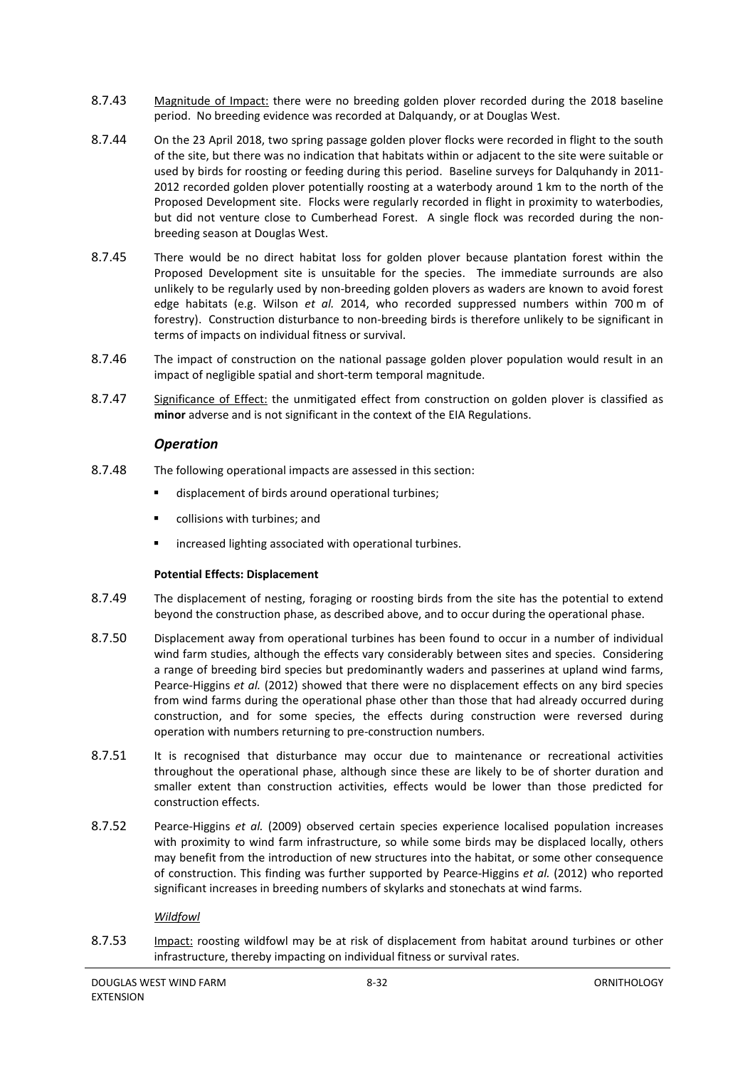8.7.43 Magnitude of Impact: there were no breeding golden plover recorded during the 2018 baseline period. No breeding evidence was recorded at Dalquandy, or at Douglas West.

8.7.44 On the 23 April 2018, two spring passage golden plover flocks were recorded in flight to the south of the site, but there was no indication that habitats within or adjacent to the site were suitable or used by birds for roosting or feeding during this period. Baseline surveys for Dalquhandy in 2011-2012 recorded golden plover potentially roosting at a waterbody around 1 km to the north of the Proposed Development site. Flocks were regularly recorded in flight in proximity to waterbodies, but did not venture close to Cumberhead Forest. A single flock was recorded during the non-breeding season at Douglas West.

8.7.45 There would be no direct habitat loss for golden plover because plantation forest within the Proposed Development site is unsuitable for the species. The immediate surrounds are also unlikely to be regularly used by non-breeding golden plovers as waders are known to avoid forest edge habitats (e.g. Wilson *et al.* 2014, who recorded suppressed numbers within 700 m of forestry). Construction disturbance to non-breeding birds is therefore unlikely to be significant in terms of impacts on individual fitness or survival.

8.7.46 The impact of construction on the national passage golden plover population would result in an impact of negligible spatial and short-term temporal magnitude.

8.7.47 Significance of Effect: the unmitigated effect from construction on golden plover is classified as **minor** adverse and is not significant in the context of the EIA Regulations.

### *Operation*

8.7.48 The following operational impacts are assessed in this section:

- displacement of birds around operational turbines;
- collisions with turbines; and
- increased lighting associated with operational turbines.

#### Potential Effects: Displacement

8.7.49 The displacement of nesting, foraging or roosting birds from the site has the potential to extend beyond the construction phase, as described above, and to occur during the operational phase.

8.7.50 Displacement away from operational turbines has been found to occur in a number of individual wind farm studies, although the effects vary considerably between sites and species. Considering a range of breeding bird species but predominantly waders and passerines at upland wind farms, Pearce-Higgins *et al.* (2012) showed that there were no displacement effects on any bird species from wind farms during the operational phase other than those that had already occurred during construction, and for some species, the effects during construction were reversed during operation with numbers returning to pre-construction numbers.

8.7.51 It is recognised that disturbance may occur due to maintenance or recreational activities throughout the operational phase, although since these are likely to be of shorter duration and smaller extent than construction activities, effects would be lower than those predicted for construction effects.

8.7.52 Pearce-Higgins *et al.* (2009) observed certain species experience localised population increases with proximity to wind farm infrastructure, so while some birds may be displaced locally, others may benefit from the introduction of new structures into the habitat, or some other consequence of construction. This finding was further supported by Pearce-Higgins *et al.* (2012) who reported significant increases in breeding numbers of skylarks and stonechats at wind farms.

*Wildfowl*

8.7.53 Impact: roosting wildfowl may be at risk of displacement from habitat around turbines or other infrastructure, thereby impacting on individual fitness or survival rates.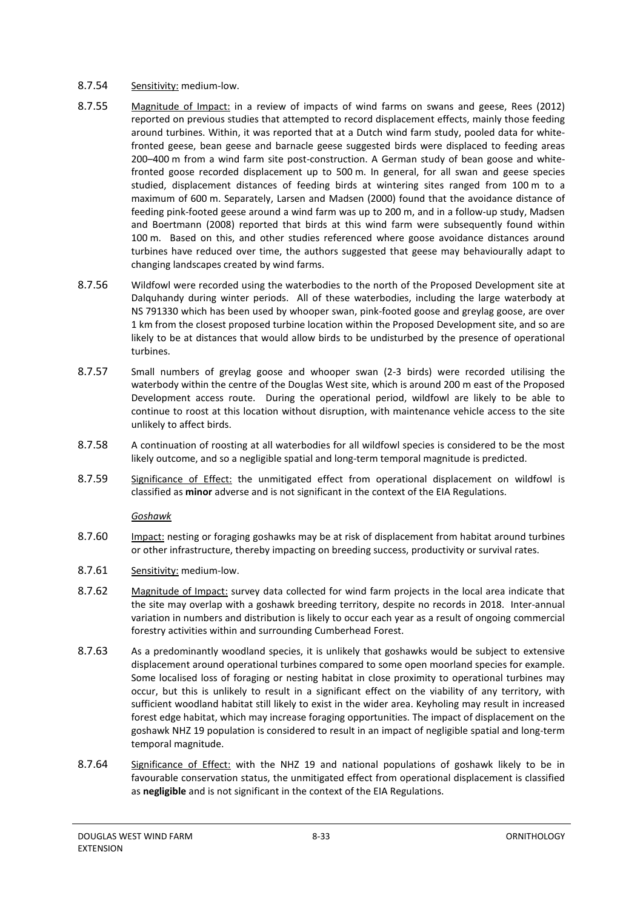8.7.54 Sensitivity: medium-low.

8.7.55 Magnitude of Impact: in a review of impacts of wind farms on swans and geese, Rees (2012) reported on previous studies that attempted to record displacement effects, mainly those feeding around turbines. Within, it was reported that at a Dutch wind farm study, pooled data for white-fronted geese, bean geese and barnacle geese suggested birds were displaced to feeding areas 200–400 m from a wind farm site post-construction. A German study of bean goose and white-fronted goose recorded displacement up to 500 m. In general, for all swan and geese species studied, displacement distances of feeding birds at wintering sites ranged from 100 m to a maximum of 600 m. Separately, Larsen and Madsen (2000) found that the avoidance distance of feeding pink-footed geese around a wind farm was up to 200 m, and in a follow-up study, Madsen and Boertmann (2008) reported that birds at this wind farm were subsequently found within 100 m. Based on this, and other studies referenced where goose avoidance distances around turbines have reduced over time, the authors suggested that geese may behaviourally adapt to changing landscapes created by wind farms.

8.7.56 Wildfowl were recorded using the waterbodies to the north of the Proposed Development site at Dalquhandy during winter periods. All of these waterbodies, including the large waterbody at NS 791330 which has been used by whooper swan, pink-footed goose and greylag goose, are over 1 km from the closest proposed turbine location within the Proposed Development site, and so are likely to be at distances that would allow birds to be undisturbed by the presence of operational turbines.

8.7.57 Small numbers of greylag goose and whooper swan (2-3 birds) were recorded utilising the waterbody within the centre of the Douglas West site, which is around 200 m east of the Proposed Development access route. During the operational period, wildfowl are likely to be able to continue to roost at this location without disruption, with maintenance vehicle access to the site unlikely to affect birds.

8.7.58 A continuation of roosting at all waterbodies for all wildfowl species is considered to be the most likely outcome, and so a negligible spatial and long-term temporal magnitude is predicted.

8.7.59 Significance of Effect: the unmitigated effect from operational displacement on wildfowl is classified as **minor** adverse and is not significant in the context of the EIA Regulations.

*Goshawk*

8.7.60 Impact: nesting or foraging goshawks may be at risk of displacement from habitat around turbines or other infrastructure, thereby impacting on breeding success, productivity or survival rates.

8.7.61 Sensitivity: medium-low.

8.7.62 Magnitude of Impact: survey data collected for wind farm projects in the local area indicate that the site may overlap with a goshawk breeding territory, despite no records in 2018. Inter-annual variation in numbers and distribution is likely to occur each year as a result of ongoing commercial forestry activities within and surrounding Cumberhead Forest.

8.7.63 As a predominantly woodland species, it is unlikely that goshawks would be subject to extensive displacement around operational turbines compared to some open moorland species for example. Some localised loss of foraging or nesting habitat in close proximity to operational turbines may occur, but this is unlikely to result in a significant effect on the viability of any territory, with sufficient woodland habitat still likely to exist in the wider area. Keyholing may result in increased forest edge habitat, which may increase foraging opportunities. The impact of displacement on the goshawk NHZ 19 population is considered to result in an impact of negligible spatial and long-term temporal magnitude.

8.7.64 Significance of Effect: with the NHZ 19 and national populations of goshawk likely to be in favourable conservation status, the unmitigated effect from operational displacement is classified as **negligible** and is not significant in the context of the EIA Regulations.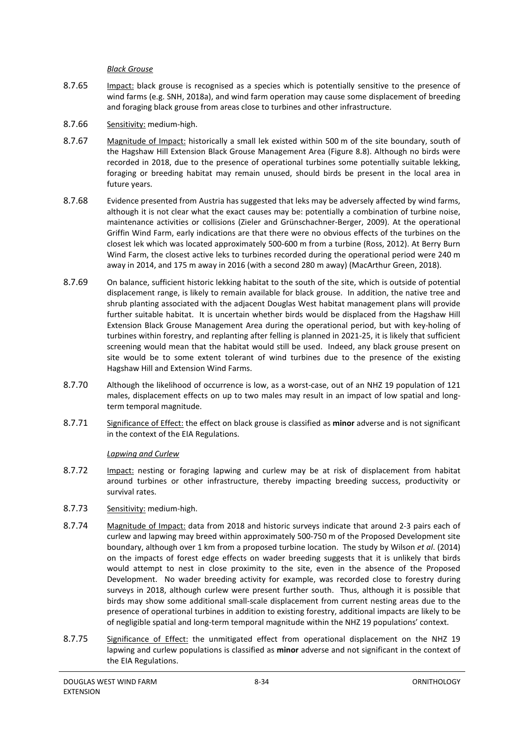*Black Grouse*

8.7.65 Impact: black grouse is recognised as a species which is potentially sensitive to the presence of wind farms (e.g. SNH, 2018a), and wind farm operation may cause some displacement of breeding and foraging black grouse from areas close to turbines and other infrastructure.

8.7.66 Sensitivity: medium-high.

8.7.67 Magnitude of Impact: historically a small lek existed within 500 m of the site boundary, south of the Hagshaw Hill Extension Black Grouse Management Area (Figure 8.8). Although no birds were recorded in 2018, due to the presence of operational turbines some potentially suitable lekking, foraging or breeding habitat may remain unused, should birds be present in the local area in future years.

8.7.68 Evidence presented from Austria has suggested that leks may be adversely affected by wind farms, although it is not clear what the exact causes may be: potentially a combination of turbine noise, maintenance activities or collisions (Zieler and Grünschachner-Berger, 2009). At the operational Griffin Wind Farm, early indications are that there were no obvious effects of the turbines on the closest lek which was located approximately 500-600 m from a turbine (Ross, 2012). At Berry Burn Wind Farm, the closest active leks to turbines recorded during the operational period were 240 m away in 2014, and 175 m away in 2016 (with a second 280 m away) (MacArthur Green, 2018).

8.7.69 On balance, sufficient historic lekking habitat to the south of the site, which is outside of potential displacement range, is likely to remain available for black grouse. In addition, the native tree and shrub planting associated with the adjacent Douglas West habitat management plans will provide further suitable habitat. It is uncertain whether birds would be displaced from the Hagshaw Hill Extension Black Grouse Management Area during the operational period, but with key-holing of turbines within forestry, and replanting after felling is planned in 2021-25, it is likely that sufficient screening would mean that the habitat would still be used. Indeed, any black grouse present on site would be to some extent tolerant of wind turbines due to the presence of the existing Hagshaw Hill and Extension Wind Farms.

8.7.70 Although the likelihood of occurrence is low, as a worst-case, out of an NHZ 19 population of 121 males, displacement effects on up to two males may result in an impact of low spatial and long-term temporal magnitude.

8.7.71 Significance of Effect: the effect on black grouse is classified as **minor** adverse and is not significant in the context of the EIA Regulations.

*Lapwing and Curlew*

8.7.72 Impact: nesting or foraging lapwing and curlew may be at risk of displacement from habitat around turbines or other infrastructure, thereby impacting breeding success, productivity or survival rates.

8.7.73 Sensitivity: medium-high.

8.7.74 Magnitude of Impact: data from 2018 and historic surveys indicate that around 2-3 pairs each of curlew and lapwing may breed within approximately 500-750 m of the Proposed Development site boundary, although over 1 km from a proposed turbine location. The study by Wilson *et al*. (2014) on the impacts of forest edge effects on wader breeding suggests that it is unlikely that birds would attempt to nest in close proximity to the site, even in the absence of the Proposed Development. No wader breeding activity for example, was recorded close to forestry during surveys in 2018, although curlew were present further south. Thus, although it is possible that birds may show some additional small-scale displacement from current nesting areas due to the presence of operational turbines in addition to existing forestry, additional impacts are likely to be of negligible spatial and long-term temporal magnitude within the NHZ 19 populations' context.

8.7.75 Significance of Effect: the unmitigated effect from operational displacement on the NHZ 19 lapwing and curlew populations is classified as **minor** adverse and not significant in the context of the EIA Regulations.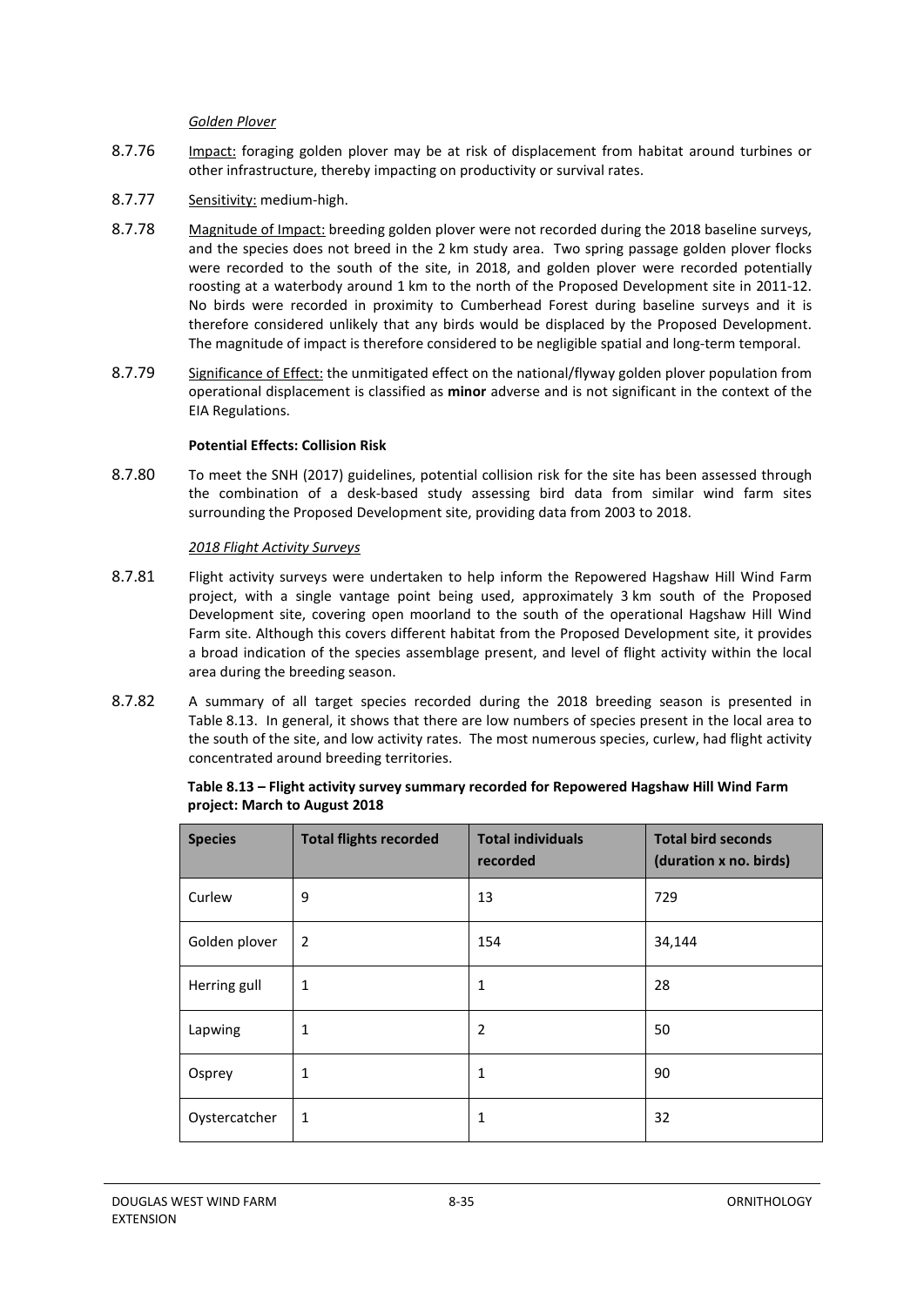*Golden Plover*

8.7.76 Impact: foraging golden plover may be at risk of displacement from habitat around turbines or other infrastructure, thereby impacting on productivity or survival rates.

8.7.77 Sensitivity: medium-high.

8.7.78 Magnitude of Impact: breeding golden plover were not recorded during the 2018 baseline surveys, and the species does not breed in the 2 km study area. Two spring passage golden plover flocks were recorded to the south of the site, in 2018, and golden plover were recorded potentially roosting at a waterbody around 1 km to the north of the Proposed Development site in 2011-12. No birds were recorded in proximity to Cumberhead Forest during baseline surveys and it is therefore considered unlikely that any birds would be displaced by the Proposed Development. The magnitude of impact is therefore considered to be negligible spatial and long-term temporal.

8.7.79 Significance of Effect: the unmitigated effect on the national/flyway golden plover population from operational displacement is classified as **minor** adverse and is not significant in the context of the EIA Regulations.

**Potential Effects: Collision Risk**

8.7.80 To meet the SNH (2017) guidelines, potential collision risk for the site has been assessed through the combination of a desk-based study assessing bird data from similar wind farm sites surrounding the Proposed Development site, providing data from 2003 to 2018.

*2018 Flight Activity Surveys*

8.7.81 Flight activity surveys were undertaken to help inform the Repowered Hagshaw Hill Wind Farm project, with a single vantage point being used, approximately 3 km south of the Proposed Development site, covering open moorland to the south of the operational Hagshaw Hill Wind Farm site. Although this covers different habitat from the Proposed Development site, it provides a broad indication of the species assemblage present, and level of flight activity within the local area during the breeding season.

8.7.82 A summary of all target species recorded during the 2018 breeding season is presented in Table 8.13. In general, it shows that there are low numbers of species present in the local area to the south of the site, and low activity rates. The most numerous species, curlew, had flight activity concentrated around breeding territories.

**Table 8.13 – Flight activity survey summary recorded for Repowered Hagshaw Hill Wind Farm project: March to August 2018**

| Species | Total flights recorded | Total individuals recorded | Total bird seconds (duration x no. birds) |
|---|---|---|---|
| Curlew | 9 | 13 | 729 |
| Golden plover | 2 | 154 | 34,144 |
| Herring gull | 1 | 1 | 28 |
| Lapwing | 1 | 2 | 50 |
| Osprey | 1 | 1 | 90 |
| Oystercatcher | 1 | 1 | 32 |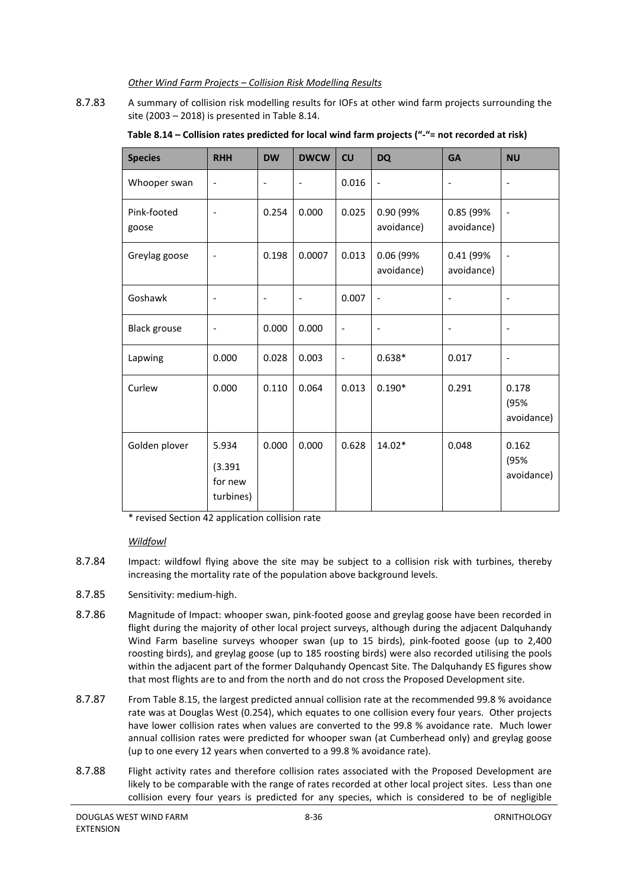*Other Wind Farm Projects – Collision Risk Modelling Results*

8.7.83 A summary of collision risk modelling results for IOFs at other wind farm projects surrounding the site (2003 – 2018) is presented in Table 8.14.

**Table 8.14 – Collision rates predicted for local wind farm projects ("-"= not recorded at risk)**

| Species | RHH | DW | DWCW | CU | DQ | GA | NU |
|---|---|---|---|---|---|---|---|
| Whooper swan | - | - | - | 0.016 | - | - | - |
| Pink-footed goose | - | 0.254 | 0.000 | 0.025 | 0.90 (99% avoidance) | 0.85 (99% avoidance) | - |
| Greylag goose | - | 0.198 | 0.0007 | 0.013 | 0.06 (99% avoidance) | 0.41 (99% avoidance) | - |
| Goshawk | - | - | - | 0.007 | - | - | - |
| Black grouse | - | 0.000 | 0.000 | - | - | - | - |
| Lapwing | 0.000 | 0.028 | 0.003 | - | 0.638* | 0.017 | - |
| Curlew | 0.000 | 0.110 | 0.064 | 0.013 | 0.190* | 0.291 | 0.178 (95% avoidance) |
| Golden plover | 5.934 (3.391 for new turbines) | 0.000 | 0.000 | 0.628 | 14.02* | 0.048 | 0.162 (95% avoidance) |

\* revised Section 42 application collision rate

*Wildfowl*

8.7.84 Impact: wildfowl flying above the site may be subject to a collision risk with turbines, thereby increasing the mortality rate of the population above background levels.

8.7.85 Sensitivity: medium-high.

8.7.86 Magnitude of Impact: whooper swan, pink-footed goose and greylag goose have been recorded in flight during the majority of other local project surveys, although during the adjacent Dalquhandy Wind Farm baseline surveys whooper swan (up to 15 birds), pink-footed goose (up to 2,400 roosting birds), and greylag goose (up to 185 roosting birds) were also recorded utilising the pools within the adjacent part of the former Dalquhandy Opencast Site. The Dalquhandy ES figures show that most flights are to and from the north and do not cross the Proposed Development site.

8.7.87 From Table 8.15, the largest predicted annual collision rate at the recommended 99.8 % avoidance rate was at Douglas West (0.254), which equates to one collision every four years. Other projects have lower collision rates when values are converted to the 99.8 % avoidance rate. Much lower annual collision rates were predicted for whooper swan (at Cumberhead only) and greylag goose (up to one every 12 years when converted to a 99.8 % avoidance rate).

8.7.88 Flight activity rates and therefore collision rates associated with the Proposed Development are likely to be comparable with the range of rates recorded at other local project sites. Less than one collision every four years is predicted for any species, which is considered to be of negligible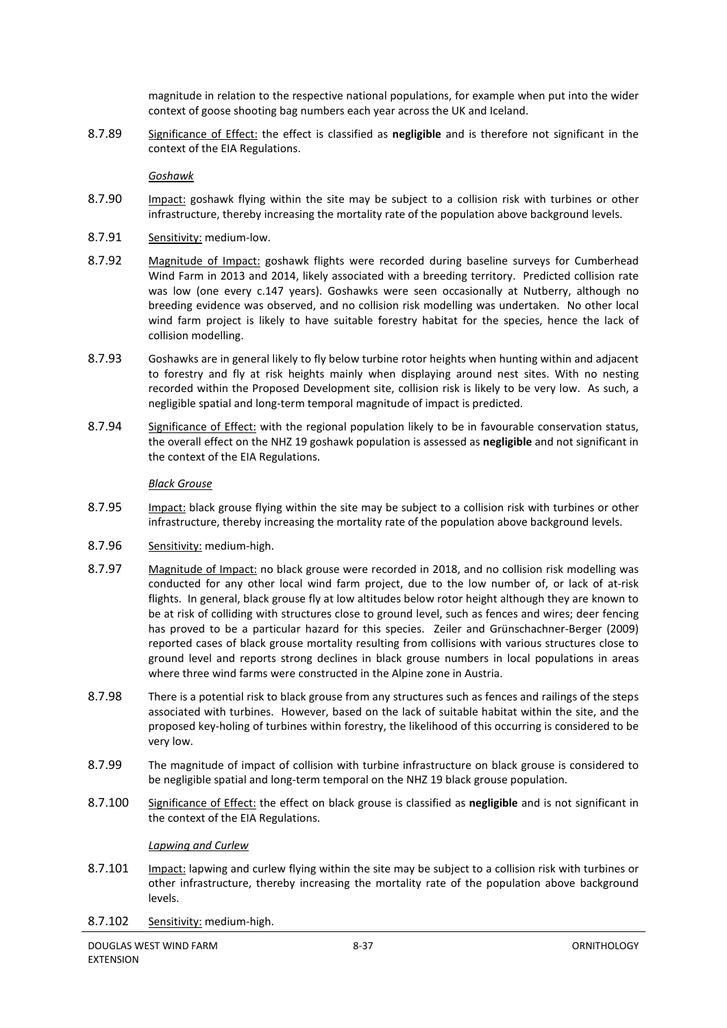magnitude in relation to the respective national populations, for example when put into the wider context of goose shooting bag numbers each year across the UK and Iceland.

8.7.89 Significance of Effect: the effect is classified as **negligible** and is therefore not significant in the context of the EIA Regulations.

*Goshawk*

8.7.90 Impact: goshawk flying within the site may be subject to a collision risk with turbines or other infrastructure, thereby increasing the mortality rate of the population above background levels.

8.7.91 Sensitivity: medium-low.

8.7.92 Magnitude of Impact: goshawk flights were recorded during baseline surveys for Cumberhead Wind Farm in 2013 and 2014, likely associated with a breeding territory. Predicted collision rate was low (one every c.147 years). Goshawks were seen occasionally at Nutberry, although no breeding evidence was observed, and no collision risk modelling was undertaken. No other local wind farm project is likely to have suitable forestry habitat for the species, hence the lack of collision modelling.

8.7.93 Goshawks are in general likely to fly below turbine rotor heights when hunting within and adjacent to forestry and fly at risk heights mainly when displaying around nest sites. With no nesting recorded within the Proposed Development site, collision risk is likely to be very low. As such, a negligible spatial and long-term temporal magnitude of impact is predicted.

8.7.94 Significance of Effect: with the regional population likely to be in favourable conservation status, the overall effect on the NHZ 19 goshawk population is assessed as **negligible** and not significant in the context of the EIA Regulations.

*Black Grouse*

8.7.95 Impact: black grouse flying within the site may be subject to a collision risk with turbines or other infrastructure, thereby increasing the mortality rate of the population above background levels.

8.7.96 Sensitivity: medium-high.

8.7.97 Magnitude of Impact: no black grouse were recorded in 2018, and no collision risk modelling was conducted for any other local wind farm project, due to the low number of, or lack of at-risk flights. In general, black grouse fly at low altitudes below rotor height although they are known to be at risk of colliding with structures close to ground level, such as fences and wires; deer fencing has proved to be a particular hazard for this species. Zeiler and Grünschachner-Berger (2009) reported cases of black grouse mortality resulting from collisions with various structures close to ground level and reports strong declines in black grouse numbers in local populations in areas where three wind farms were constructed in the Alpine zone in Austria.

8.7.98 There is a potential risk to black grouse from any structures such as fences and railings of the steps associated with turbines. However, based on the lack of suitable habitat within the site, and the proposed key-holing of turbines within forestry, the likelihood of this occurring is considered to be very low.

8.7.99 The magnitude of impact of collision with turbine infrastructure on black grouse is considered to be negligible spatial and long-term temporal on the NHZ 19 black grouse population.

8.7.100 Significance of Effect: the effect on black grouse is classified as **negligible** and is not significant in the context of the EIA Regulations.

*Lapwing and Curlew*

8.7.101 Impact: lapwing and curlew flying within the site may be subject to a collision risk with turbines or other infrastructure, thereby increasing the mortality rate of the population above background levels.

8.7.102 Sensitivity: medium-high.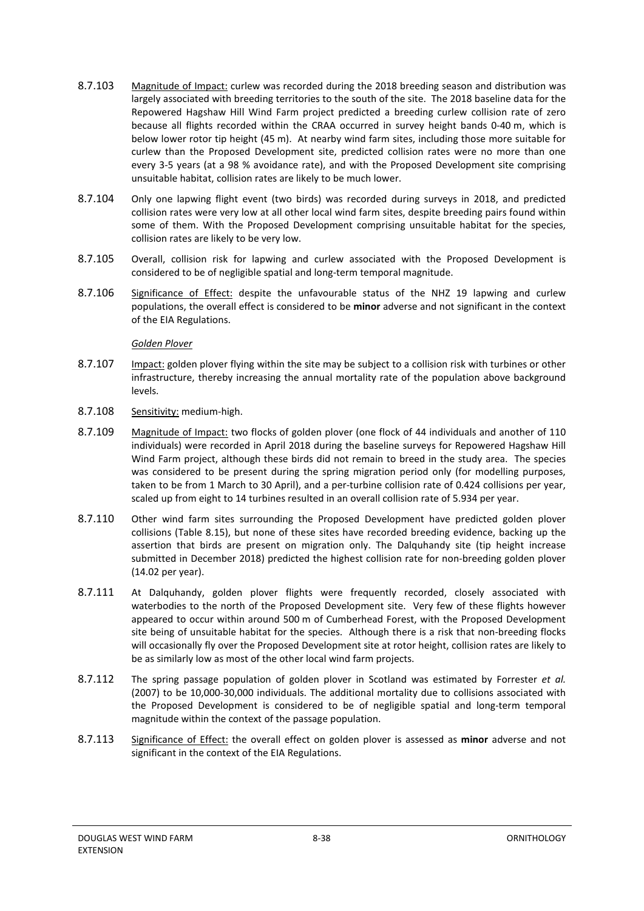8.7.103 Magnitude of Impact: curlew was recorded during the 2018 breeding season and distribution was largely associated with breeding territories to the south of the site. The 2018 baseline data for the Repowered Hagshaw Hill Wind Farm project predicted a breeding curlew collision rate of zero because all flights recorded within the CRAA occurred in survey height bands 0-40 m, which is below lower rotor tip height (45 m). At nearby wind farm sites, including those more suitable for curlew than the Proposed Development site, predicted collision rates were no more than one every 3-5 years (at a 98 % avoidance rate), and with the Proposed Development site comprising unsuitable habitat, collision rates are likely to be much lower.

8.7.104 Only one lapwing flight event (two birds) was recorded during surveys in 2018, and predicted collision rates were very low at all other local wind farm sites, despite breeding pairs found within some of them. With the Proposed Development comprising unsuitable habitat for the species, collision rates are likely to be very low.

8.7.105 Overall, collision risk for lapwing and curlew associated with the Proposed Development is considered to be of negligible spatial and long-term temporal magnitude.

8.7.106 Significance of Effect: despite the unfavourable status of the NHZ 19 lapwing and curlew populations, the overall effect is considered to be **minor** adverse and not significant in the context of the EIA Regulations.

*Golden Plover*

8.7.107 Impact: golden plover flying within the site may be subject to a collision risk with turbines or other infrastructure, thereby increasing the annual mortality rate of the population above background levels.

8.7.108 Sensitivity: medium-high.

8.7.109 Magnitude of Impact: two flocks of golden plover (one flock of 44 individuals and another of 110 individuals) were recorded in April 2018 during the baseline surveys for Repowered Hagshaw Hill Wind Farm project, although these birds did not remain to breed in the study area. The species was considered to be present during the spring migration period only (for modelling purposes, taken to be from 1 March to 30 April), and a per-turbine collision rate of 0.424 collisions per year, scaled up from eight to 14 turbines resulted in an overall collision rate of 5.934 per year.

8.7.110 Other wind farm sites surrounding the Proposed Development have predicted golden plover collisions (Table 8.15), but none of these sites have recorded breeding evidence, backing up the assertion that birds are present on migration only. The Dalquhandy site (tip height increase submitted in December 2018) predicted the highest collision rate for non-breeding golden plover (14.02 per year).

8.7.111 At Dalquhandy, golden plover flights were frequently recorded, closely associated with waterbodies to the north of the Proposed Development site. Very few of these flights however appeared to occur within around 500 m of Cumberhead Forest, with the Proposed Development site being of unsuitable habitat for the species. Although there is a risk that non-breeding flocks will occasionally fly over the Proposed Development site at rotor height, collision rates are likely to be as similarly low as most of the other local wind farm projects.

8.7.112 The spring passage population of golden plover in Scotland was estimated by Forrester *et al.* (2007) to be 10,000-30,000 individuals. The additional mortality due to collisions associated with the Proposed Development is considered to be of negligible spatial and long-term temporal magnitude within the context of the passage population.

8.7.113 Significance of Effect: the overall effect on golden plover is assessed as **minor** adverse and not significant in the context of the EIA Regulations.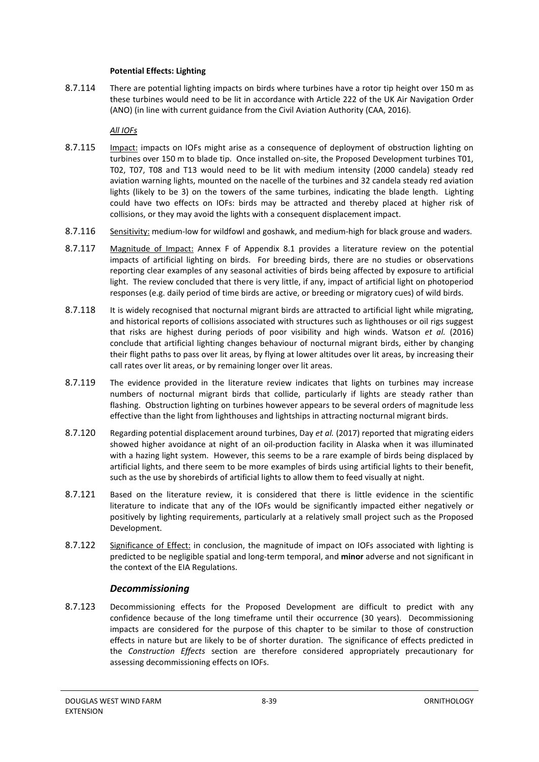**Potential Effects: Lighting**

8.7.114 There are potential lighting impacts on birds where turbines have a rotor tip height over 150 m as these turbines would need to be lit in accordance with Article 222 of the UK Air Navigation Order (ANO) (in line with current guidance from the Civil Aviation Authority (CAA, 2016).

*All IOFs*

8.7.115 Impact: impacts on IOFs might arise as a consequence of deployment of obstruction lighting on turbines over 150 m to blade tip. Once installed on-site, the Proposed Development turbines T01, T02, T07, T08 and T13 would need to be lit with medium intensity (2000 candela) steady red aviation warning lights, mounted on the nacelle of the turbines and 32 candela steady red aviation lights (likely to be 3) on the towers of the same turbines, indicating the blade length. Lighting could have two effects on IOFs: birds may be attracted and thereby placed at higher risk of collisions, or they may avoid the lights with a consequent displacement impact.

8.7.116 Sensitivity: medium-low for wildfowl and goshawk, and medium-high for black grouse and waders.

8.7.117 Magnitude of Impact: Annex F of Appendix 8.1 provides a literature review on the potential impacts of artificial lighting on birds. For breeding birds, there are no studies or observations reporting clear examples of any seasonal activities of birds being affected by exposure to artificial light. The review concluded that there is very little, if any, impact of artificial light on photoperiod responses (e.g. daily period of time birds are active, or breeding or migratory cues) of wild birds.

8.7.118 It is widely recognised that nocturnal migrant birds are attracted to artificial light while migrating, and historical reports of collisions associated with structures such as lighthouses or oil rigs suggest that risks are highest during periods of poor visibility and high winds. Watson *et al.* (2016) conclude that artificial lighting changes behaviour of nocturnal migrant birds, either by changing their flight paths to pass over lit areas, by flying at lower altitudes over lit areas, by increasing their call rates over lit areas, or by remaining longer over lit areas.

8.7.119 The evidence provided in the literature review indicates that lights on turbines may increase numbers of nocturnal migrant birds that collide, particularly if lights are steady rather than flashing. Obstruction lighting on turbines however appears to be several orders of magnitude less effective than the light from lighthouses and lightships in attracting nocturnal migrant birds.

8.7.120 Regarding potential displacement around turbines, Day *et al.* (2017) reported that migrating eiders showed higher avoidance at night of an oil-production facility in Alaska when it was illuminated with a hazing light system. However, this seems to be a rare example of birds being displaced by artificial lights, and there seem to be more examples of birds using artificial lights to their benefit, such as the use by shorebirds of artificial lights to allow them to feed visually at night.

8.7.121 Based on the literature review, it is considered that there is little evidence in the scientific literature to indicate that any of the IOFs would be significantly impacted either negatively or positively by lighting requirements, particularly at a relatively small project such as the Proposed Development.

8.7.122 Significance of Effect: in conclusion, the magnitude of impact on IOFs associated with lighting is predicted to be negligible spatial and long-term temporal, and **minor** adverse and not significant in the context of the EIA Regulations.

### *Decommissioning*

8.7.123 Decommissioning effects for the Proposed Development are difficult to predict with any confidence because of the long timeframe until their occurrence (30 years). Decommissioning impacts are considered for the purpose of this chapter to be similar to those of construction effects in nature but are likely to be of shorter duration. The significance of effects predicted in the *Construction Effects* section are therefore considered appropriately precautionary for assessing decommissioning effects on IOFs.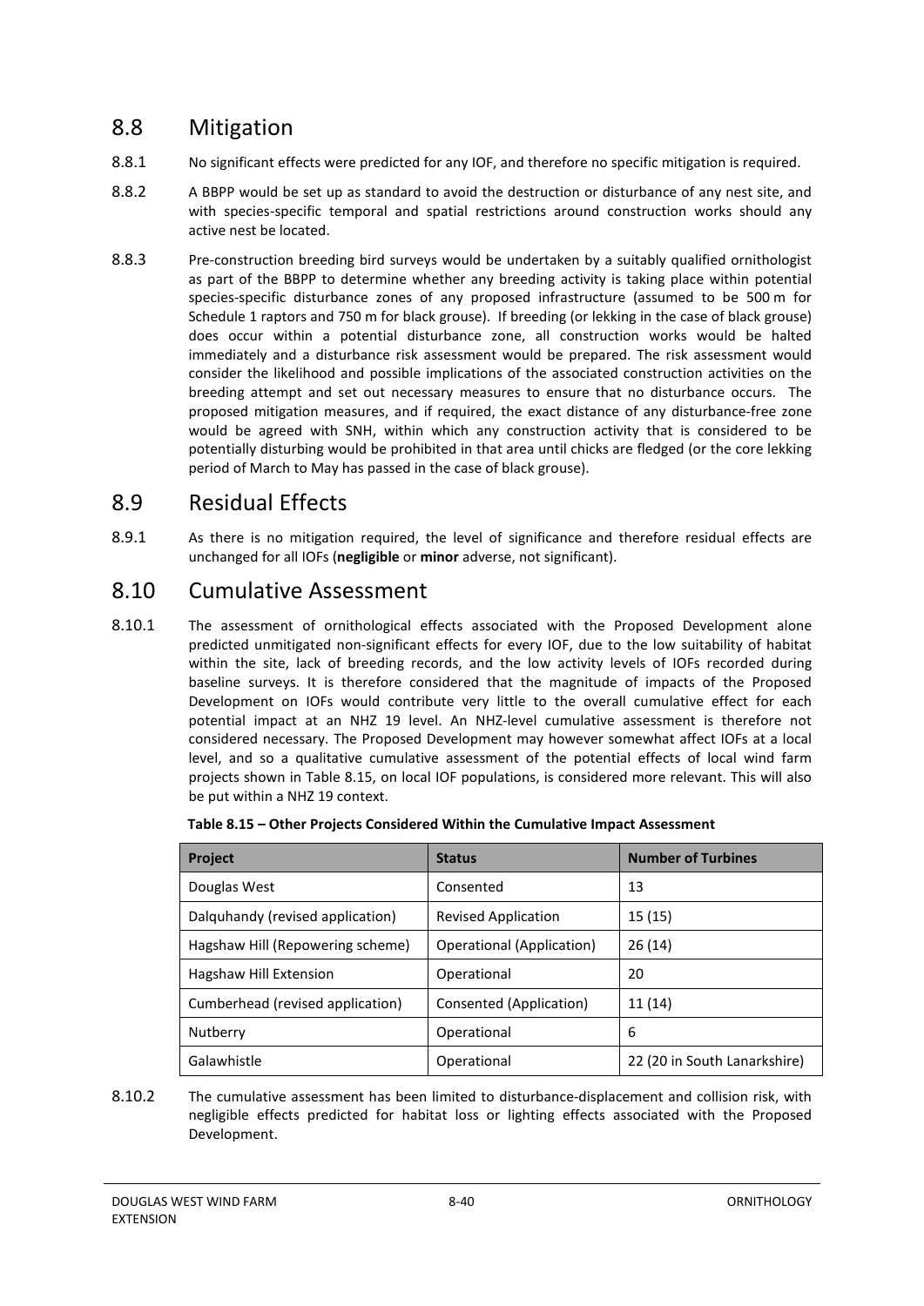## 8.8 Mitigation

8.8.1 No significant effects were predicted for any IOF, and therefore no specific mitigation is required.

8.8.2 A BBPP would be set up as standard to avoid the destruction or disturbance of any nest site, and with species-specific temporal and spatial restrictions around construction works should any active nest be located.

8.8.3 Pre-construction breeding bird surveys would be undertaken by a suitably qualified ornithologist as part of the BBPP to determine whether any breeding activity is taking place within potential species-specific disturbance zones of any proposed infrastructure (assumed to be 500 m for Schedule 1 raptors and 750 m for black grouse). If breeding (or lekking in the case of black grouse) does occur within a potential disturbance zone, all construction works would be halted immediately and a disturbance risk assessment would be prepared. The risk assessment would consider the likelihood and possible implications of the associated construction activities on the breeding attempt and set out necessary measures to ensure that no disturbance occurs. The proposed mitigation measures, and if required, the exact distance of any disturbance-free zone would be agreed with SNH, within which any construction activity that is considered to be potentially disturbing would be prohibited in that area until chicks are fledged (or the core lekking period of March to May has passed in the case of black grouse).

## 8.9 Residual Effects

8.9.1 As there is no mitigation required, the level of significance and therefore residual effects are unchanged for all IOFs (**negligible** or **minor** adverse, not significant).

## 8.10 Cumulative Assessment

8.10.1 The assessment of ornithological effects associated with the Proposed Development alone predicted unmitigated non-significant effects for every IOF, due to the low suitability of habitat within the site, lack of breeding records, and the low activity levels of IOFs recorded during baseline surveys. It is therefore considered that the magnitude of impacts of the Proposed Development on IOFs would contribute very little to the overall cumulative effect for each potential impact at an NHZ 19 level. An NHZ-level cumulative assessment is therefore not considered necessary. The Proposed Development may however somewhat affect IOFs at a local level, and so a qualitative cumulative assessment of the potential effects of local wind farm projects shown in Table 8.15, on local IOF populations, is considered more relevant. This will also be put within a NHZ 19 context.

**Table 8.15 – Other Projects Considered Within the Cumulative Impact Assessment**

| Project | Status | Number of Turbines |
|---|---|---|
| Douglas West | Consented | 13 |
| Dalquhandy (revised application) | Revised Application | 15 (15) |
| Hagshaw Hill (Repowering scheme) | Operational (Application) | 26 (14) |
| Hagshaw Hill Extension | Operational | 20 |
| Cumberhead (revised application) | Consented (Application) | 11 (14) |
| Nutberry | Operational | 6 |
| Galawhistle | Operational | 22 (20 in South Lanarkshire) |

8.10.2 The cumulative assessment has been limited to disturbance-displacement and collision risk, with negligible effects predicted for habitat loss or lighting effects associated with the Proposed Development.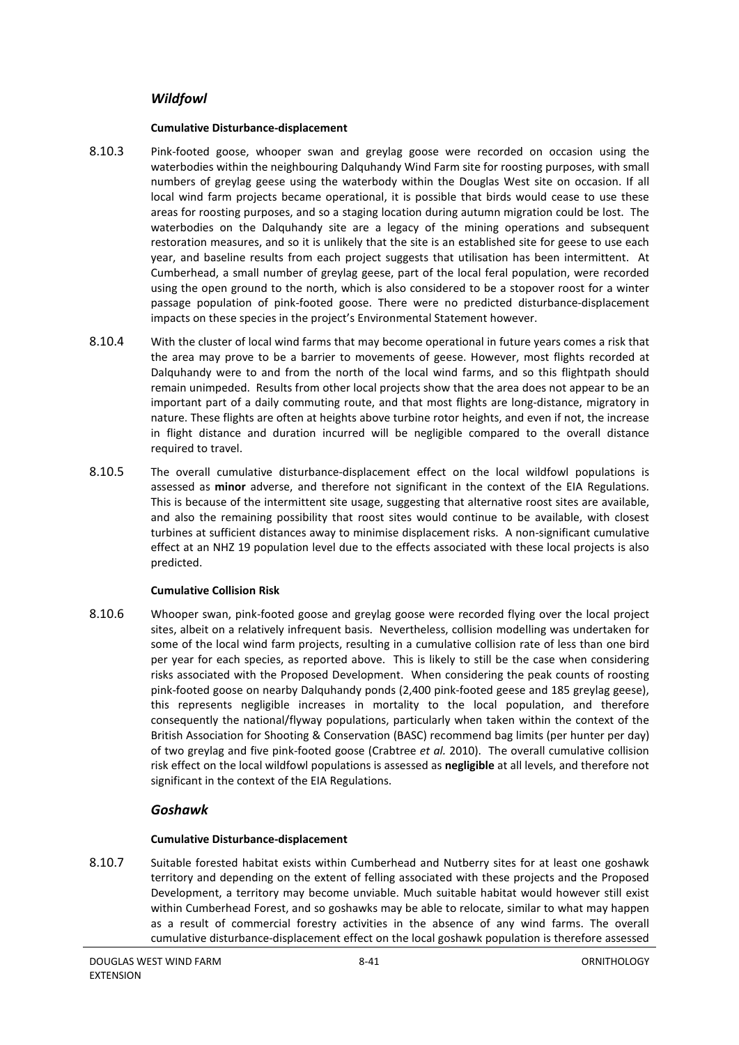### *Wildfowl*

#### Cumulative Disturbance-displacement

8.10.3 Pink-footed goose, whooper swan and greylag goose were recorded on occasion using the waterbodies within the neighbouring Dalquhandy Wind Farm site for roosting purposes, with small numbers of greylag geese using the waterbody within the Douglas West site on occasion. If all local wind farm projects became operational, it is possible that birds would cease to use these areas for roosting purposes, and so a staging location during autumn migration could be lost. The waterbodies on the Dalquhandy site are a legacy of the mining operations and subsequent restoration measures, and so it is unlikely that the site is an established site for geese to use each year, and baseline results from each project suggests that utilisation has been intermittent. At Cumberhead, a small number of greylag geese, part of the local feral population, were recorded using the open ground to the north, which is also considered to be a stopover roost for a winter passage population of pink-footed goose. There were no predicted disturbance-displacement impacts on these species in the project's Environmental Statement however.

8.10.4 With the cluster of local wind farms that may become operational in future years comes a risk that the area may prove to be a barrier to movements of geese. However, most flights recorded at Dalquhandy were to and from the north of the local wind farms, and so this flightpath should remain unimpeded. Results from other local projects show that the area does not appear to be an important part of a daily commuting route, and that most flights are long-distance, migratory in nature. These flights are often at heights above turbine rotor heights, and even if not, the increase in flight distance and duration incurred will be negligible compared to the overall distance required to travel.

8.10.5 The overall cumulative disturbance-displacement effect on the local wildfowl populations is assessed as **minor** adverse, and therefore not significant in the context of the EIA Regulations. This is because of the intermittent site usage, suggesting that alternative roost sites are available, and also the remaining possibility that roost sites would continue to be available, with closest turbines at sufficient distances away to minimise displacement risks. A non-significant cumulative effect at an NHZ 19 population level due to the effects associated with these local projects is also predicted.

#### Cumulative Collision Risk

8.10.6 Whooper swan, pink-footed goose and greylag goose were recorded flying over the local project sites, albeit on a relatively infrequent basis. Nevertheless, collision modelling was undertaken for some of the local wind farm projects, resulting in a cumulative collision rate of less than one bird per year for each species, as reported above. This is likely to still be the case when considering risks associated with the Proposed Development. When considering the peak counts of roosting pink-footed goose on nearby Dalquhandy ponds (2,400 pink-footed geese and 185 greylag geese), this represents negligible increases in mortality to the local population, and therefore consequently the national/flyway populations, particularly when taken within the context of the British Association for Shooting & Conservation (BASC) recommend bag limits (per hunter per day) of two greylag and five pink-footed goose (Crabtree *et al.* 2010). The overall cumulative collision risk effect on the local wildfowl populations is assessed as **negligible** at all levels, and therefore not significant in the context of the EIA Regulations.

### *Goshawk*

#### Cumulative Disturbance-displacement

8.10.7 Suitable forested habitat exists within Cumberhead and Nutberry sites for at least one goshawk territory and depending on the extent of felling associated with these projects and the Proposed Development, a territory may become unviable. Much suitable habitat would however still exist within Cumberhead Forest, and so goshawks may be able to relocate, similar to what may happen as a result of commercial forestry activities in the absence of any wind farms. The overall cumulative disturbance-displacement effect on the local goshawk population is therefore assessed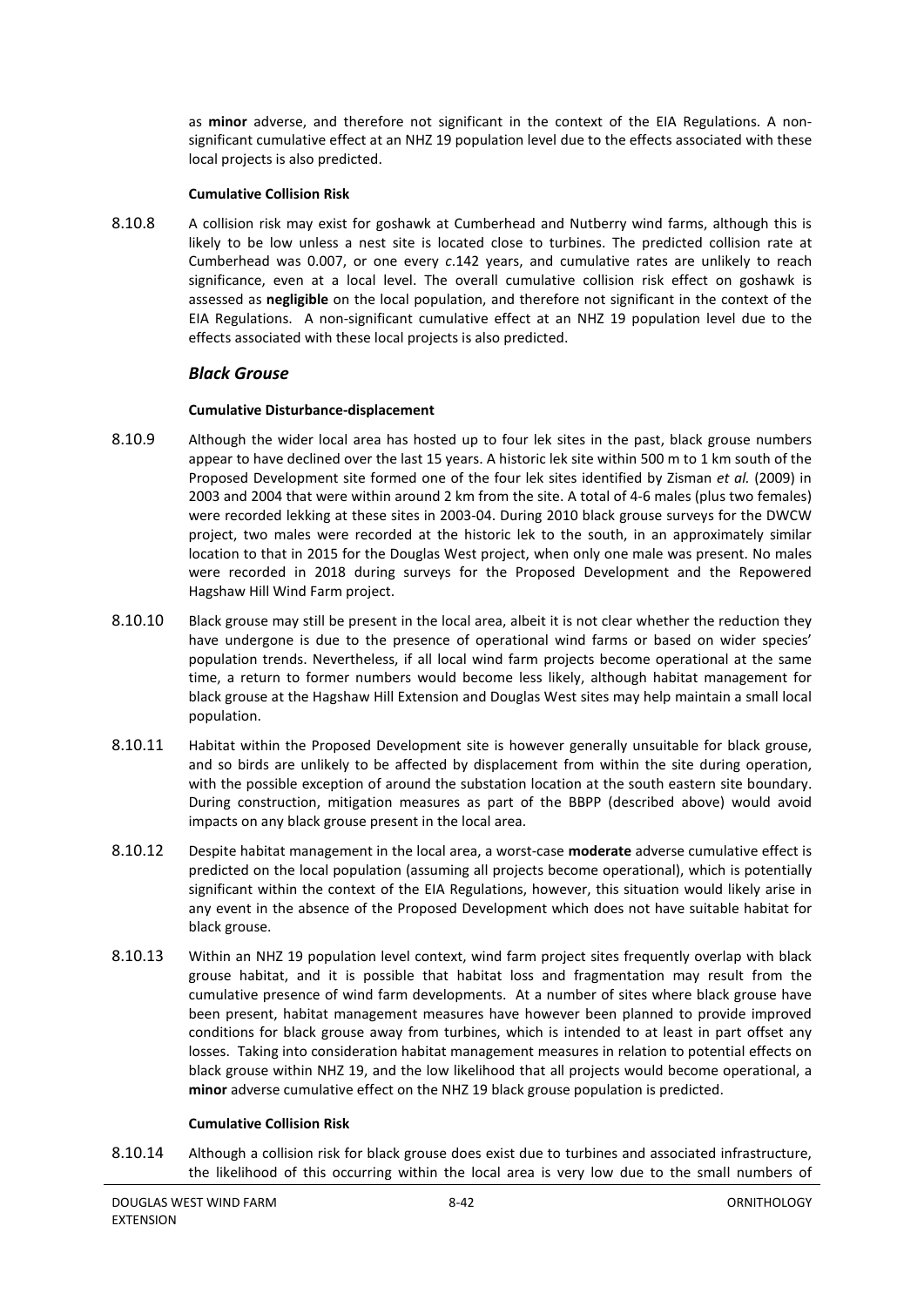as **minor** adverse, and therefore not significant in the context of the EIA Regulations. A non-significant cumulative effect at an NHZ 19 population level due to the effects associated with these local projects is also predicted.

**Cumulative Collision Risk**

8.10.8 A collision risk may exist for goshawk at Cumberhead and Nutberry wind farms, although this is likely to be low unless a nest site is located close to turbines. The predicted collision rate at Cumberhead was 0.007, or one every *c*.142 years, and cumulative rates are unlikely to reach significance, even at a local level. The overall cumulative collision risk effect on goshawk is assessed as **negligible** on the local population, and therefore not significant in the context of the EIA Regulations. A non-significant cumulative effect at an NHZ 19 population level due to the effects associated with these local projects is also predicted.

### *Black Grouse*

**Cumulative Disturbance-displacement**

8.10.9 Although the wider local area has hosted up to four lek sites in the past, black grouse numbers appear to have declined over the last 15 years. A historic lek site within 500 m to 1 km south of the Proposed Development site formed one of the four lek sites identified by Zisman *et al.* (2009) in 2003 and 2004 that were within around 2 km from the site. A total of 4-6 males (plus two females) were recorded lekking at these sites in 2003-04. During 2010 black grouse surveys for the DWCW project, two males were recorded at the historic lek to the south, in an approximately similar location to that in 2015 for the Douglas West project, when only one male was present. No males were recorded in 2018 during surveys for the Proposed Development and the Repowered Hagshaw Hill Wind Farm project.

8.10.10 Black grouse may still be present in the local area, albeit it is not clear whether the reduction they have undergone is due to the presence of operational wind farms or based on wider species' population trends. Nevertheless, if all local wind farm projects become operational at the same time, a return to former numbers would become less likely, although habitat management for black grouse at the Hagshaw Hill Extension and Douglas West sites may help maintain a small local population.

8.10.11 Habitat within the Proposed Development site is however generally unsuitable for black grouse, and so birds are unlikely to be affected by displacement from within the site during operation, with the possible exception of around the substation location at the south eastern site boundary. During construction, mitigation measures as part of the BBPP (described above) would avoid impacts on any black grouse present in the local area.

8.10.12 Despite habitat management in the local area, a worst-case **moderate** adverse cumulative effect is predicted on the local population (assuming all projects become operational), which is potentially significant within the context of the EIA Regulations, however, this situation would likely arise in any event in the absence of the Proposed Development which does not have suitable habitat for black grouse.

8.10.13 Within an NHZ 19 population level context, wind farm project sites frequently overlap with black grouse habitat, and it is possible that habitat loss and fragmentation may result from the cumulative presence of wind farm developments. At a number of sites where black grouse have been present, habitat management measures have however been planned to provide improved conditions for black grouse away from turbines, which is intended to at least in part offset any losses. Taking into consideration habitat management measures in relation to potential effects on black grouse within NHZ 19, and the low likelihood that all projects would become operational, a **minor** adverse cumulative effect on the NHZ 19 black grouse population is predicted.

**Cumulative Collision Risk**

8.10.14 Although a collision risk for black grouse does exist due to turbines and associated infrastructure, the likelihood of this occurring within the local area is very low due to the small numbers of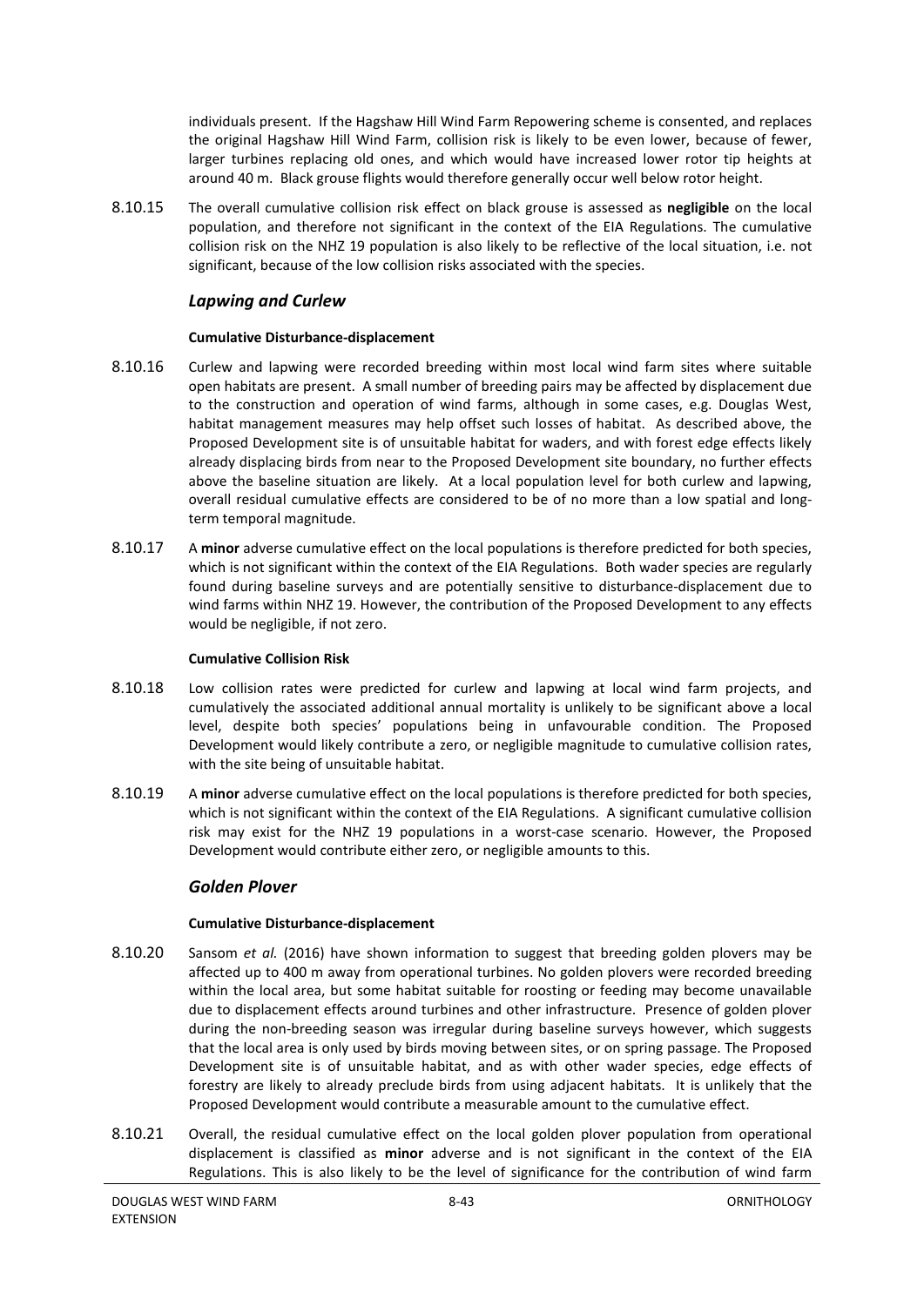individuals present. If the Hagshaw Hill Wind Farm Repowering scheme is consented, and replaces the original Hagshaw Hill Wind Farm, collision risk is likely to be even lower, because of fewer, larger turbines replacing old ones, and which would have increased lower rotor tip heights at around 40 m. Black grouse flights would therefore generally occur well below rotor height.

8.10.15 The overall cumulative collision risk effect on black grouse is assessed as **negligible** on the local population, and therefore not significant in the context of the EIA Regulations. The cumulative collision risk on the NHZ 19 population is also likely to be reflective of the local situation, i.e. not significant, because of the low collision risks associated with the species.

### *Lapwing and Curlew*

#### Cumulative Disturbance-displacement

8.10.16 Curlew and lapwing were recorded breeding within most local wind farm sites where suitable open habitats are present. A small number of breeding pairs may be affected by displacement due to the construction and operation of wind farms, although in some cases, e.g. Douglas West, habitat management measures may help offset such losses of habitat. As described above, the Proposed Development site is of unsuitable habitat for waders, and with forest edge effects likely already displacing birds from near to the Proposed Development site boundary, no further effects above the baseline situation are likely. At a local population level for both curlew and lapwing, overall residual cumulative effects are considered to be of no more than a low spatial and long-term temporal magnitude.

8.10.17 A **minor** adverse cumulative effect on the local populations is therefore predicted for both species, which is not significant within the context of the EIA Regulations. Both wader species are regularly found during baseline surveys and are potentially sensitive to disturbance-displacement due to wind farms within NHZ 19. However, the contribution of the Proposed Development to any effects would be negligible, if not zero.

#### Cumulative Collision Risk

8.10.18 Low collision rates were predicted for curlew and lapwing at local wind farm projects, and cumulatively the associated additional annual mortality is unlikely to be significant above a local level, despite both species' populations being in unfavourable condition. The Proposed Development would likely contribute a zero, or negligible magnitude to cumulative collision rates, with the site being of unsuitable habitat.

8.10.19 A **minor** adverse cumulative effect on the local populations is therefore predicted for both species, which is not significant within the context of the EIA Regulations. A significant cumulative collision risk may exist for the NHZ 19 populations in a worst-case scenario. However, the Proposed Development would contribute either zero, or negligible amounts to this.

### *Golden Plover*

#### Cumulative Disturbance-displacement

8.10.20 Sansom *et al.* (2016) have shown information to suggest that breeding golden plovers may be affected up to 400 m away from operational turbines. No golden plovers were recorded breeding within the local area, but some habitat suitable for roosting or feeding may become unavailable due to displacement effects around turbines and other infrastructure. Presence of golden plover during the non-breeding season was irregular during baseline surveys however, which suggests that the local area is only used by birds moving between sites, or on spring passage. The Proposed Development site is of unsuitable habitat, and as with other wader species, edge effects of forestry are likely to already preclude birds from using adjacent habitats. It is unlikely that the Proposed Development would contribute a measurable amount to the cumulative effect.

8.10.21 Overall, the residual cumulative effect on the local golden plover population from operational displacement is classified as **minor** adverse and is not significant in the context of the EIA Regulations. This is also likely to be the level of significance for the contribution of wind farm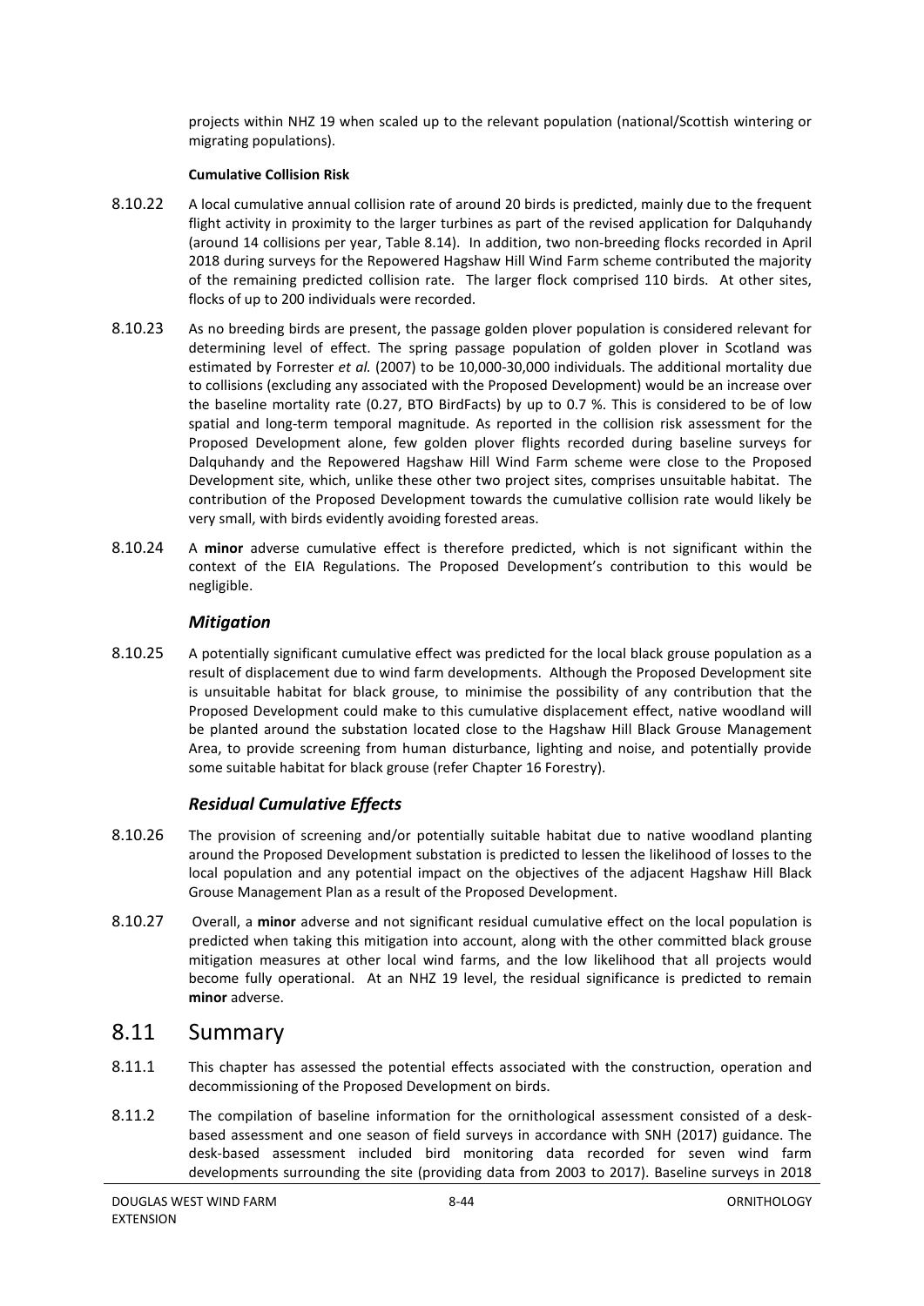projects within NHZ 19 when scaled up to the relevant population (national/Scottish wintering or migrating populations).

**Cumulative Collision Risk**

8.10.22 A local cumulative annual collision rate of around 20 birds is predicted, mainly due to the frequent flight activity in proximity to the larger turbines as part of the revised application for Dalquhandy (around 14 collisions per year, Table 8.14). In addition, two non-breeding flocks recorded in April 2018 during surveys for the Repowered Hagshaw Hill Wind Farm scheme contributed the majority of the remaining predicted collision rate. The larger flock comprised 110 birds. At other sites, flocks of up to 200 individuals were recorded.

8.10.23 As no breeding birds are present, the passage golden plover population is considered relevant for determining level of effect. The spring passage population of golden plover in Scotland was estimated by Forrester *et al.* (2007) to be 10,000-30,000 individuals. The additional mortality due to collisions (excluding any associated with the Proposed Development) would be an increase over the baseline mortality rate (0.27, BTO BirdFacts) by up to 0.7 %. This is considered to be of low spatial and long-term temporal magnitude. As reported in the collision risk assessment for the Proposed Development alone, few golden plover flights recorded during baseline surveys for Dalquhandy and the Repowered Hagshaw Hill Wind Farm scheme were close to the Proposed Development site, which, unlike these other two project sites, comprises unsuitable habitat. The contribution of the Proposed Development towards the cumulative collision rate would likely be very small, with birds evidently avoiding forested areas.

8.10.24 A **minor** adverse cumulative effect is therefore predicted, which is not significant within the context of the EIA Regulations. The Proposed Development's contribution to this would be negligible.

### *Mitigation*

8.10.25 A potentially significant cumulative effect was predicted for the local black grouse population as a result of displacement due to wind farm developments. Although the Proposed Development site is unsuitable habitat for black grouse, to minimise the possibility of any contribution that the Proposed Development could make to this cumulative displacement effect, native woodland will be planted around the substation located close to the Hagshaw Hill Black Grouse Management Area, to provide screening from human disturbance, lighting and noise, and potentially provide some suitable habitat for black grouse (refer Chapter 16 Forestry).

### *Residual Cumulative Effects*

8.10.26 The provision of screening and/or potentially suitable habitat due to native woodland planting around the Proposed Development substation is predicted to lessen the likelihood of losses to the local population and any potential impact on the objectives of the adjacent Hagshaw Hill Black Grouse Management Plan as a result of the Proposed Development.

8.10.27 Overall, a **minor** adverse and not significant residual cumulative effect on the local population is predicted when taking this mitigation into account, along with the other committed black grouse mitigation measures at other local wind farms, and the low likelihood that all projects would become fully operational. At an NHZ 19 level, the residual significance is predicted to remain **minor** adverse.

## 8.11 Summary

8.11.1 This chapter has assessed the potential effects associated with the construction, operation and decommissioning of the Proposed Development on birds.

8.11.2 The compilation of baseline information for the ornithological assessment consisted of a desk-based assessment and one season of field surveys in accordance with SNH (2017) guidance. The desk-based assessment included bird monitoring data recorded for seven wind farm developments surrounding the site (providing data from 2003 to 2017). Baseline surveys in 2018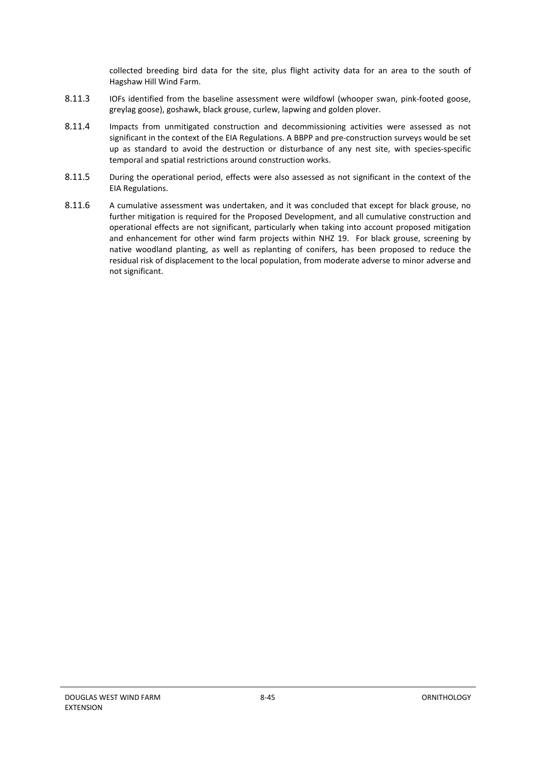collected breeding bird data for the site, plus flight activity data for an area to the south of Hagshaw Hill Wind Farm.

8.11.3 IOFs identified from the baseline assessment were wildfowl (whooper swan, pink-footed goose, greylag goose), goshawk, black grouse, curlew, lapwing and golden plover.

8.11.4 Impacts from unmitigated construction and decommissioning activities were assessed as not significant in the context of the EIA Regulations. A BBPP and pre-construction surveys would be set up as standard to avoid the destruction or disturbance of any nest site, with species-specific temporal and spatial restrictions around construction works.

8.11.5 During the operational period, effects were also assessed as not significant in the context of the EIA Regulations.

8.11.6 A cumulative assessment was undertaken, and it was concluded that except for black grouse, no further mitigation is required for the Proposed Development, and all cumulative construction and operational effects are not significant, particularly when taking into account proposed mitigation and enhancement for other wind farm projects within NHZ 19. For black grouse, screening by native woodland planting, as well as replanting of conifers, has been proposed to reduce the residual risk of displacement to the local population, from moderate adverse to minor adverse and not significant.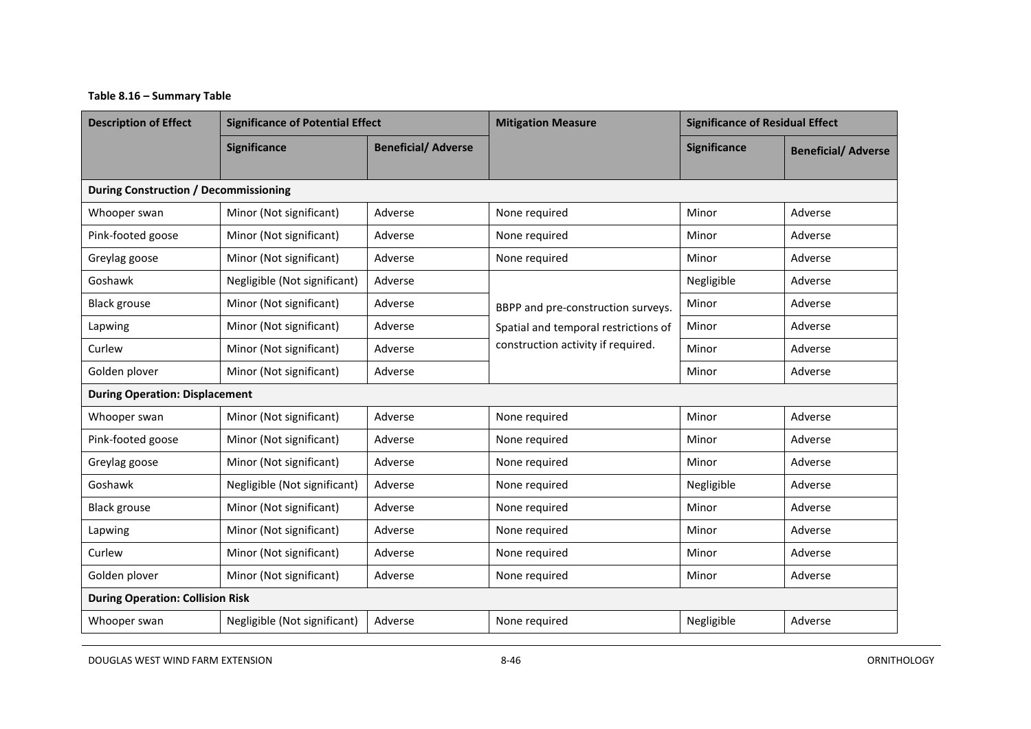**Table 8.16 – Summary Table**

| Description of Effect | Significance of Potential Effect | | Mitigation Measure | Significance of Residual Effect | |
|---|---|---|---|---|---|
| | Significance | Beneficial/ Adverse | | Significance | Beneficial/ Adverse |
| **During Construction / Decommissioning** | | | | | |
| Whooper swan | Minor (Not significant) | Adverse | None required | Minor | Adverse |
| Pink-footed goose | Minor (Not significant) | Adverse | None required | Minor | Adverse |
| Greylag goose | Minor (Not significant) | Adverse | None required | Minor | Adverse |
| Goshawk | Negligible (Not significant) | Adverse | BBPP and pre-construction surveys. Spatial and temporal restrictions of construction activity if required. | Negligible | Adverse |
| Black grouse | Minor (Not significant) | Adverse | | Minor | Adverse |
| Lapwing | Minor (Not significant) | Adverse | | Minor | Adverse |
| Curlew | Minor (Not significant) | Adverse | | Minor | Adverse |
| Golden plover | Minor (Not significant) | Adverse | | Minor | Adverse |
| **During Operation: Displacement** | | | | | |
| Whooper swan | Minor (Not significant) | Adverse | None required | Minor | Adverse |
| Pink-footed goose | Minor (Not significant) | Adverse | None required | Minor | Adverse |
| Greylag goose | Minor (Not significant) | Adverse | None required | Minor | Adverse |
| Goshawk | Negligible (Not significant) | Adverse | None required | Negligible | Adverse |
| Black grouse | Minor (Not significant) | Adverse | None required | Minor | Adverse |
| Lapwing | Minor (Not significant) | Adverse | None required | Minor | Adverse |
| Curlew | Minor (Not significant) | Adverse | None required | Minor | Adverse |
| Golden plover | Minor (Not significant) | Adverse | None required | Minor | Adverse |
| **During Operation: Collision Risk** | | | | | |
| Whooper swan | Negligible (Not significant) | Adverse | None required | Negligible | Adverse |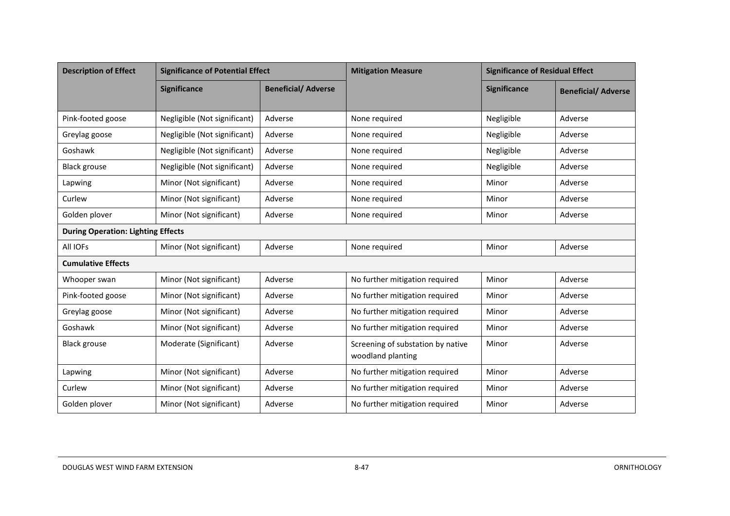| Description of Effect | Significance of Potential Effect | | Mitigation Measure | Significance of Residual Effect | |
|---|---|---|---|---|---|
| | Significance | Beneficial/ Adverse | | Significance | Beneficial/ Adverse |
| Pink-footed goose | Negligible (Not significant) | Adverse | None required | Negligible | Adverse |
| Greylag goose | Negligible (Not significant) | Adverse | None required | Negligible | Adverse |
| Goshawk | Negligible (Not significant) | Adverse | None required | Negligible | Adverse |
| Black grouse | Negligible (Not significant) | Adverse | None required | Negligible | Adverse |
| Lapwing | Minor (Not significant) | Adverse | None required | Minor | Adverse |
| Curlew | Minor (Not significant) | Adverse | None required | Minor | Adverse |
| Golden plover | Minor (Not significant) | Adverse | None required | Minor | Adverse |
| **During Operation: Lighting Effects** | | | | | |
| All IOFs | Minor (Not significant) | Adverse | None required | Minor | Adverse |
| **Cumulative Effects** | | | | | |
| Whooper swan | Minor (Not significant) | Adverse | No further mitigation required | Minor | Adverse |
| Pink-footed goose | Minor (Not significant) | Adverse | No further mitigation required | Minor | Adverse |
| Greylag goose | Minor (Not significant) | Adverse | No further mitigation required | Minor | Adverse |
| Goshawk | Minor (Not significant) | Adverse | No further mitigation required | Minor | Adverse |
| Black grouse | Moderate (Significant) | Adverse | Screening of substation by native woodland planting | Minor | Adverse |
| Lapwing | Minor (Not significant) | Adverse | No further mitigation required | Minor | Adverse |
| Curlew | Minor (Not significant) | Adverse | No further mitigation required | Minor | Adverse |
| Golden plover | Minor (Not significant) | Adverse | No further mitigation required | Minor | Adverse |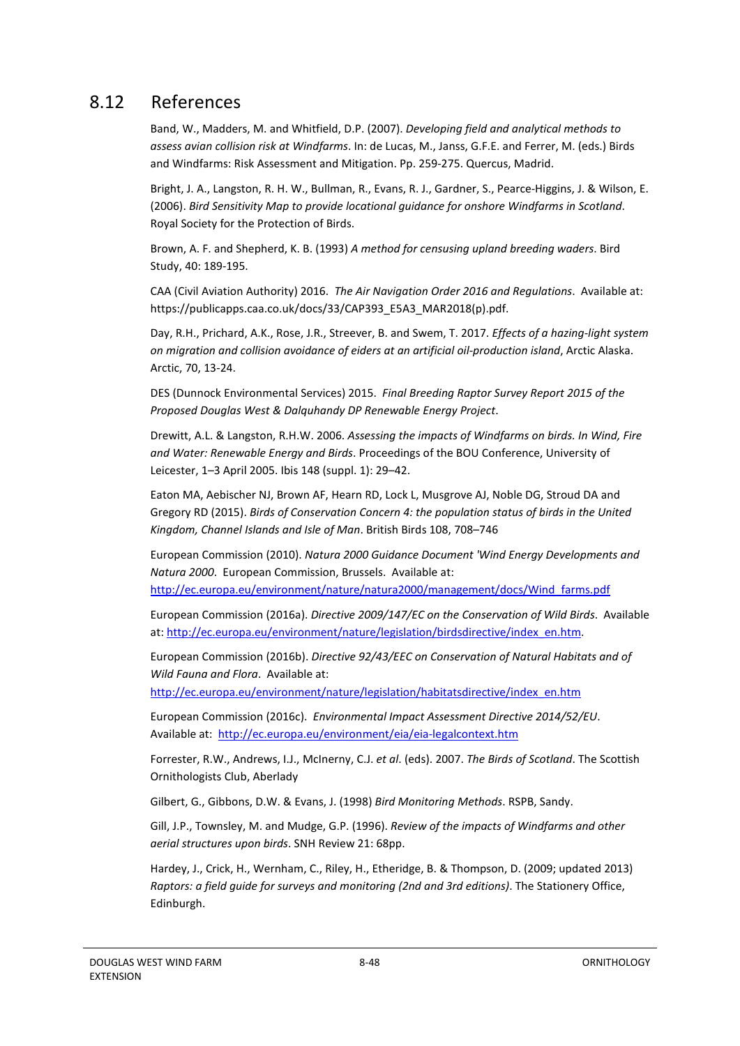## 8.12 References

Band, W., Madders, M. and Whitfield, D.P. (2007). *Developing field and analytical methods to assess avian collision risk at Windfarms*. In: de Lucas, M., Janss, G.F.E. and Ferrer, M. (eds.) Birds and Windfarms: Risk Assessment and Mitigation. Pp. 259-275. Quercus, Madrid.

Bright, J. A., Langston, R. H. W., Bullman, R., Evans, R. J., Gardner, S., Pearce-Higgins, J. & Wilson, E. (2006). *Bird Sensitivity Map to provide locational guidance for onshore Windfarms in Scotland*. Royal Society for the Protection of Birds.

Brown, A. F. and Shepherd, K. B. (1993) *A method for censusing upland breeding waders*. Bird Study, 40: 189-195.

CAA (Civil Aviation Authority) 2016. *The Air Navigation Order 2016 and Regulations*. Available at: https://publicapps.caa.co.uk/docs/33/CAP393_E5A3_MAR2018(p).pdf.

Day, R.H., Prichard, A.K., Rose, J.R., Streever, B. and Swem, T. 2017. *Effects of a hazing-light system on migration and collision avoidance of eiders at an artificial oil-production island*, Arctic Alaska. Arctic, 70, 13-24.

DES (Dunnock Environmental Services) 2015. *Final Breeding Raptor Survey Report 2015 of the Proposed Douglas West & Dalquhandy DP Renewable Energy Project*.

Drewitt, A.L. & Langston, R.H.W. 2006. *Assessing the impacts of Windfarms on birds. In Wind, Fire and Water: Renewable Energy and Birds*. Proceedings of the BOU Conference, University of Leicester, 1–3 April 2005. Ibis 148 (suppl. 1): 29–42.

Eaton MA, Aebischer NJ, Brown AF, Hearn RD, Lock L, Musgrove AJ, Noble DG, Stroud DA and Gregory RD (2015). *Birds of Conservation Concern 4: the population status of birds in the United Kingdom, Channel Islands and Isle of Man*. British Birds 108, 708–746

European Commission (2010). *Natura 2000 Guidance Document 'Wind Energy Developments and Natura 2000*. European Commission, Brussels. Available at: http://ec.europa.eu/environment/nature/natura2000/management/docs/Wind_farms.pdf

European Commission (2016a). *Directive 2009/147/EC on the Conservation of Wild Birds*. Available at: http://ec.europa.eu/environment/nature/legislation/birdsdirective/index_en.htm.

European Commission (2016b). *Directive 92/43/EEC on Conservation of Natural Habitats and of Wild Fauna and Flora*. Available at: http://ec.europa.eu/environment/nature/legislation/habitatsdirective/index_en.htm

European Commission (2016c). *Environmental Impact Assessment Directive 2014/52/EU*. Available at: http://ec.europa.eu/environment/eia/eia-legalcontext.htm

Forrester, R.W., Andrews, I.J., McInerny, C.J. *et al*. (eds). 2007. *The Birds of Scotland*. The Scottish Ornithologists Club, Aberlady

Gilbert, G., Gibbons, D.W. & Evans, J. (1998) *Bird Monitoring Methods*. RSPB, Sandy.

Gill, J.P., Townsley, M. and Mudge, G.P. (1996). *Review of the impacts of Windfarms and other aerial structures upon birds*. SNH Review 21: 68pp.

Hardey, J., Crick, H., Wernham, C., Riley, H., Etheridge, B. & Thompson, D. (2009; updated 2013) *Raptors: a field guide for surveys and monitoring (2nd and 3rd editions)*. The Stationery Office, Edinburgh.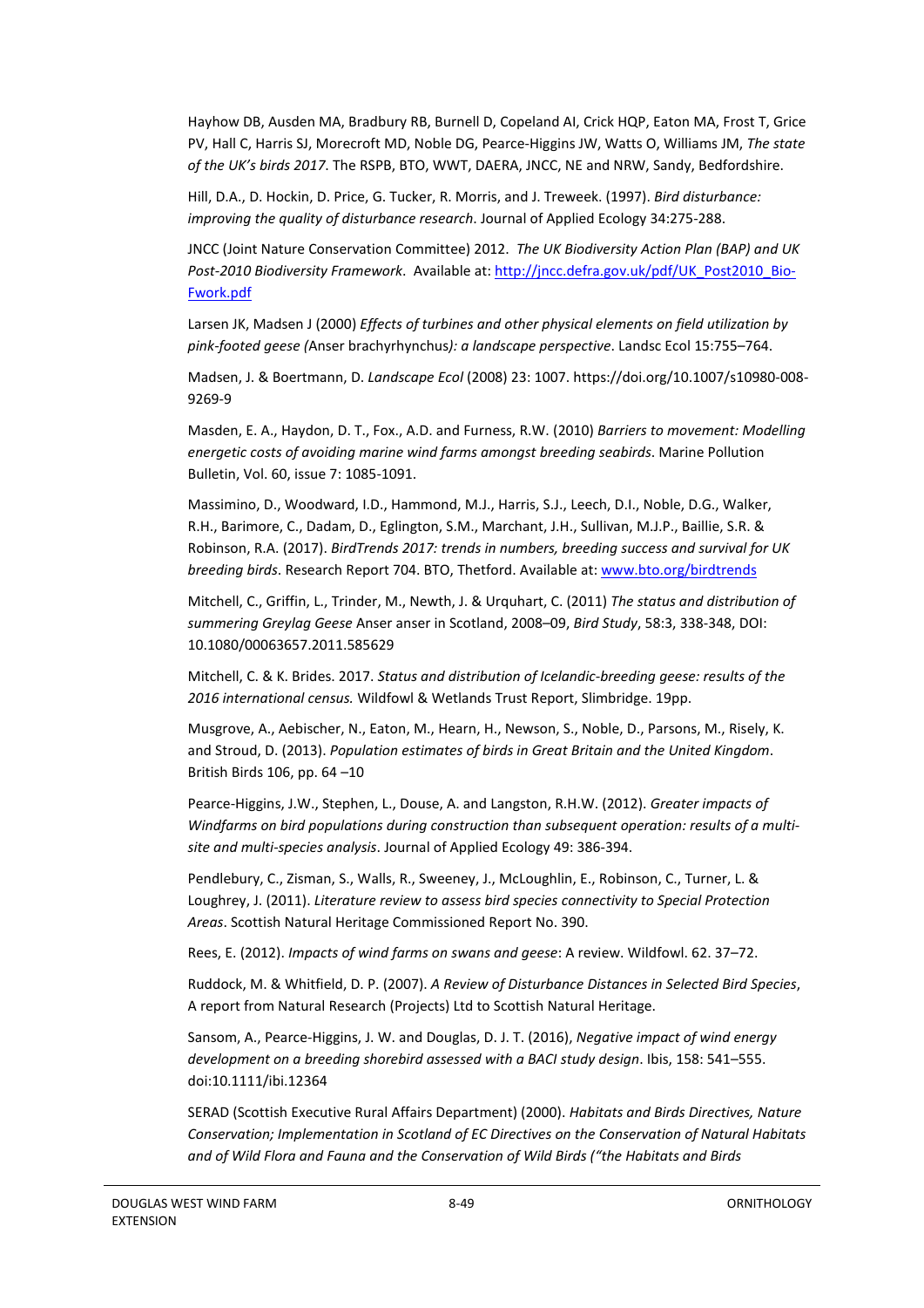Hayhow DB, Ausden MA, Bradbury RB, Burnell D, Copeland AI, Crick HQP, Eaton MA, Frost T, Grice PV, Hall C, Harris SJ, Morecroft MD, Noble DG, Pearce-Higgins JW, Watts O, Williams JM, *The state of the UK's birds 2017*. The RSPB, BTO, WWT, DAERA, JNCC, NE and NRW, Sandy, Bedfordshire.

Hill, D.A., D. Hockin, D. Price, G. Tucker, R. Morris, and J. Treweek. (1997). *Bird disturbance: improving the quality of disturbance research*. Journal of Applied Ecology 34:275-288.

JNCC (Joint Nature Conservation Committee) 2012. *The UK Biodiversity Action Plan (BAP) and UK Post-2010 Biodiversity Framework*. Available at: [http://jncc.defra.gov.uk/pdf/UK_Post2010_Bio-Fwork.pdf](http://jncc.defra.gov.uk/pdf/UK_Post2010_Bio-Fwork.pdf)

Larsen JK, Madsen J (2000) *Effects of turbines and other physical elements on field utilization by pink-footed geese (*Anser brachyrhynchus*): a landscape perspective*. Landsc Ecol 15:755–764.

Madsen, J. & Boertmann, D. *Landscape Ecol* (2008) 23: 1007. https://doi.org/10.1007/s10980-008-9269-9

Masden, E. A., Haydon, D. T., Fox., A.D. and Furness, R.W. (2010) *Barriers to movement: Modelling energetic costs of avoiding marine wind farms amongst breeding seabirds*. Marine Pollution Bulletin, Vol. 60, issue 7: 1085-1091.

Massimino, D., Woodward, I.D., Hammond, M.J., Harris, S.J., Leech, D.I., Noble, D.G., Walker, R.H., Barimore, C., Dadam, D., Eglington, S.M., Marchant, J.H., Sullivan, M.J.P., Baillie, S.R. & Robinson, R.A. (2017). *BirdTrends 2017: trends in numbers, breeding success and survival for UK breeding birds*. Research Report 704. BTO, Thetford. Available at: [www.bto.org/birdtrends](www.bto.org/birdtrends)

Mitchell, C., Griffin, L., Trinder, M., Newth, J. & Urquhart, C. (2011) *The status and distribution of summering Greylag Geese* Anser anser in Scotland, 2008–09, *Bird Study*, 58:3, 338-348, DOI: 10.1080/00063657.2011.585629

Mitchell, C. & K. Brides. 2017. *Status and distribution of Icelandic-breeding geese: results of the 2016 international census.* Wildfowl & Wetlands Trust Report, Slimbridge. 19pp.

Musgrove, A., Aebischer, N., Eaton, M., Hearn, H., Newson, S., Noble, D., Parsons, M., Risely, K. and Stroud, D. (2013). *Population estimates of birds in Great Britain and the United Kingdom*. British Birds 106, pp. 64 –10

Pearce-Higgins, J.W., Stephen, L., Douse, A. and Langston, R.H.W. (2012). *Greater impacts of Windfarms on bird populations during construction than subsequent operation: results of a multi-site and multi-species analysis*. Journal of Applied Ecology 49: 386-394.

Pendlebury, C., Zisman, S., Walls, R., Sweeney, J., McLoughlin, E., Robinson, C., Turner, L. & Loughrey, J. (2011). *Literature review to assess bird species connectivity to Special Protection Areas*. Scottish Natural Heritage Commissioned Report No. 390.

Rees, E. (2012). *Impacts of wind farms on swans and geese*: A review. Wildfowl. 62. 37–72.

Ruddock, M. & Whitfield, D. P. (2007). *A Review of Disturbance Distances in Selected Bird Species*, A report from Natural Research (Projects) Ltd to Scottish Natural Heritage.

Sansom, A., Pearce-Higgins, J. W. and Douglas, D. J. T. (2016), *Negative impact of wind energy development on a breeding shorebird assessed with a BACI study design*. Ibis, 158: 541–555. doi:10.1111/ibi.12364

SERAD (Scottish Executive Rural Affairs Department) (2000). *Habitats and Birds Directives, Nature Conservation; Implementation in Scotland of EC Directives on the Conservation of Natural Habitats and of Wild Flora and Fauna and the Conservation of Wild Birds ("the Habitats and Birds*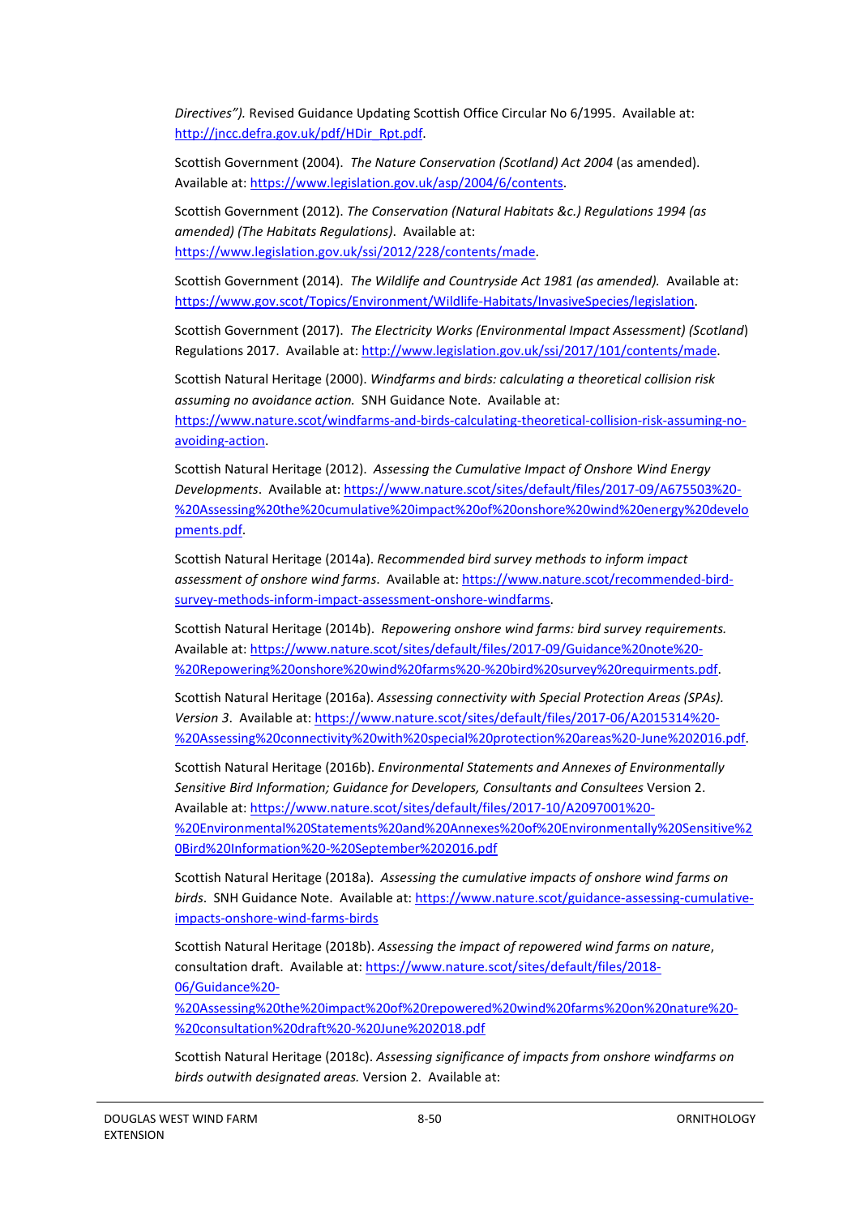*Directives”).* Revised Guidance Updating Scottish Office Circular No 6/1995. Available at: http://jncc.defra.gov.uk/pdf/HDir_Rpt.pdf.

Scottish Government (2004). *The Nature Conservation (Scotland) Act 2004* (as amended). Available at: https://www.legislation.gov.uk/asp/2004/6/contents.

Scottish Government (2012). *The Conservation (Natural Habitats &c.) Regulations 1994 (as amended) (The Habitats Regulations)*. Available at: https://www.legislation.gov.uk/ssi/2012/228/contents/made.

Scottish Government (2014). *The Wildlife and Countryside Act 1981 (as amended).* Available at: https://www.gov.scot/Topics/Environment/Wildlife-Habitats/InvasiveSpecies/legislation.

Scottish Government (2017). *The Electricity Works (Environmental Impact Assessment) (Scotland)* Regulations 2017. Available at: http://www.legislation.gov.uk/ssi/2017/101/contents/made.

Scottish Natural Heritage (2000). *Windfarms and birds: calculating a theoretical collision risk assuming no avoidance action.* SNH Guidance Note. Available at: https://www.nature.scot/windfarms-and-birds-calculating-theoretical-collision-risk-assuming-no-avoiding-action.

Scottish Natural Heritage (2012). *Assessing the Cumulative Impact of Onshore Wind Energy Developments*. Available at: https://www.nature.scot/sites/default/files/2017-09/A675503%20-%20Assessing%20the%20cumulative%20impact%20of%20onshore%20wind%20energy%20developments.pdf.

Scottish Natural Heritage (2014a). *Recommended bird survey methods to inform impact assessment of onshore wind farms*. Available at: https://www.nature.scot/recommended-bird-survey-methods-inform-impact-assessment-onshore-windfarms.

Scottish Natural Heritage (2014b). *Repowering onshore wind farms: bird survey requirements.* Available at: https://www.nature.scot/sites/default/files/2017-09/Guidance%20note%20-%20Repowering%20onshore%20wind%20farms%20-%20bird%20survey%20requirments.pdf.

Scottish Natural Heritage (2016a). *Assessing connectivity with Special Protection Areas (SPAs). Version 3*. Available at: https://www.nature.scot/sites/default/files/2017-06/A2015314%20-%20Assessing%20connectivity%20with%20special%20protection%20areas%20-June%202016.pdf.

Scottish Natural Heritage (2016b). *Environmental Statements and Annexes of Environmentally Sensitive Bird Information; Guidance for Developers, Consultants and Consultees* Version 2. Available at: https://www.nature.scot/sites/default/files/2017-10/A2097001%20-%20Environmental%20Statements%20and%20Annexes%20of%20Environmentally%20Sensitive%20Bird%20Information%20-%20September%202016.pdf

Scottish Natural Heritage (2018a). *Assessing the cumulative impacts of onshore wind farms on birds*. SNH Guidance Note. Available at: https://www.nature.scot/guidance-assessing-cumulative-impacts-onshore-wind-farms-birds

Scottish Natural Heritage (2018b). *Assessing the impact of repowered wind farms on nature*, consultation draft. Available at: https://www.nature.scot/sites/default/files/2018-06/Guidance%20-%20Assessing%20the%20impact%20of%20repowered%20wind%20farms%20on%20nature%20-%20consultation%20draft%20-%20June%202018.pdf

Scottish Natural Heritage (2018c). *Assessing significance of impacts from onshore windfarms on birds outwith designated areas.* Version 2. Available at: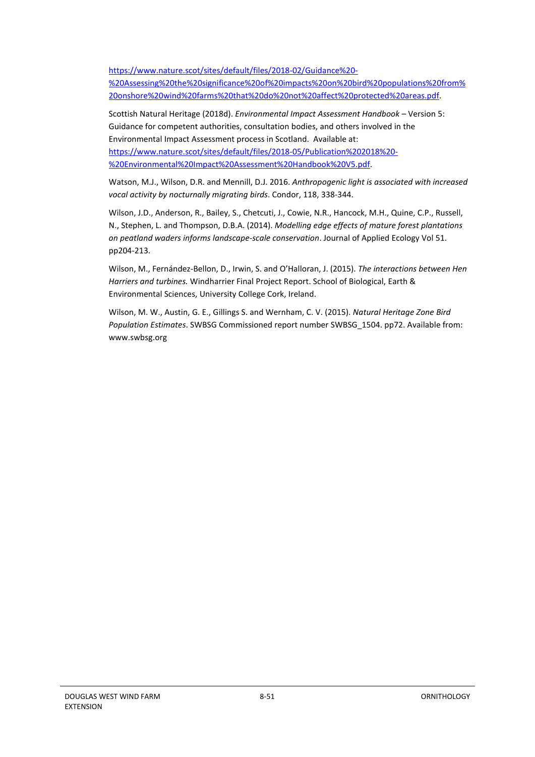https://www.nature.scot/sites/default/files/2018-02/Guidance%20-%20Assessing%20the%20significance%20of%20impacts%20on%20bird%20populations%20from%20onshore%20wind%20farms%20that%20do%20not%20affect%20protected%20areas.pdf.

Scottish Natural Heritage (2018d). *Environmental Impact Assessment Handbook* – Version 5: Guidance for competent authorities, consultation bodies, and others involved in the Environmental Impact Assessment process in Scotland. Available at: https://www.nature.scot/sites/default/files/2018-05/Publication%202018%20-%20Environmental%20Impact%20Assessment%20Handbook%20V5.pdf.

Watson, M.J., Wilson, D.R. and Mennill, D.J. 2016. *Anthropogenic light is associated with increased vocal activity by nocturnally migrating birds*. Condor, 118, 338-344.

Wilson, J.D., Anderson, R., Bailey, S., Chetcuti, J., Cowie, N.R., Hancock, M.H., Quine, C.P., Russell, N., Stephen, L. and Thompson, D.B.A. (2014). *Modelling edge effects of mature forest plantations on peatland waders informs landscape-scale conservation*. Journal of Applied Ecology Vol 51. pp204-213.

Wilson, M., Fernández-Bellon, D., Irwin, S. and O'Halloran, J. (2015). *The interactions between Hen Harriers and turbines.* Windharrier Final Project Report. School of Biological, Earth & Environmental Sciences, University College Cork, Ireland.

Wilson, M. W., Austin, G. E., Gillings S. and Wernham, C. V. (2015). *Natural Heritage Zone Bird Population Estimates*. SWBSG Commissioned report number SWBSG_1504. pp72. Available from: www.swbsg.org